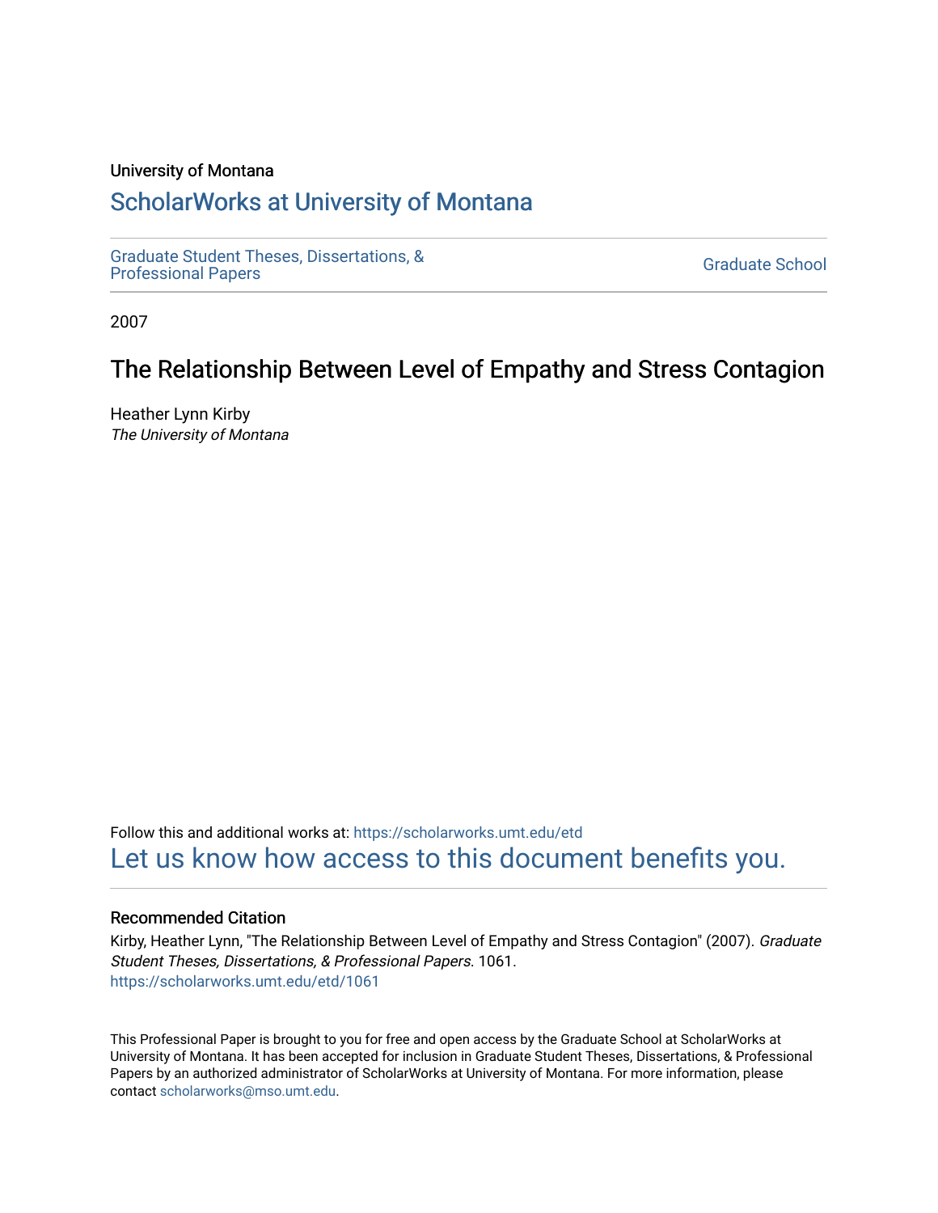University of Montana

# ScholarWorks at University of Montana

Graduate Student Theses, Dissertations, & Professional Papers

Graduate School

2007

## The Relationship Between Level of Empathy and Stress Contagion

Heather Lynn Kirby
*The University of Montana*

Follow this and additional works at: https://scholarworks.umt.edu/etd

Let us know how access to this document benefits you.

### Recommended Citation

Kirby, Heather Lynn, "The Relationship Between Level of Empathy and Stress Contagion" (2007). *Graduate Student Theses, Dissertations, & Professional Papers*. 1061.
https://scholarworks.umt.edu/etd/1061

This Professional Paper is brought to you for free and open access by the Graduate School at ScholarWorks at University of Montana. It has been accepted for inclusion in Graduate Student Theses, Dissertations, & Professional Papers by an authorized administrator of ScholarWorks at University of Montana. For more information, please contact scholarworks@mso.umt.edu.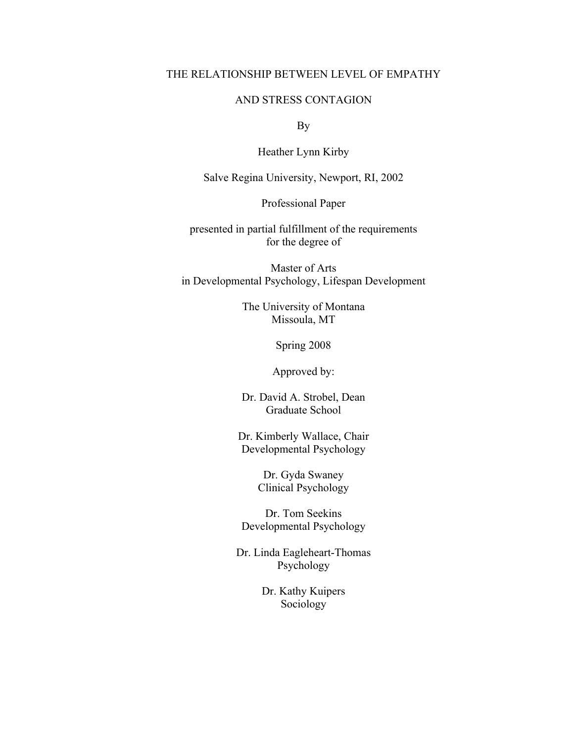THE RELATIONSHIP BETWEEN LEVEL OF EMPATHY

AND STRESS CONTAGION

By

Heather Lynn Kirby

Salve Regina University, Newport, RI, 2002

Professional Paper

presented in partial fulfillment of the requirements
for the degree of

Master of Arts
in Developmental Psychology, Lifespan Development

The University of Montana
Missoula, MT

Spring 2008

Approved by:

Dr. David A. Strobel, Dean
Graduate School

Dr. Kimberly Wallace, Chair
Developmental Psychology

Dr. Gyda Swaney
Clinical Psychology

Dr. Tom Seekins
Developmental Psychology

Dr. Linda Eagleheart-Thomas
Psychology

Dr. Kathy Kuipers
Sociology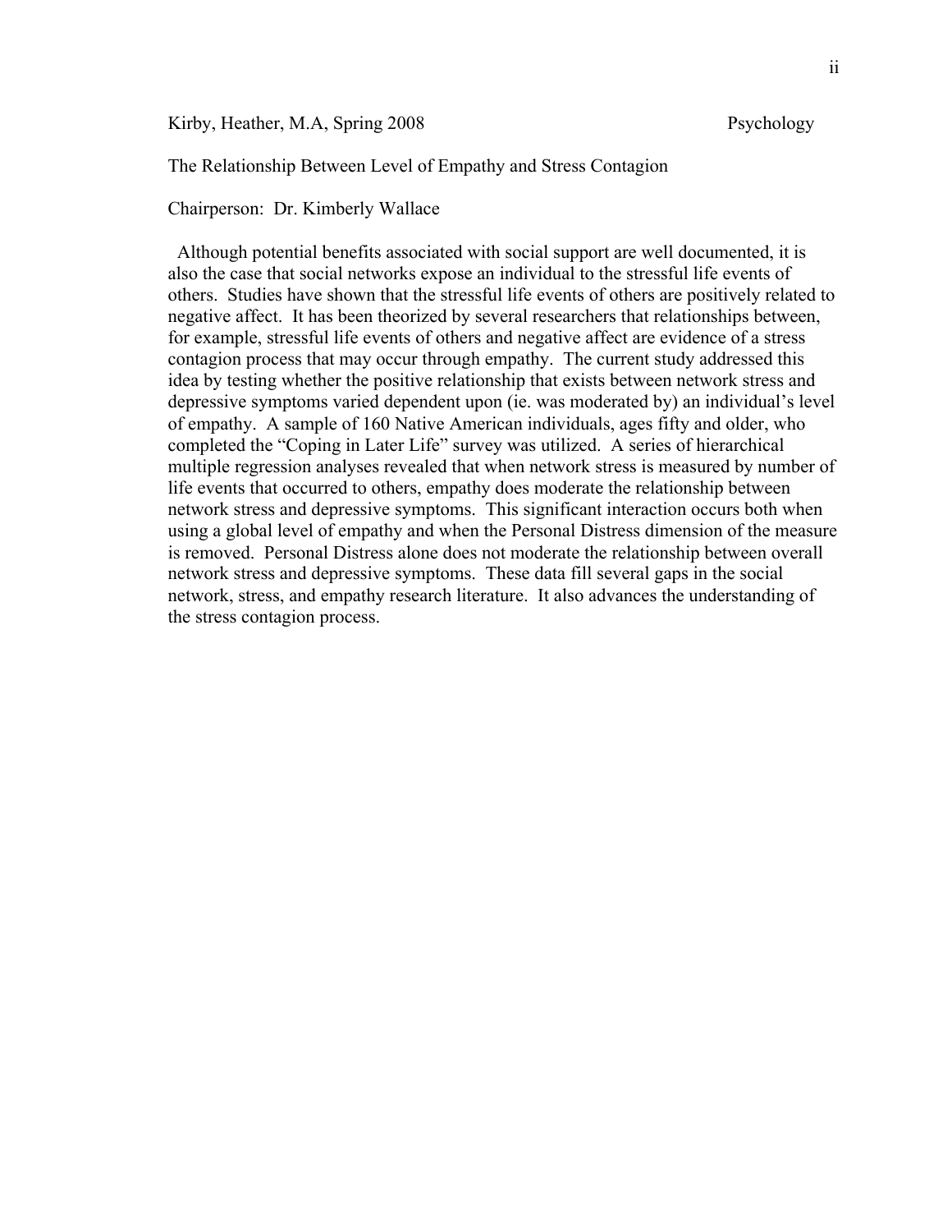Kirby, Heather, M.A, Spring 2008 Psychology

The Relationship Between Level of Empathy and Stress Contagion

Chairperson: Dr. Kimberly Wallace

Although potential benefits associated with social support are well documented, it is also the case that social networks expose an individual to the stressful life events of others. Studies have shown that the stressful life events of others are positively related to negative affect. It has been theorized by several researchers that relationships between, for example, stressful life events of others and negative affect are evidence of a stress contagion process that may occur through empathy. The current study addressed this idea by testing whether the positive relationship that exists between network stress and depressive symptoms varied dependent upon (ie. was moderated by) an individual's level of empathy. A sample of 160 Native American individuals, ages fifty and older, who completed the "Coping in Later Life" survey was utilized. A series of hierarchical multiple regression analyses revealed that when network stress is measured by number of life events that occurred to others, empathy does moderate the relationship between network stress and depressive symptoms. This significant interaction occurs both when using a global level of empathy and when the Personal Distress dimension of the measure is removed. Personal Distress alone does not moderate the relationship between overall network stress and depressive symptoms. These data fill several gaps in the social network, stress, and empathy research literature. It also advances the understanding of the stress contagion process.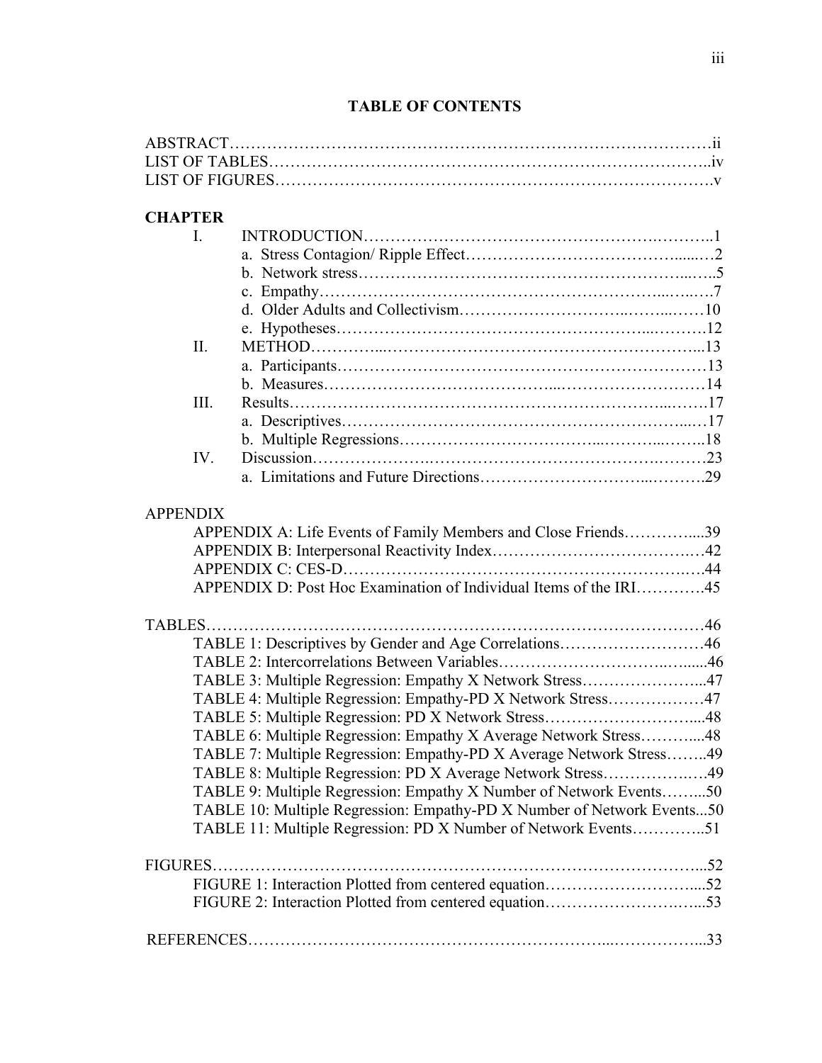# TABLE OF CONTENTS

ABSTRACT……………………………………………………………………………ii
LIST OF TABLES……………………………………………………………………..iv
LIST OF FIGURES…………………………………………………………………….v

**CHAPTER**

- I. INTRODUCTION……………………………………………………..……..1
  - a. Stress Contagion/ Ripple Effect…………………………………......…2
  - b. Network stress……………………………………………………...…..5
  - c. Empathy…………………………………………………………...…..…7
  - d. Older Adults and Collectivism…………………………..……...……10
  - e. Hypotheses…………………………………………………...……….12
- II. METHOD………...……………………………………………………...13
  - a. Participants…………………………………………………………13
  - b. Measures…………………………………...………………………14
- III. Results……………………………………………………………...…….17
  - a. Descriptives……………………………………………………...…17
  - b. Multiple Regressions……………………………...………...……..18
- IV. Discussion………………….…………………………………….………23
  - a. Limitations and Future Directions………………………...……….29

APPENDIX

- APPENDIX A: Life Events of Family Members and Close Friends…………....39
- APPENDIX B: Interpersonal Reactivity Index……………………………….…42
- APPENDIX C: CES-D……………………………………………………….….44
- APPENDIX D: Post Hoc Examination of Individual Items of the IRI………….45

TABLES………………………………………………………………………………46

- TABLE 1: Descriptives by Gender and Age Correlations………………………46
- TABLE 2: Intercorrelations Between Variables…………………………..….....46
- TABLE 3: Multiple Regression: Empathy X Network Stress…………………...47
- TABLE 4: Multiple Regression: Empathy-PD X Network Stress………………47
- TABLE 5: Multiple Regression: PD X Network Stress………………………....48
- TABLE 6: Multiple Regression: Empathy X Average Network Stress………....48
- TABLE 7: Multiple Regression: Empathy-PD X Average Network Stress……..49
- TABLE 8: Multiple Regression: PD X Average Network Stress……………..…49
- TABLE 9: Multiple Regression: Empathy X Number of Network Events……...50
- TABLE 10: Multiple Regression: Empathy-PD X Number of Network Events...50
- TABLE 11: Multiple Regression: PD X Number of Network Events…………..51

FIGURES……………………………………………………………………………...52

- FIGURE 1: Interaction Plotted from centered equation………………………....52
- FIGURE 2: Interaction Plotted from centered equation……………………..…...53

REFERENCES…………………………………………………………...……………...33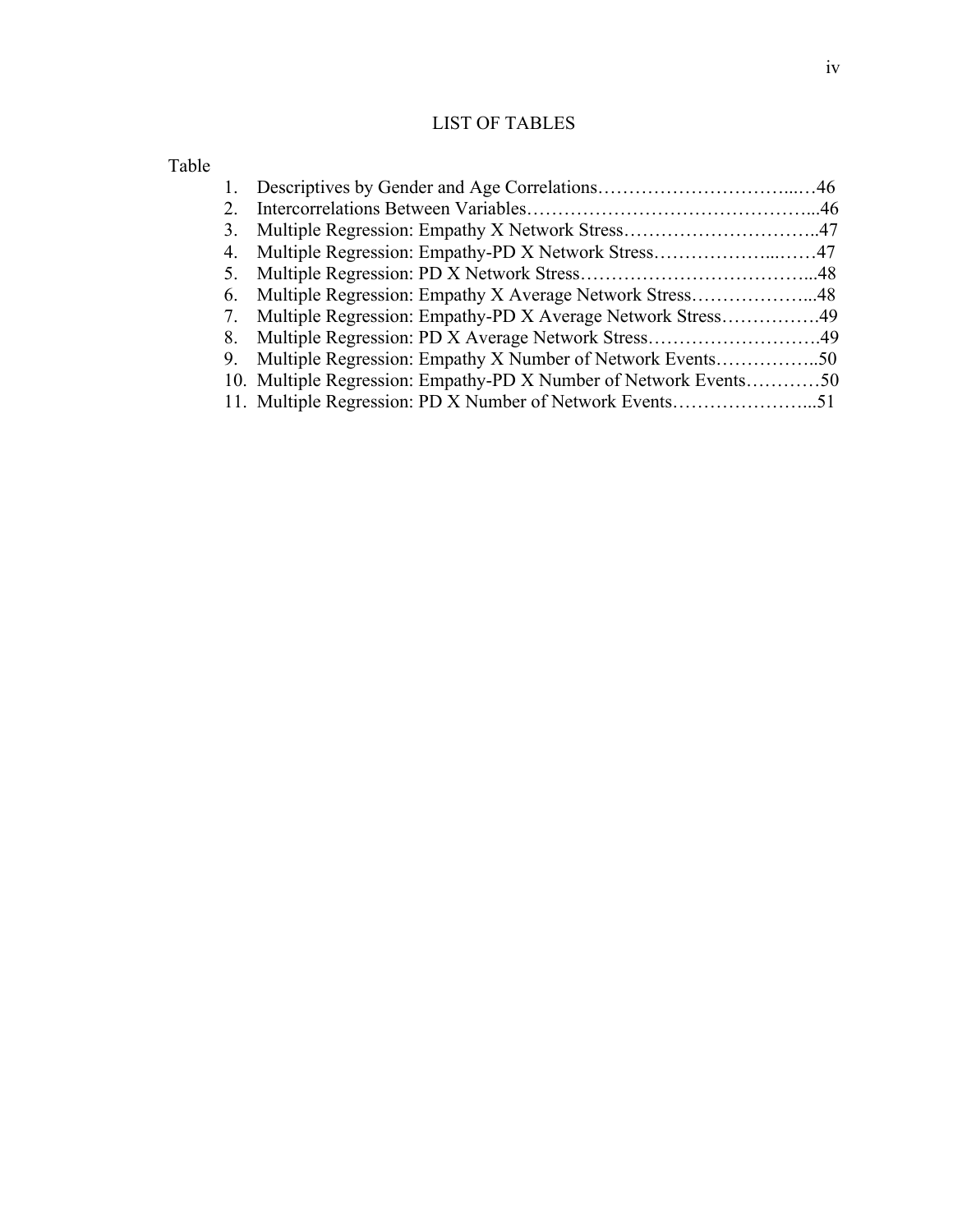# LIST OF TABLES

Table

1. Descriptives by Gender and Age Correlations……………………………...…46
2. Intercorrelations Between Variables………………………………………...46
3. Multiple Regression: Empathy X Network Stress…………………………..47
4. Multiple Regression: Empathy-PD X Network Stress………………...……47
5. Multiple Regression: PD X Network Stress………………………………...48
6. Multiple Regression: Empathy X Average Network Stress………………...48
7. Multiple Regression: Empathy-PD X Average Network Stress…………….49
8. Multiple Regression: PD X Average Network Stress……………………….49
9. Multiple Regression: Empathy X Number of Network Events……………..50
10. Multiple Regression: Empathy-PD X Number of Network Events…………50
11. Multiple Regression: PD X Number of Network Events…………………...51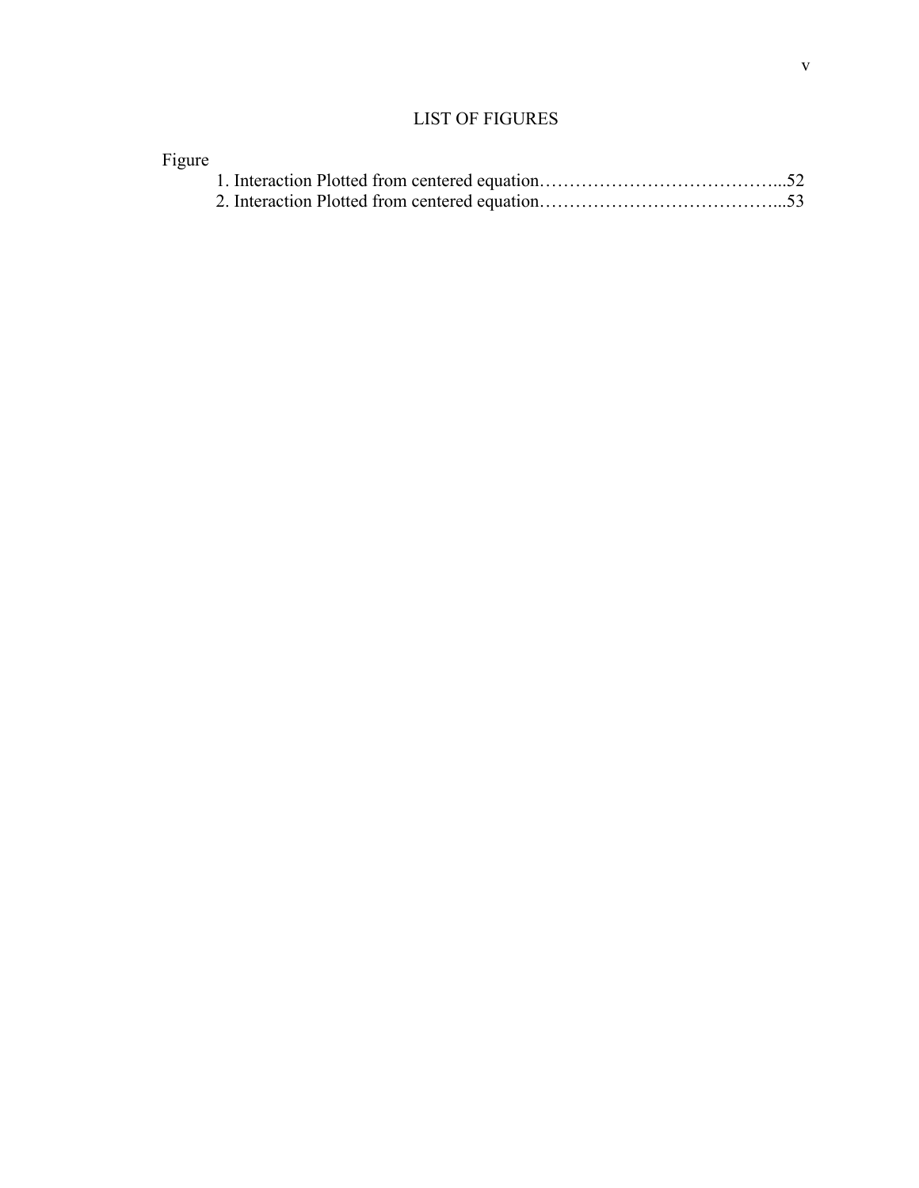# LIST OF FIGURES

Figure

1. Interaction Plotted from centered equation…………………………………...52
2. Interaction Plotted from centered equation…………………………………...53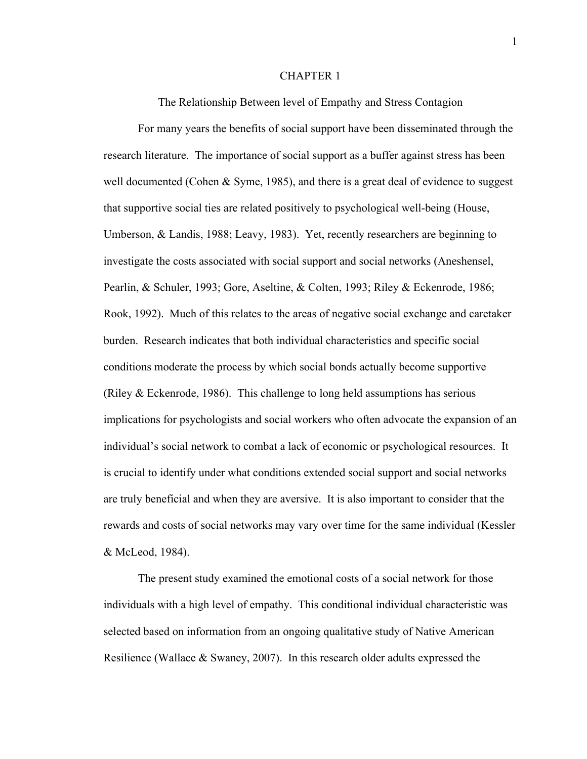# CHAPTER 1

## The Relationship Between level of Empathy and Stress Contagion

For many years the benefits of social support have been disseminated through the research literature. The importance of social support as a buffer against stress has been well documented (Cohen & Syme, 1985), and there is a great deal of evidence to suggest that supportive social ties are related positively to psychological well-being (House, Umberson, & Landis, 1988; Leavy, 1983). Yet, recently researchers are beginning to investigate the costs associated with social support and social networks (Aneshensel, Pearlin, & Schuler, 1993; Gore, Aseltine, & Colten, 1993; Riley & Eckenrode, 1986; Rook, 1992). Much of this relates to the areas of negative social exchange and caretaker burden. Research indicates that both individual characteristics and specific social conditions moderate the process by which social bonds actually become supportive (Riley & Eckenrode, 1986). This challenge to long held assumptions has serious implications for psychologists and social workers who often advocate the expansion of an individual's social network to combat a lack of economic or psychological resources. It is crucial to identify under what conditions extended social support and social networks are truly beneficial and when they are aversive. It is also important to consider that the rewards and costs of social networks may vary over time for the same individual (Kessler & McLeod, 1984).

The present study examined the emotional costs of a social network for those individuals with a high level of empathy. This conditional individual characteristic was selected based on information from an ongoing qualitative study of Native American Resilience (Wallace & Swaney, 2007). In this research older adults expressed the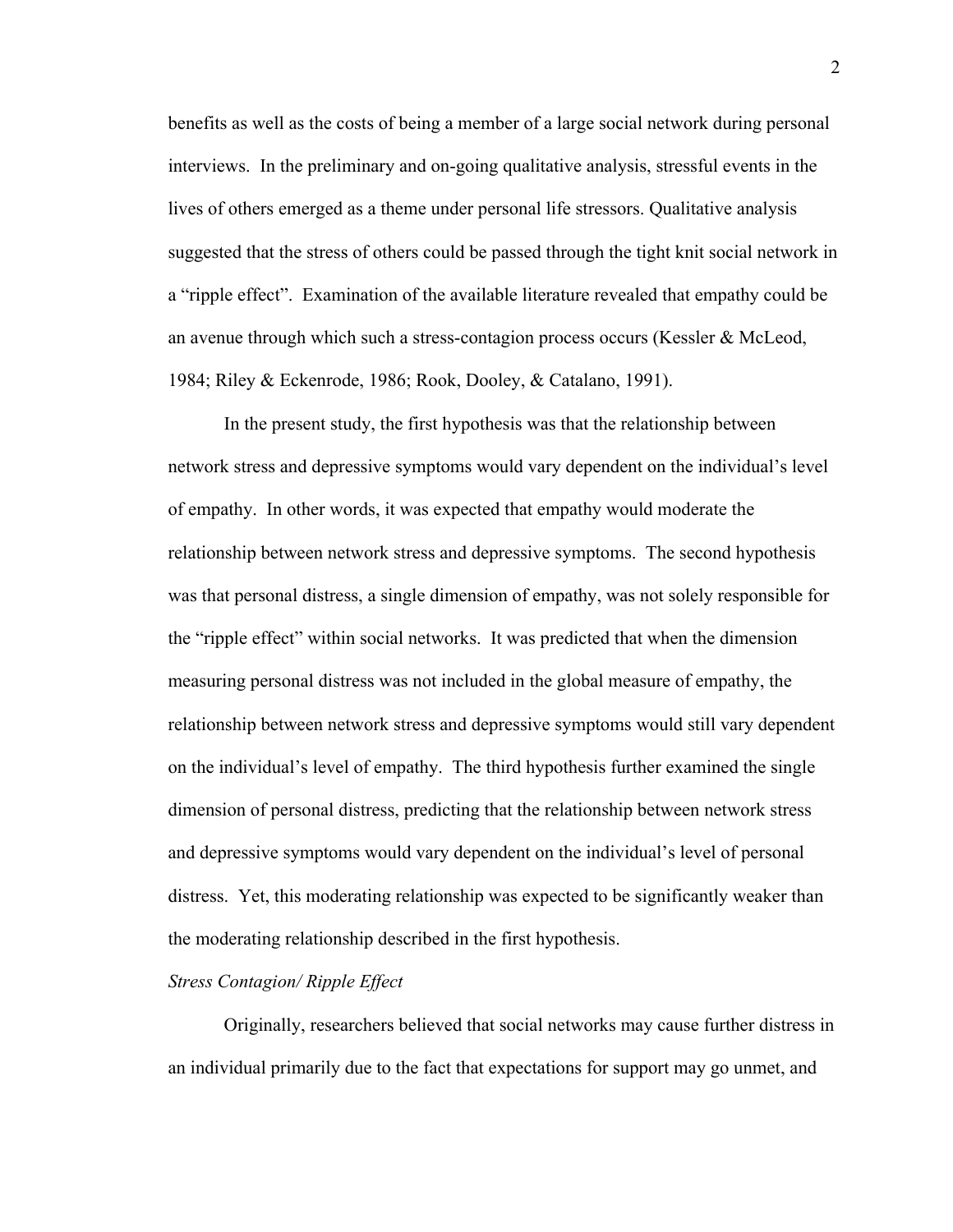benefits as well as the costs of being a member of a large social network during personal interviews. In the preliminary and on-going qualitative analysis, stressful events in the lives of others emerged as a theme under personal life stressors. Qualitative analysis suggested that the stress of others could be passed through the tight knit social network in a "ripple effect". Examination of the available literature revealed that empathy could be an avenue through which such a stress-contagion process occurs (Kessler & McLeod, 1984; Riley & Eckenrode, 1986; Rook, Dooley, & Catalano, 1991).

In the present study, the first hypothesis was that the relationship between network stress and depressive symptoms would vary dependent on the individual's level of empathy. In other words, it was expected that empathy would moderate the relationship between network stress and depressive symptoms. The second hypothesis was that personal distress, a single dimension of empathy, was not solely responsible for the "ripple effect" within social networks. It was predicted that when the dimension measuring personal distress was not included in the global measure of empathy, the relationship between network stress and depressive symptoms would still vary dependent on the individual's level of empathy. The third hypothesis further examined the single dimension of personal distress, predicting that the relationship between network stress and depressive symptoms would vary dependent on the individual's level of personal distress. Yet, this moderating relationship was expected to be significantly weaker than the moderating relationship described in the first hypothesis.

### *Stress Contagion/ Ripple Effect*

Originally, researchers believed that social networks may cause further distress in an individual primarily due to the fact that expectations for support may go unmet, and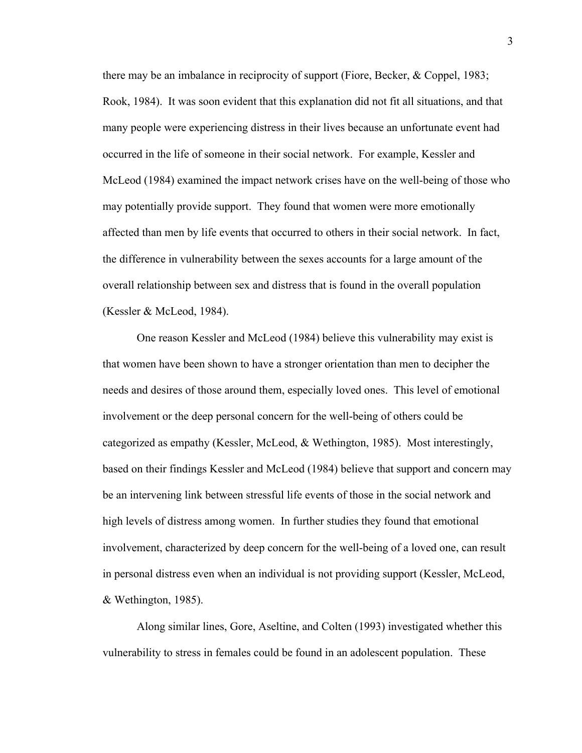there may be an imbalance in reciprocity of support (Fiore, Becker, & Coppel, 1983; Rook, 1984). It was soon evident that this explanation did not fit all situations, and that many people were experiencing distress in their lives because an unfortunate event had occurred in the life of someone in their social network. For example, Kessler and McLeod (1984) examined the impact network crises have on the well-being of those who may potentially provide support. They found that women were more emotionally affected than men by life events that occurred to others in their social network. In fact, the difference in vulnerability between the sexes accounts for a large amount of the overall relationship between sex and distress that is found in the overall population (Kessler & McLeod, 1984).

One reason Kessler and McLeod (1984) believe this vulnerability may exist is that women have been shown to have a stronger orientation than men to decipher the needs and desires of those around them, especially loved ones. This level of emotional involvement or the deep personal concern for the well-being of others could be categorized as empathy (Kessler, McLeod, & Wethington, 1985). Most interestingly, based on their findings Kessler and McLeod (1984) believe that support and concern may be an intervening link between stressful life events of those in the social network and high levels of distress among women. In further studies they found that emotional involvement, characterized by deep concern for the well-being of a loved one, can result in personal distress even when an individual is not providing support (Kessler, McLeod, & Wethington, 1985).

Along similar lines, Gore, Aseltine, and Colten (1993) investigated whether this vulnerability to stress in females could be found in an adolescent population. These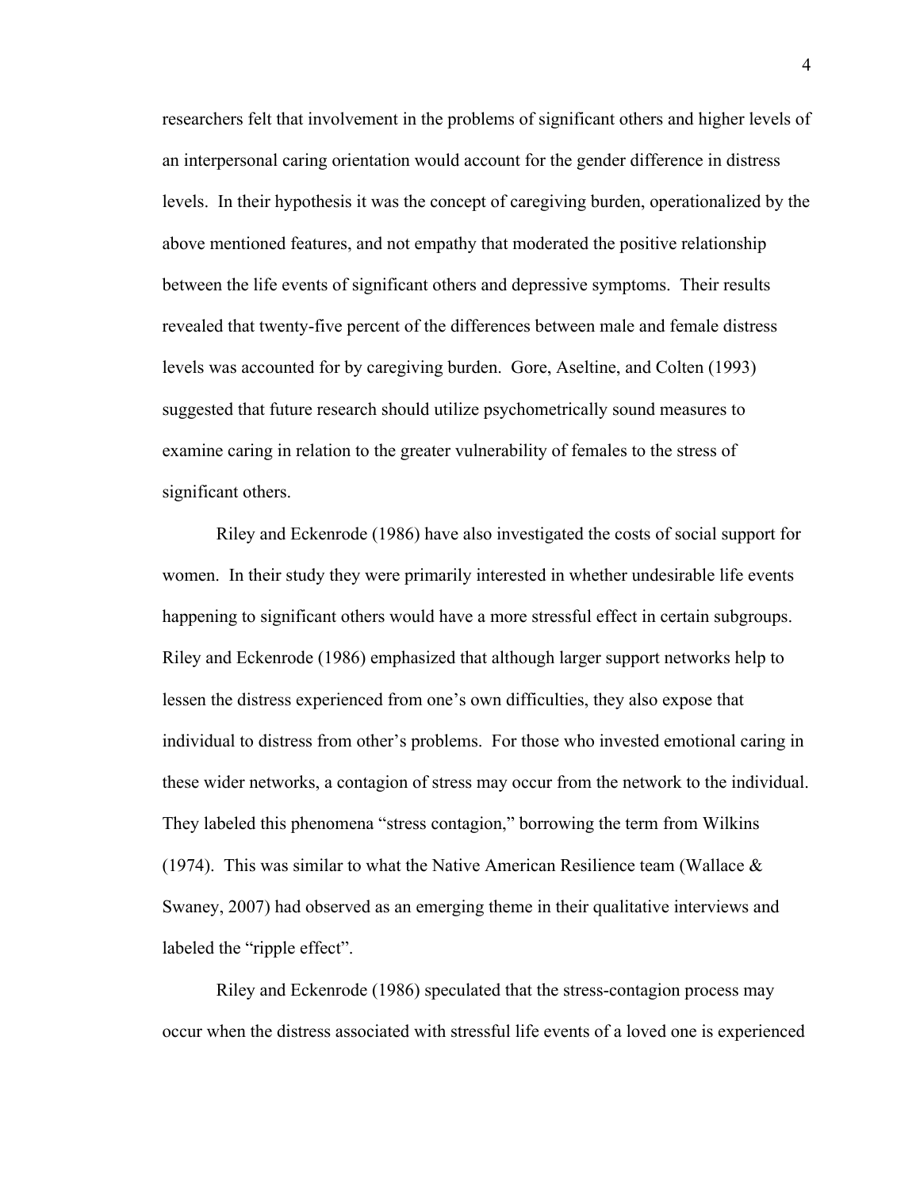researchers felt that involvement in the problems of significant others and higher levels of an interpersonal caring orientation would account for the gender difference in distress levels. In their hypothesis it was the concept of caregiving burden, operationalized by the above mentioned features, and not empathy that moderated the positive relationship between the life events of significant others and depressive symptoms. Their results revealed that twenty-five percent of the differences between male and female distress levels was accounted for by caregiving burden. Gore, Aseltine, and Colten (1993) suggested that future research should utilize psychometrically sound measures to examine caring in relation to the greater vulnerability of females to the stress of significant others.

Riley and Eckenrode (1986) have also investigated the costs of social support for women. In their study they were primarily interested in whether undesirable life events happening to significant others would have a more stressful effect in certain subgroups. Riley and Eckenrode (1986) emphasized that although larger support networks help to lessen the distress experienced from one's own difficulties, they also expose that individual to distress from other's problems. For those who invested emotional caring in these wider networks, a contagion of stress may occur from the network to the individual. They labeled this phenomena "stress contagion," borrowing the term from Wilkins (1974). This was similar to what the Native American Resilience team (Wallace & Swaney, 2007) had observed as an emerging theme in their qualitative interviews and labeled the "ripple effect".

Riley and Eckenrode (1986) speculated that the stress-contagion process may occur when the distress associated with stressful life events of a loved one is experienced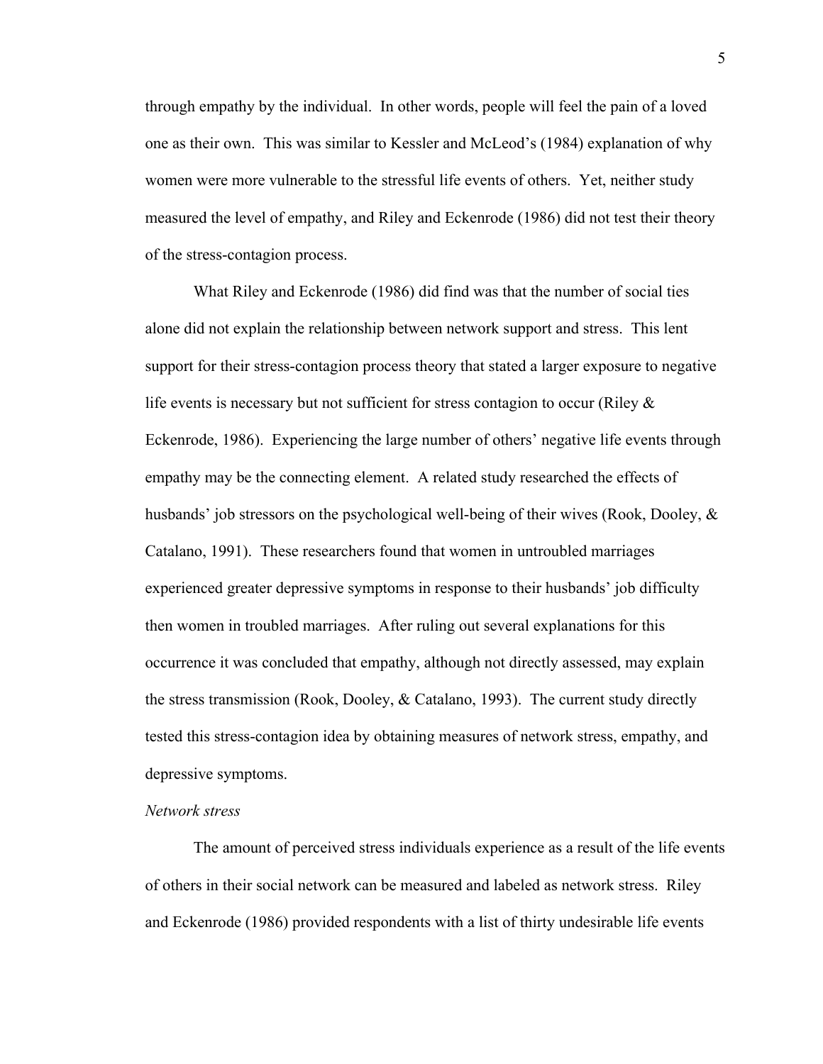through empathy by the individual. In other words, people will feel the pain of a loved one as their own. This was similar to Kessler and McLeod's (1984) explanation of why women were more vulnerable to the stressful life events of others. Yet, neither study measured the level of empathy, and Riley and Eckenrode (1986) did not test their theory of the stress-contagion process.

What Riley and Eckenrode (1986) did find was that the number of social ties alone did not explain the relationship between network support and stress. This lent support for their stress-contagion process theory that stated a larger exposure to negative life events is necessary but not sufficient for stress contagion to occur (Riley & Eckenrode, 1986). Experiencing the large number of others' negative life events through empathy may be the connecting element. A related study researched the effects of husbands' job stressors on the psychological well-being of their wives (Rook, Dooley, & Catalano, 1991). These researchers found that women in untroubled marriages experienced greater depressive symptoms in response to their husbands' job difficulty then women in troubled marriages. After ruling out several explanations for this occurrence it was concluded that empathy, although not directly assessed, may explain the stress transmission (Rook, Dooley, & Catalano, 1993). The current study directly tested this stress-contagion idea by obtaining measures of network stress, empathy, and depressive symptoms.

*Network stress*

The amount of perceived stress individuals experience as a result of the life events of others in their social network can be measured and labeled as network stress. Riley and Eckenrode (1986) provided respondents with a list of thirty undesirable life events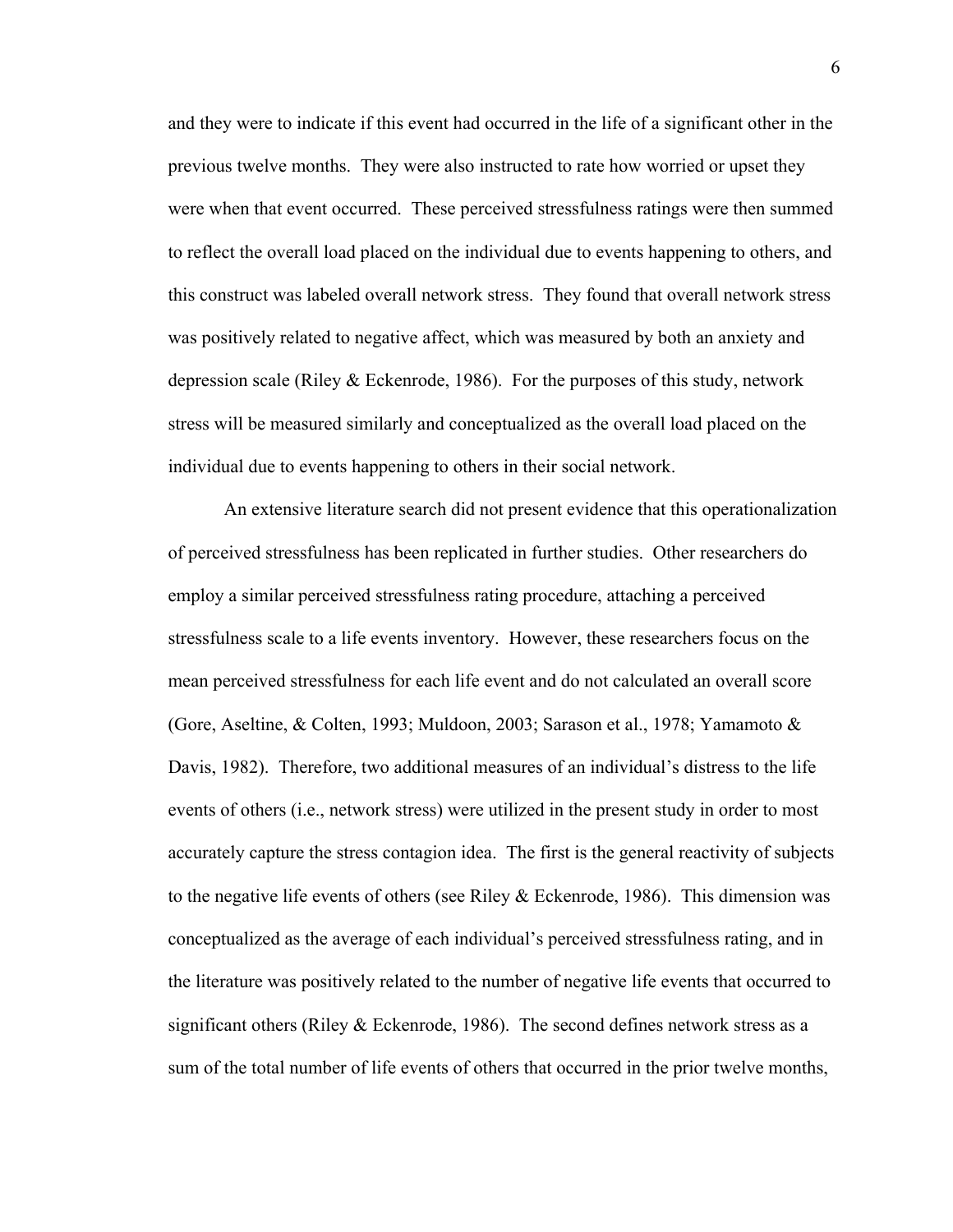and they were to indicate if this event had occurred in the life of a significant other in the previous twelve months. They were also instructed to rate how worried or upset they were when that event occurred. These perceived stressfulness ratings were then summed to reflect the overall load placed on the individual due to events happening to others, and this construct was labeled overall network stress. They found that overall network stress was positively related to negative affect, which was measured by both an anxiety and depression scale (Riley & Eckenrode, 1986). For the purposes of this study, network stress will be measured similarly and conceptualized as the overall load placed on the individual due to events happening to others in their social network.

An extensive literature search did not present evidence that this operationalization of perceived stressfulness has been replicated in further studies. Other researchers do employ a similar perceived stressfulness rating procedure, attaching a perceived stressfulness scale to a life events inventory. However, these researchers focus on the mean perceived stressfulness for each life event and do not calculated an overall score (Gore, Aseltine, & Colten, 1993; Muldoon, 2003; Sarason et al., 1978; Yamamoto & Davis, 1982). Therefore, two additional measures of an individual's distress to the life events of others (i.e., network stress) were utilized in the present study in order to most accurately capture the stress contagion idea. The first is the general reactivity of subjects to the negative life events of others (see Riley & Eckenrode, 1986). This dimension was conceptualized as the average of each individual's perceived stressfulness rating, and in the literature was positively related to the number of negative life events that occurred to significant others (Riley & Eckenrode, 1986). The second defines network stress as a sum of the total number of life events of others that occurred in the prior twelve months,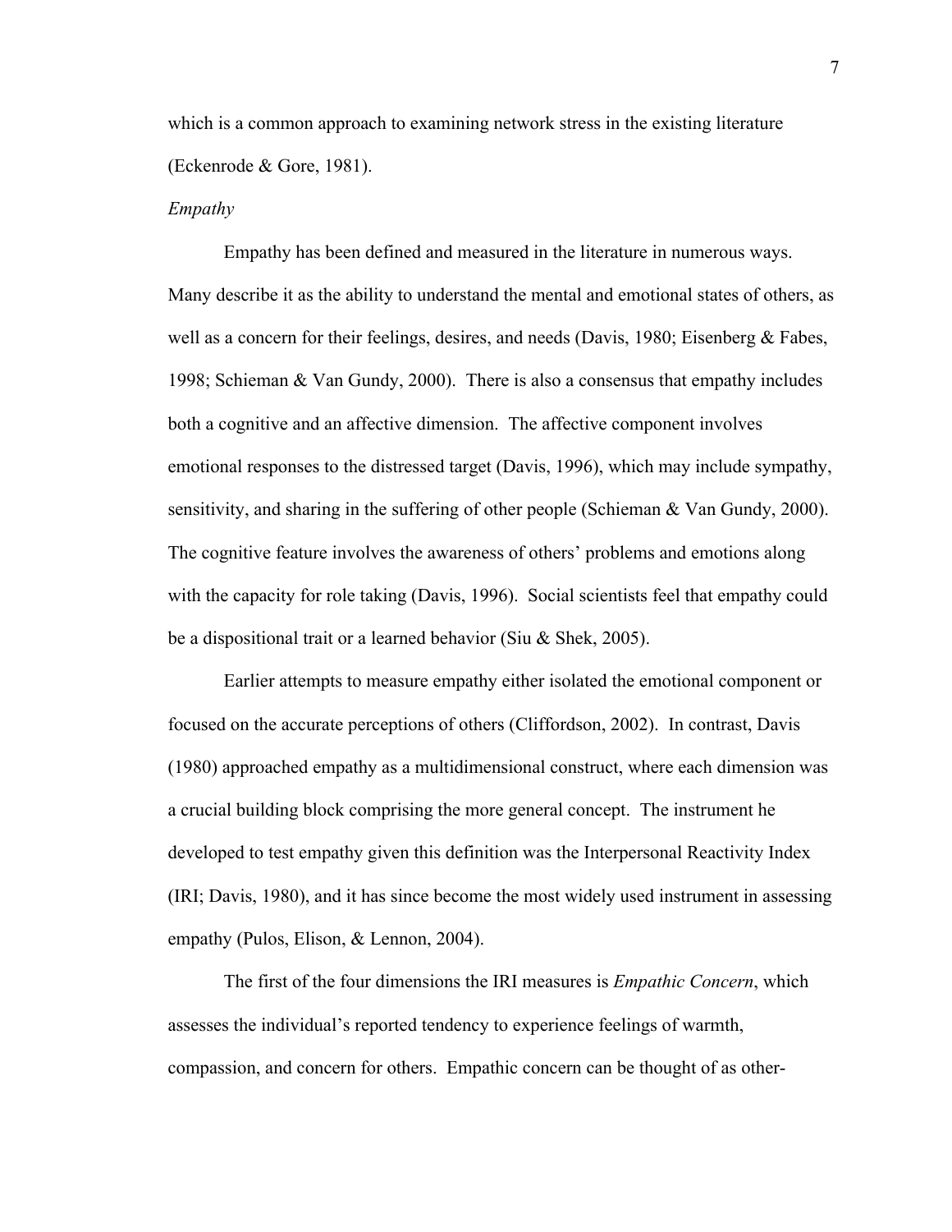which is a common approach to examining network stress in the existing literature (Eckenrode & Gore, 1981).

*Empathy*

Empathy has been defined and measured in the literature in numerous ways. Many describe it as the ability to understand the mental and emotional states of others, as well as a concern for their feelings, desires, and needs (Davis, 1980; Eisenberg & Fabes, 1998; Schieman & Van Gundy, 2000). There is also a consensus that empathy includes both a cognitive and an affective dimension. The affective component involves emotional responses to the distressed target (Davis, 1996), which may include sympathy, sensitivity, and sharing in the suffering of other people (Schieman & Van Gundy, 2000). The cognitive feature involves the awareness of others' problems and emotions along with the capacity for role taking (Davis, 1996). Social scientists feel that empathy could be a dispositional trait or a learned behavior (Siu & Shek, 2005).

Earlier attempts to measure empathy either isolated the emotional component or focused on the accurate perceptions of others (Cliffordson, 2002). In contrast, Davis (1980) approached empathy as a multidimensional construct, where each dimension was a crucial building block comprising the more general concept. The instrument he developed to test empathy given this definition was the Interpersonal Reactivity Index (IRI; Davis, 1980), and it has since become the most widely used instrument in assessing empathy (Pulos, Elison, & Lennon, 2004).

The first of the four dimensions the IRI measures is *Empathic Concern*, which assesses the individual's reported tendency to experience feelings of warmth, compassion, and concern for others. Empathic concern can be thought of as other-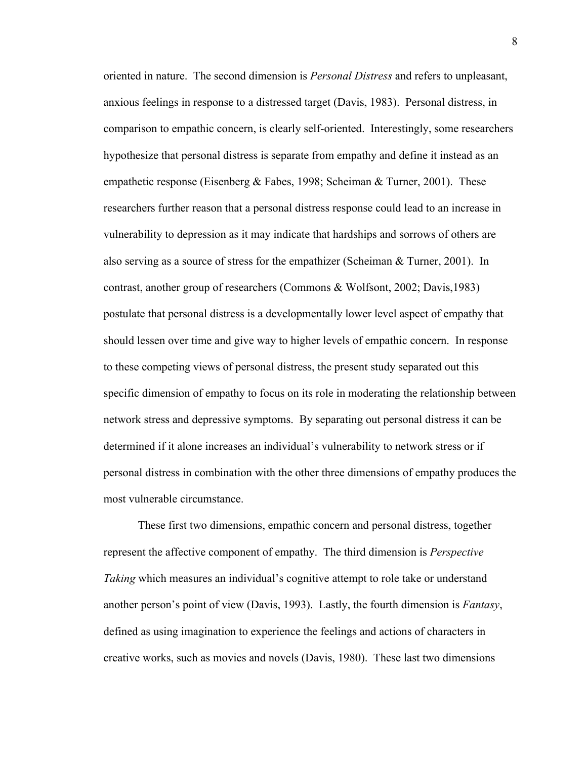oriented in nature. The second dimension is *Personal Distress* and refers to unpleasant, anxious feelings in response to a distressed target (Davis, 1983). Personal distress, in comparison to empathic concern, is clearly self-oriented. Interestingly, some researchers hypothesize that personal distress is separate from empathy and define it instead as an empathetic response (Eisenberg & Fabes, 1998; Scheiman & Turner, 2001). These researchers further reason that a personal distress response could lead to an increase in vulnerability to depression as it may indicate that hardships and sorrows of others are also serving as a source of stress for the empathizer (Scheiman & Turner, 2001). In contrast, another group of researchers (Commons & Wolfsont, 2002; Davis,1983) postulate that personal distress is a developmentally lower level aspect of empathy that should lessen over time and give way to higher levels of empathic concern. In response to these competing views of personal distress, the present study separated out this specific dimension of empathy to focus on its role in moderating the relationship between network stress and depressive symptoms. By separating out personal distress it can be determined if it alone increases an individual's vulnerability to network stress or if personal distress in combination with the other three dimensions of empathy produces the most vulnerable circumstance.

These first two dimensions, empathic concern and personal distress, together represent the affective component of empathy. The third dimension is *Perspective Taking* which measures an individual's cognitive attempt to role take or understand another person's point of view (Davis, 1993). Lastly, the fourth dimension is *Fantasy*, defined as using imagination to experience the feelings and actions of characters in creative works, such as movies and novels (Davis, 1980). These last two dimensions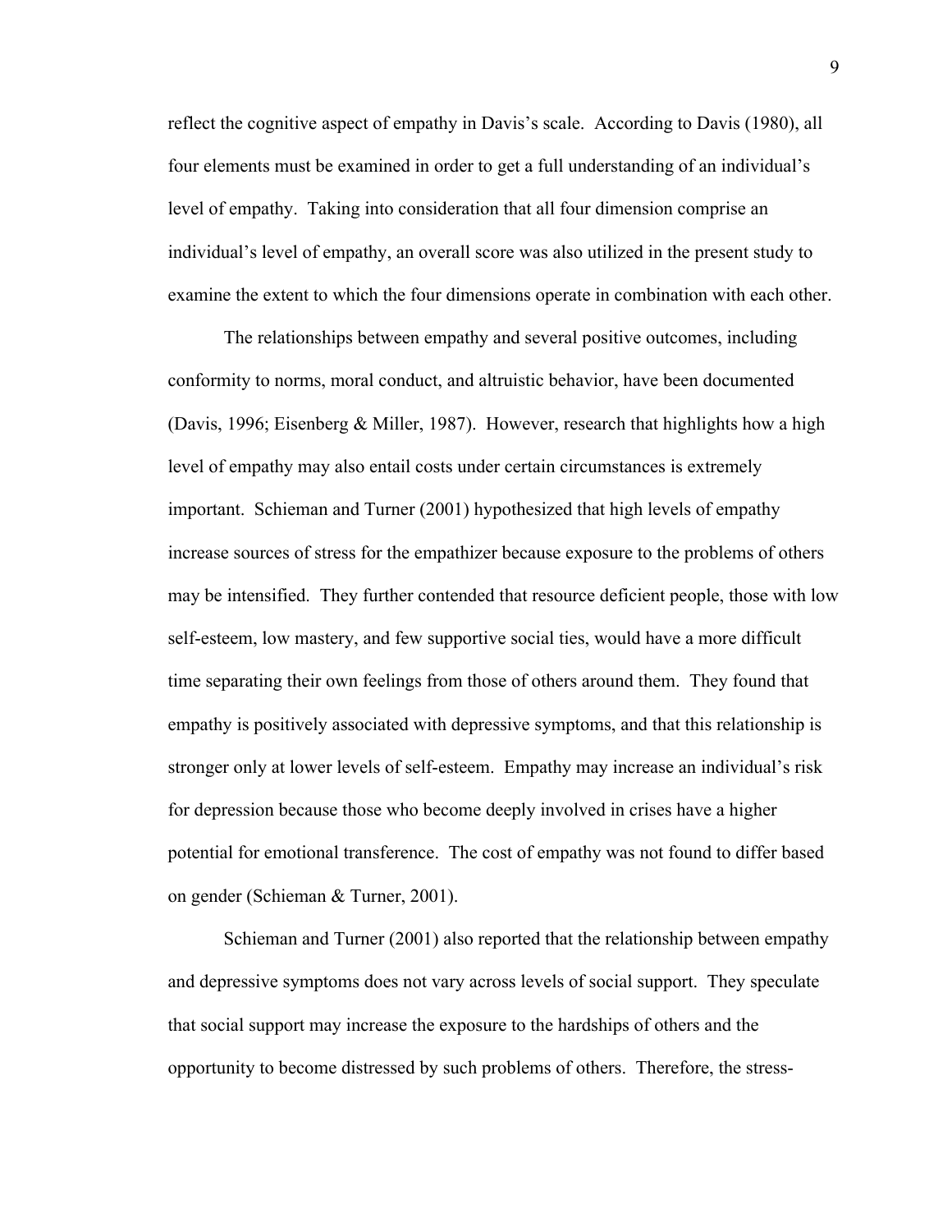reflect the cognitive aspect of empathy in Davis's scale. According to Davis (1980), all four elements must be examined in order to get a full understanding of an individual's level of empathy. Taking into consideration that all four dimension comprise an individual's level of empathy, an overall score was also utilized in the present study to examine the extent to which the four dimensions operate in combination with each other.

The relationships between empathy and several positive outcomes, including conformity to norms, moral conduct, and altruistic behavior, have been documented (Davis, 1996; Eisenberg & Miller, 1987). However, research that highlights how a high level of empathy may also entail costs under certain circumstances is extremely important. Schieman and Turner (2001) hypothesized that high levels of empathy increase sources of stress for the empathizer because exposure to the problems of others may be intensified. They further contended that resource deficient people, those with low self-esteem, low mastery, and few supportive social ties, would have a more difficult time separating their own feelings from those of others around them. They found that empathy is positively associated with depressive symptoms, and that this relationship is stronger only at lower levels of self-esteem. Empathy may increase an individual's risk for depression because those who become deeply involved in crises have a higher potential for emotional transference. The cost of empathy was not found to differ based on gender (Schieman & Turner, 2001).

Schieman and Turner (2001) also reported that the relationship between empathy and depressive symptoms does not vary across levels of social support. They speculate that social support may increase the exposure to the hardships of others and the opportunity to become distressed by such problems of others. Therefore, the stress-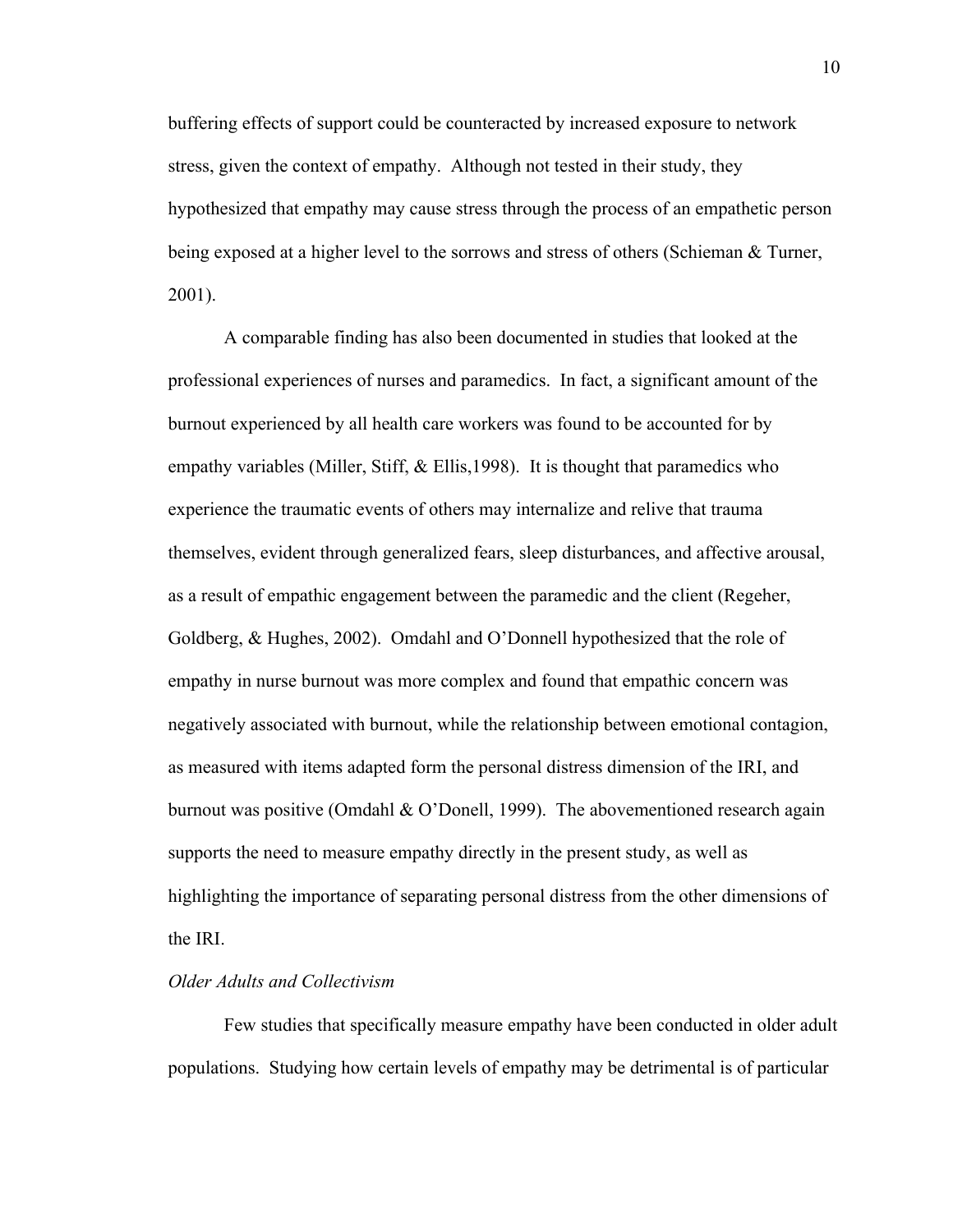buffering effects of support could be counteracted by increased exposure to network stress, given the context of empathy. Although not tested in their study, they hypothesized that empathy may cause stress through the process of an empathetic person being exposed at a higher level to the sorrows and stress of others (Schieman & Turner, 2001).

A comparable finding has also been documented in studies that looked at the professional experiences of nurses and paramedics. In fact, a significant amount of the burnout experienced by all health care workers was found to be accounted for by empathy variables (Miller, Stiff, & Ellis,1998). It is thought that paramedics who experience the traumatic events of others may internalize and relive that trauma themselves, evident through generalized fears, sleep disturbances, and affective arousal, as a result of empathic engagement between the paramedic and the client (Regeher, Goldberg, & Hughes, 2002). Omdahl and O'Donnell hypothesized that the role of empathy in nurse burnout was more complex and found that empathic concern was negatively associated with burnout, while the relationship between emotional contagion, as measured with items adapted form the personal distress dimension of the IRI, and burnout was positive (Omdahl & O'Donell, 1999). The abovementioned research again supports the need to measure empathy directly in the present study, as well as highlighting the importance of separating personal distress from the other dimensions of the IRI.

*Older Adults and Collectivism*

Few studies that specifically measure empathy have been conducted in older adult populations. Studying how certain levels of empathy may be detrimental is of particular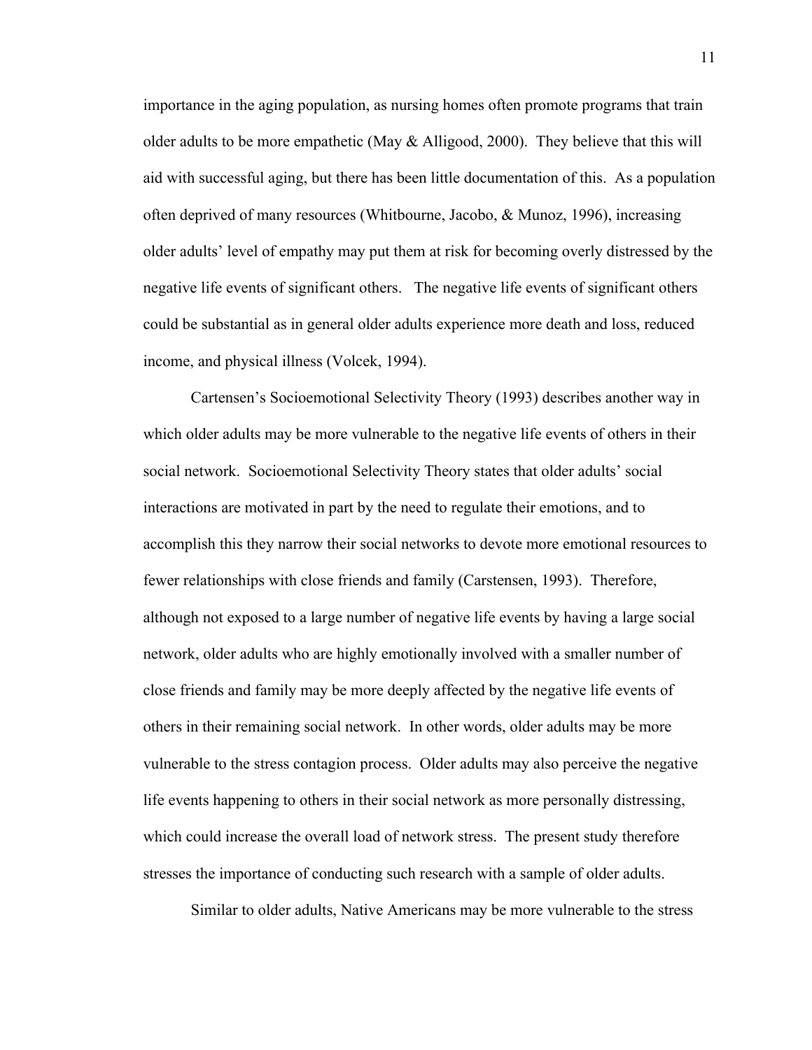importance in the aging population, as nursing homes often promote programs that train older adults to be more empathetic (May & Alligood, 2000). They believe that this will aid with successful aging, but there has been little documentation of this. As a population often deprived of many resources (Whitbourne, Jacobo, & Munoz, 1996), increasing older adults' level of empathy may put them at risk for becoming overly distressed by the negative life events of significant others. The negative life events of significant others could be substantial as in general older adults experience more death and loss, reduced income, and physical illness (Volcek, 1994).

Cartensen's Socioemotional Selectivity Theory (1993) describes another way in which older adults may be more vulnerable to the negative life events of others in their social network. Socioemotional Selectivity Theory states that older adults' social interactions are motivated in part by the need to regulate their emotions, and to accomplish this they narrow their social networks to devote more emotional resources to fewer relationships with close friends and family (Carstensen, 1993). Therefore, although not exposed to a large number of negative life events by having a large social network, older adults who are highly emotionally involved with a smaller number of close friends and family may be more deeply affected by the negative life events of others in their remaining social network. In other words, older adults may be more vulnerable to the stress contagion process. Older adults may also perceive the negative life events happening to others in their social network as more personally distressing, which could increase the overall load of network stress. The present study therefore stresses the importance of conducting such research with a sample of older adults.

Similar to older adults, Native Americans may be more vulnerable to the stress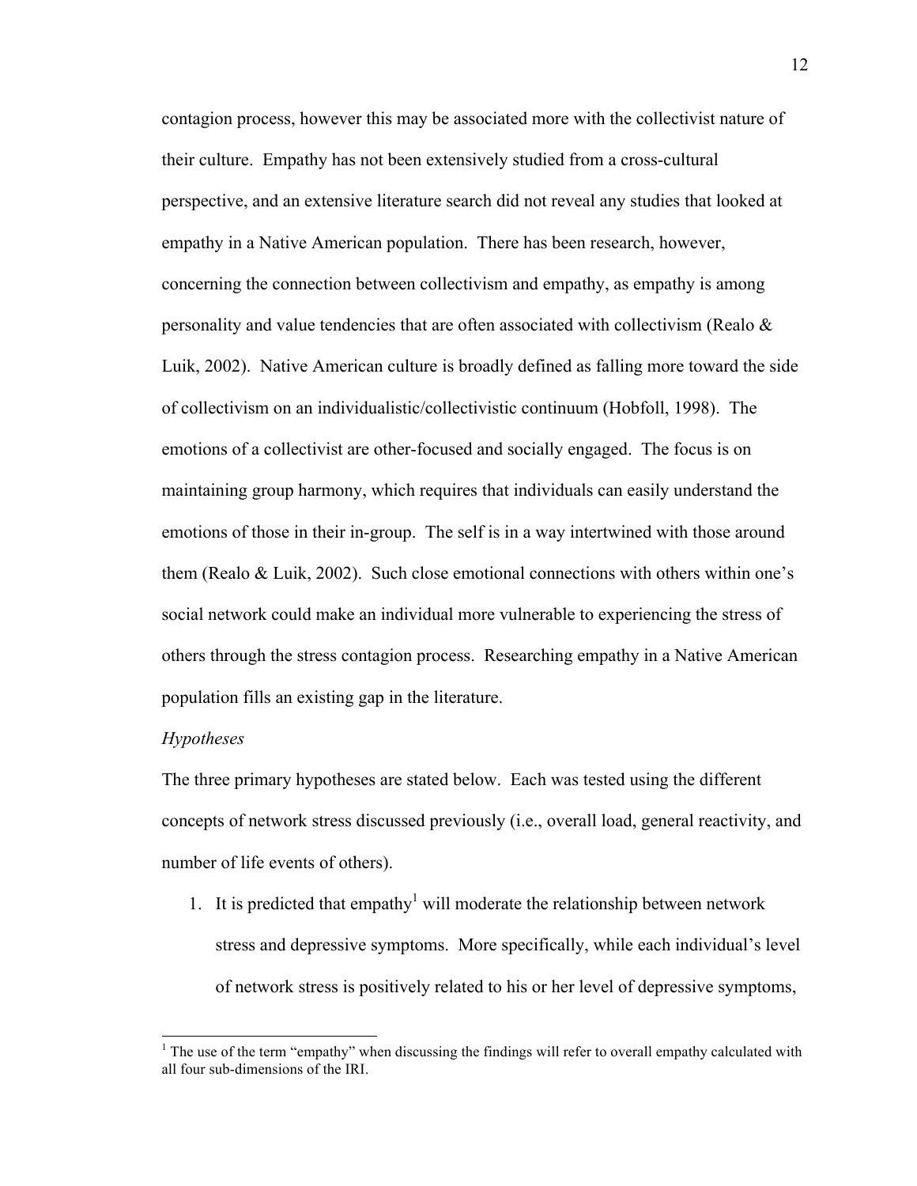contagion process, however this may be associated more with the collectivist nature of their culture. Empathy has not been extensively studied from a cross-cultural perspective, and an extensive literature search did not reveal any studies that looked at empathy in a Native American population. There has been research, however, concerning the connection between collectivism and empathy, as empathy is among personality and value tendencies that are often associated with collectivism (Realo & Luik, 2002). Native American culture is broadly defined as falling more toward the side of collectivism on an individualistic/collectivistic continuum (Hobfoll, 1998). The emotions of a collectivist are other-focused and socially engaged. The focus is on maintaining group harmony, which requires that individuals can easily understand the emotions of those in their in-group. The self is in a way intertwined with those around them (Realo & Luik, 2002). Such close emotional connections with others within one's social network could make an individual more vulnerable to experiencing the stress of others through the stress contagion process. Researching empathy in a Native American population fills an existing gap in the literature.

*Hypotheses*

The three primary hypotheses are stated below. Each was tested using the different concepts of network stress discussed previously (i.e., overall load, general reactivity, and number of life events of others).

1. It is predicted that empathy[1] will moderate the relationship between network stress and depressive symptoms. More specifically, while each individual's level of network stress is positively related to his or her level of depressive symptoms,

[1] The use of the term "empathy" when discussing the findings will refer to overall empathy calculated with all four sub-dimensions of the IRI.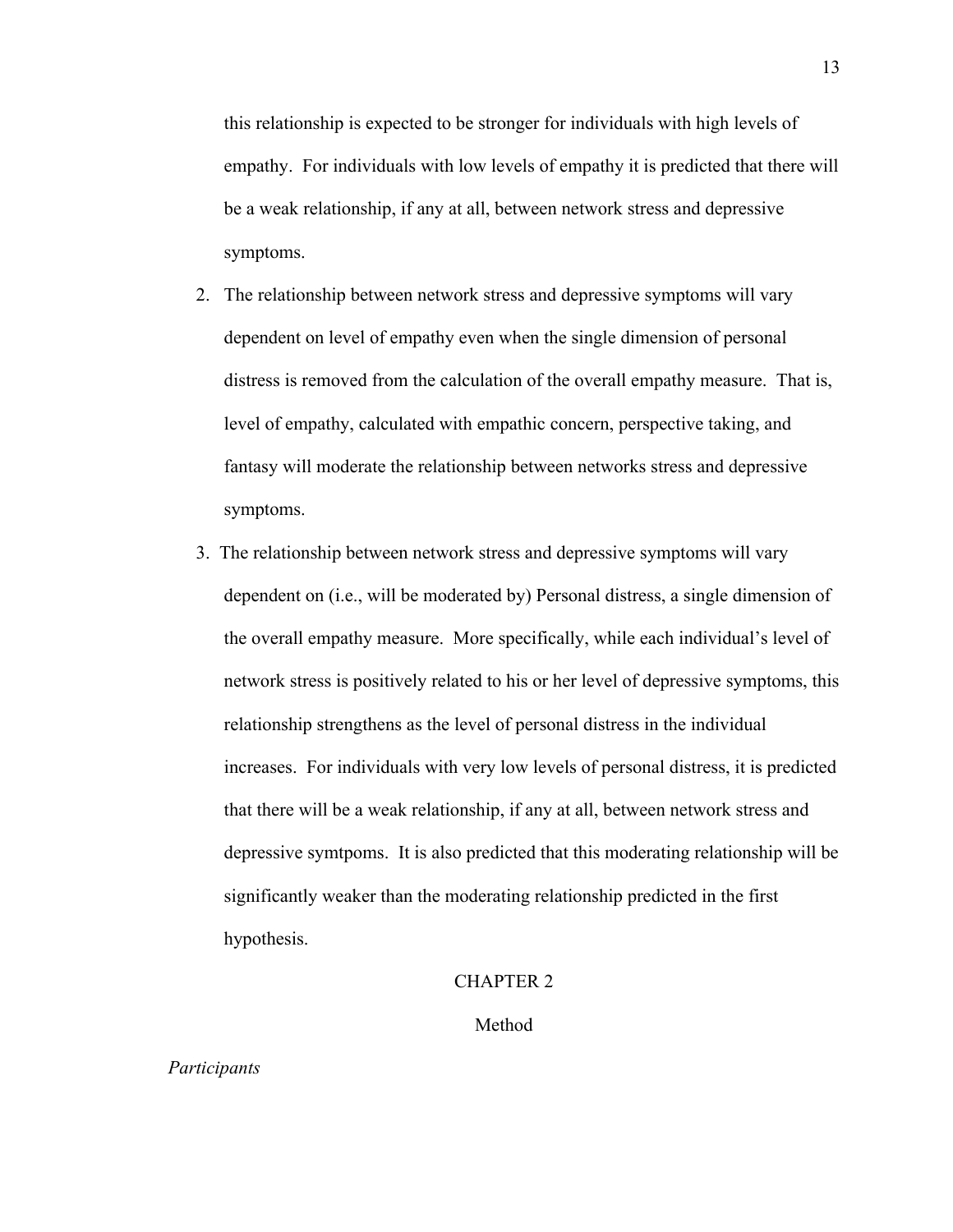this relationship is expected to be stronger for individuals with high levels of empathy. For individuals with low levels of empathy it is predicted that there will be a weak relationship, if any at all, between network stress and depressive symptoms.

2. The relationship between network stress and depressive symptoms will vary dependent on level of empathy even when the single dimension of personal distress is removed from the calculation of the overall empathy measure. That is, level of empathy, calculated with empathic concern, perspective taking, and fantasy will moderate the relationship between networks stress and depressive symptoms.
3. The relationship between network stress and depressive symptoms will vary dependent on (i.e., will be moderated by) Personal distress, a single dimension of the overall empathy measure. More specifically, while each individual's level of network stress is positively related to his or her level of depressive symptoms, this relationship strengthens as the level of personal distress in the individual increases. For individuals with very low levels of personal distress, it is predicted that there will be a weak relationship, if any at all, between network stress and depressive symtpoms. It is also predicted that this moderating relationship will be significantly weaker than the moderating relationship predicted in the first hypothesis.

# CHAPTER 2

## Method

### *Participants*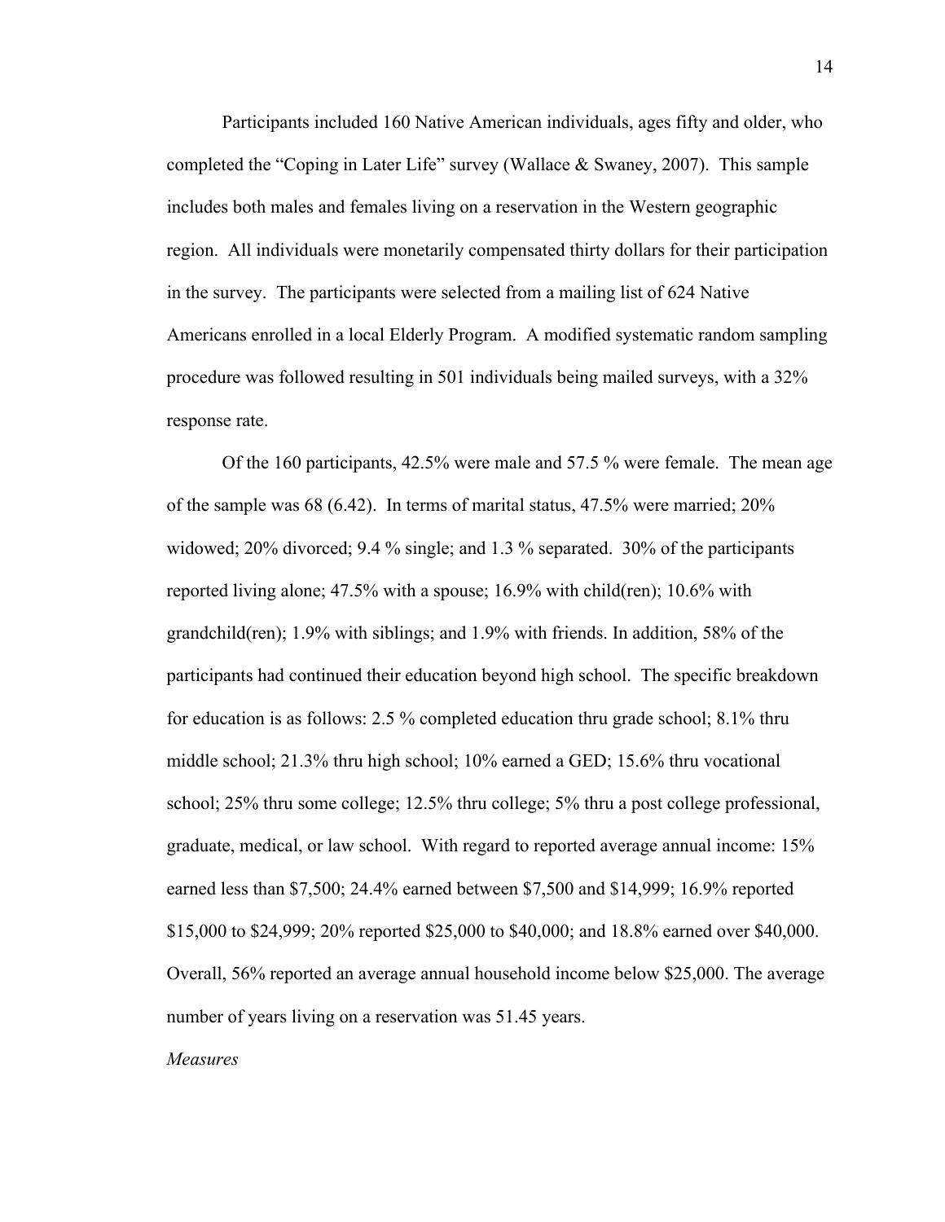Participants included 160 Native American individuals, ages fifty and older, who completed the "Coping in Later Life" survey (Wallace & Swaney, 2007). This sample includes both males and females living on a reservation in the Western geographic region. All individuals were monetarily compensated thirty dollars for their participation in the survey. The participants were selected from a mailing list of 624 Native Americans enrolled in a local Elderly Program. A modified systematic random sampling procedure was followed resulting in 501 individuals being mailed surveys, with a 32% response rate.

Of the 160 participants, 42.5% were male and 57.5 % were female. The mean age of the sample was 68 (6.42). In terms of marital status, 47.5% were married; 20% widowed; 20% divorced; 9.4 % single; and 1.3 % separated. 30% of the participants reported living alone; 47.5% with a spouse; 16.9% with child(ren); 10.6% with grandchild(ren); 1.9% with siblings; and 1.9% with friends. In addition, 58% of the participants had continued their education beyond high school. The specific breakdown for education is as follows: 2.5 % completed education thru grade school; 8.1% thru middle school; 21.3% thru high school; 10% earned a GED; 15.6% thru vocational school; 25% thru some college; 12.5% thru college; 5% thru a post college professional, graduate, medical, or law school. With regard to reported average annual income: 15% earned less than $7,500; 24.4% earned between $7,500 and $14,999; 16.9% reported $15,000 to $24,999; 20% reported $25,000 to $40,000; and 18.8% earned over $40,000. Overall, 56% reported an average annual household income below $25,000. The average number of years living on a reservation was 51.45 years.

*Measures*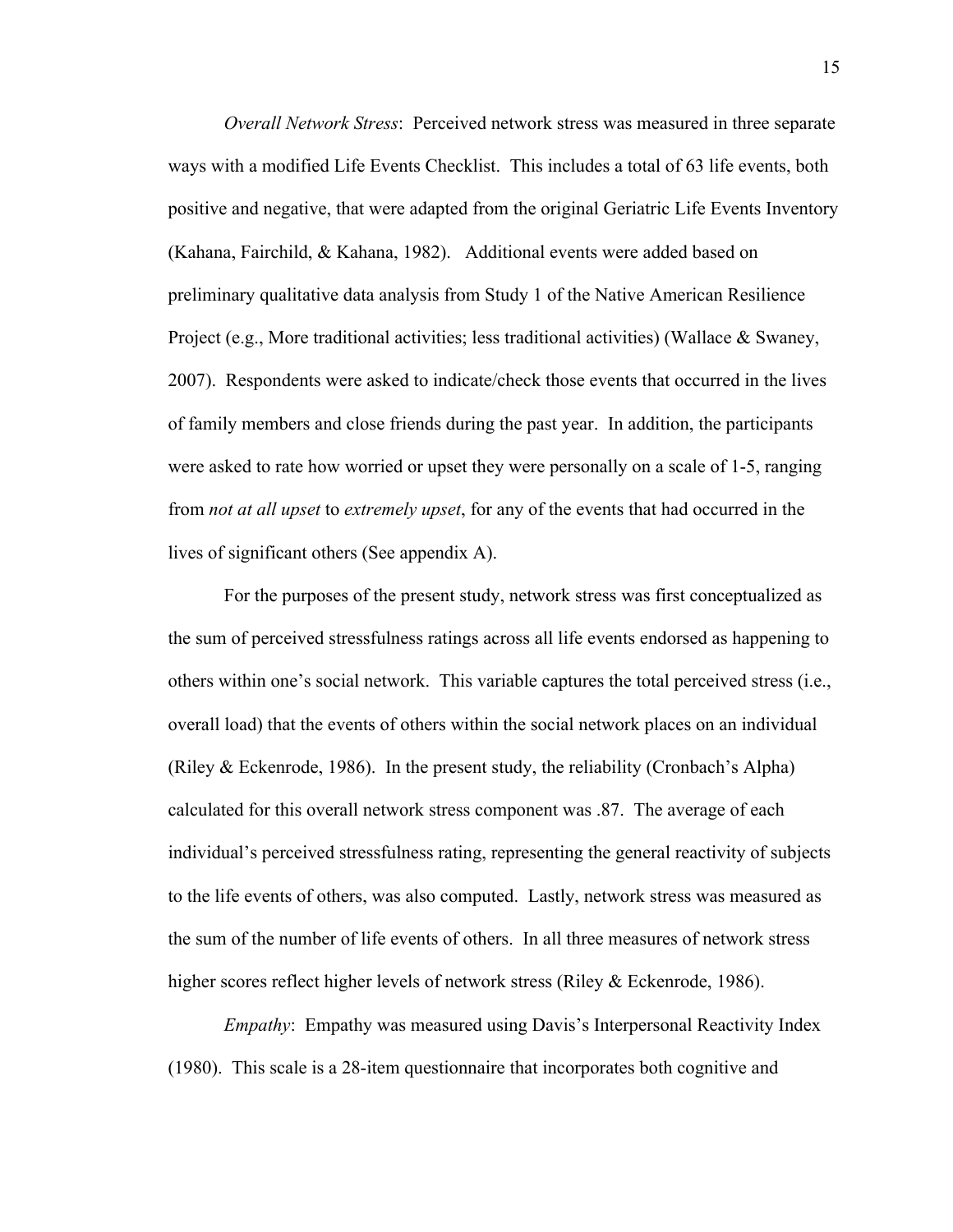*Overall Network Stress*: Perceived network stress was measured in three separate ways with a modified Life Events Checklist. This includes a total of 63 life events, both positive and negative, that were adapted from the original Geriatric Life Events Inventory (Kahana, Fairchild, & Kahana, 1982). Additional events were added based on preliminary qualitative data analysis from Study 1 of the Native American Resilience Project (e.g., More traditional activities; less traditional activities) (Wallace & Swaney, 2007). Respondents were asked to indicate/check those events that occurred in the lives of family members and close friends during the past year. In addition, the participants were asked to rate how worried or upset they were personally on a scale of 1-5, ranging from *not at all upset* to *extremely upset*, for any of the events that had occurred in the lives of significant others (See appendix A).

For the purposes of the present study, network stress was first conceptualized as the sum of perceived stressfulness ratings across all life events endorsed as happening to others within one's social network. This variable captures the total perceived stress (i.e., overall load) that the events of others within the social network places on an individual (Riley & Eckenrode, 1986). In the present study, the reliability (Cronbach's Alpha) calculated for this overall network stress component was .87. The average of each individual's perceived stressfulness rating, representing the general reactivity of subjects to the life events of others, was also computed. Lastly, network stress was measured as the sum of the number of life events of others. In all three measures of network stress higher scores reflect higher levels of network stress (Riley & Eckenrode, 1986).

*Empathy*: Empathy was measured using Davis's Interpersonal Reactivity Index (1980). This scale is a 28-item questionnaire that incorporates both cognitive and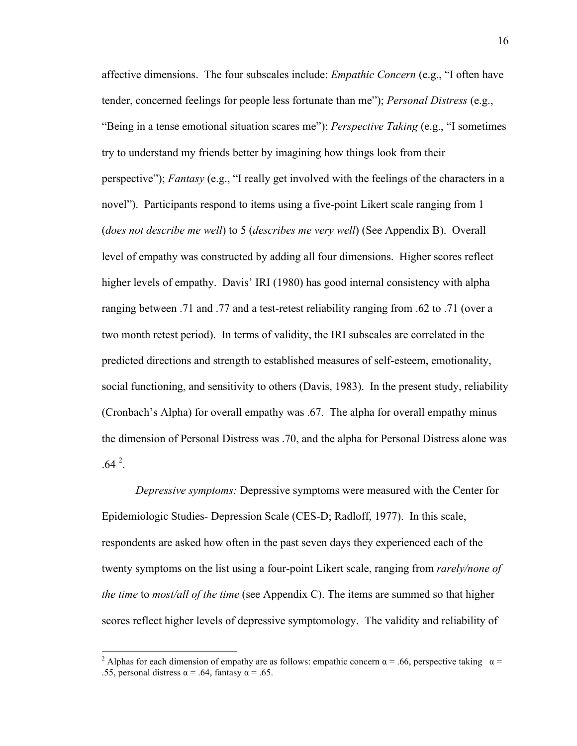affective dimensions. The four subscales include: *Empathic Concern* (e.g., "I often have tender, concerned feelings for people less fortunate than me"); *Personal Distress* (e.g., "Being in a tense emotional situation scares me"); *Perspective Taking* (e.g., "I sometimes try to understand my friends better by imagining how things look from their perspective"); *Fantasy* (e.g., "I really get involved with the feelings of the characters in a novel"). Participants respond to items using a five-point Likert scale ranging from 1 (*does not describe me well*) to 5 (*describes me very well*) (See Appendix B). Overall level of empathy was constructed by adding all four dimensions. Higher scores reflect higher levels of empathy. Davis' IRI (1980) has good internal consistency with alpha ranging between .71 and .77 and a test-retest reliability ranging from .62 to .71 (over a two month retest period). In terms of validity, the IRI subscales are correlated in the predicted directions and strength to established measures of self-esteem, emotionality, social functioning, and sensitivity to others (Davis, 1983). In the present study, reliability (Cronbach's Alpha) for overall empathy was .67. The alpha for overall empathy minus the dimension of Personal Distress was .70, and the alpha for Personal Distress alone was .64 [2].

*Depressive symptoms:* Depressive symptoms were measured with the Center for Epidemiologic Studies- Depression Scale (CES-D; Radloff, 1977). In this scale, respondents are asked how often in the past seven days they experienced each of the twenty symptoms on the list using a four-point Likert scale, ranging from *rarely/none of the time* to *most/all of the time* (see Appendix C). The items are summed so that higher scores reflect higher levels of depressive symptomology. The validity and reliability of

[2] Alphas for each dimension of empathy are as follows: empathic concern $\alpha = .66$, perspective taking $\alpha = .55$, personal distress $\alpha = .64$, fantasy $\alpha = .65$.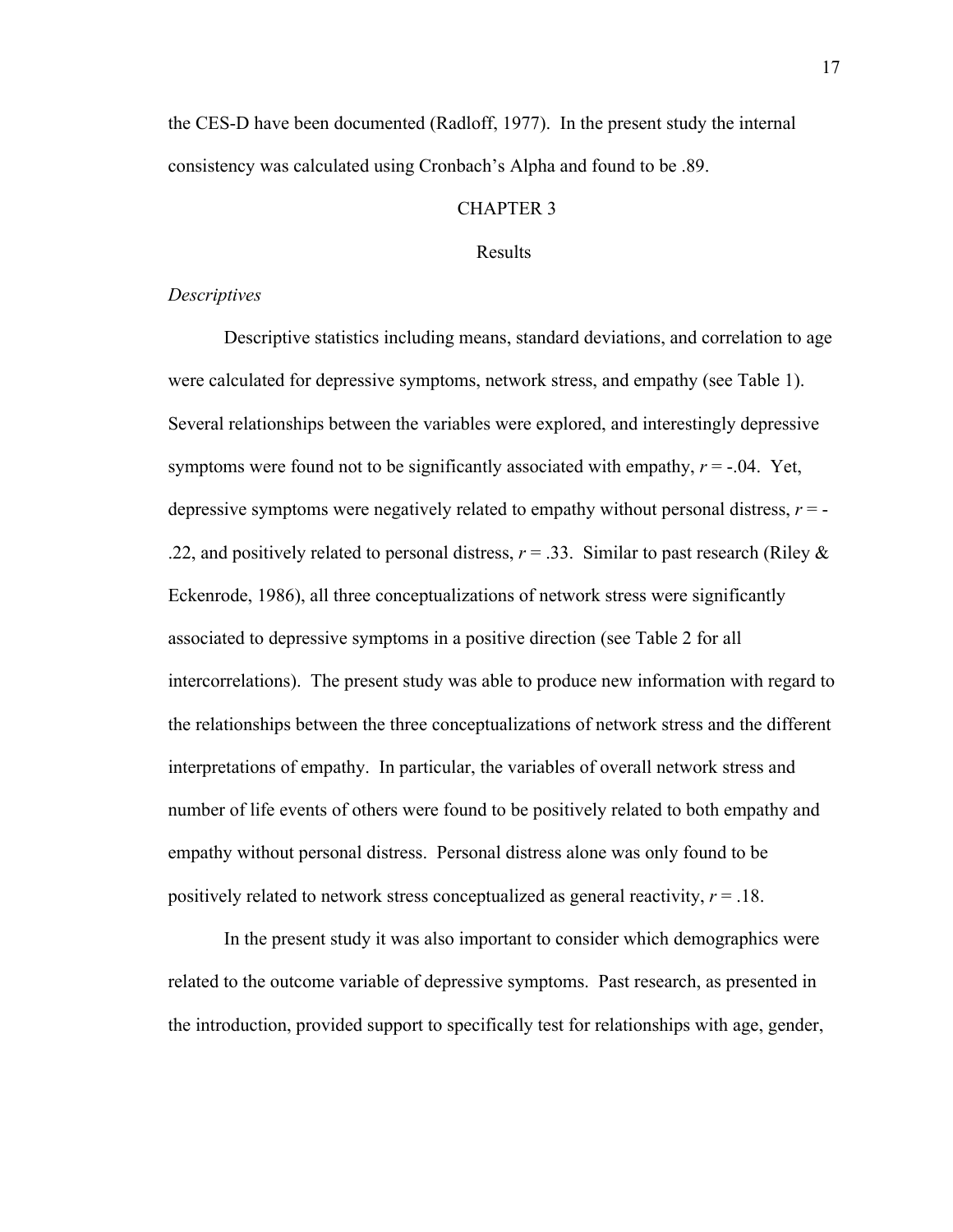the CES-D have been documented (Radloff, 1977). In the present study the internal consistency was calculated using Cronbach's Alpha and found to be .89.

# CHAPTER 3

## Results

### *Descriptives*

Descriptive statistics including means, standard deviations, and correlation to age were calculated for depressive symptoms, network stress, and empathy (see Table 1). Several relationships between the variables were explored, and interestingly depressive symptoms were found not to be significantly associated with empathy, $r = -.04$. Yet, depressive symptoms were negatively related to empathy without personal distress, $r = -.22$, and positively related to personal distress, $r = .33$. Similar to past research (Riley & Eckenrode, 1986), all three conceptualizations of network stress were significantly associated to depressive symptoms in a positive direction (see Table 2 for all intercorrelations). The present study was able to produce new information with regard to the relationships between the three conceptualizations of network stress and the different interpretations of empathy. In particular, the variables of overall network stress and number of life events of others were found to be positively related to both empathy and empathy without personal distress. Personal distress alone was only found to be positively related to network stress conceptualized as general reactivity, $r = .18$.

In the present study it was also important to consider which demographics were related to the outcome variable of depressive symptoms. Past research, as presented in the introduction, provided support to specifically test for relationships with age, gender,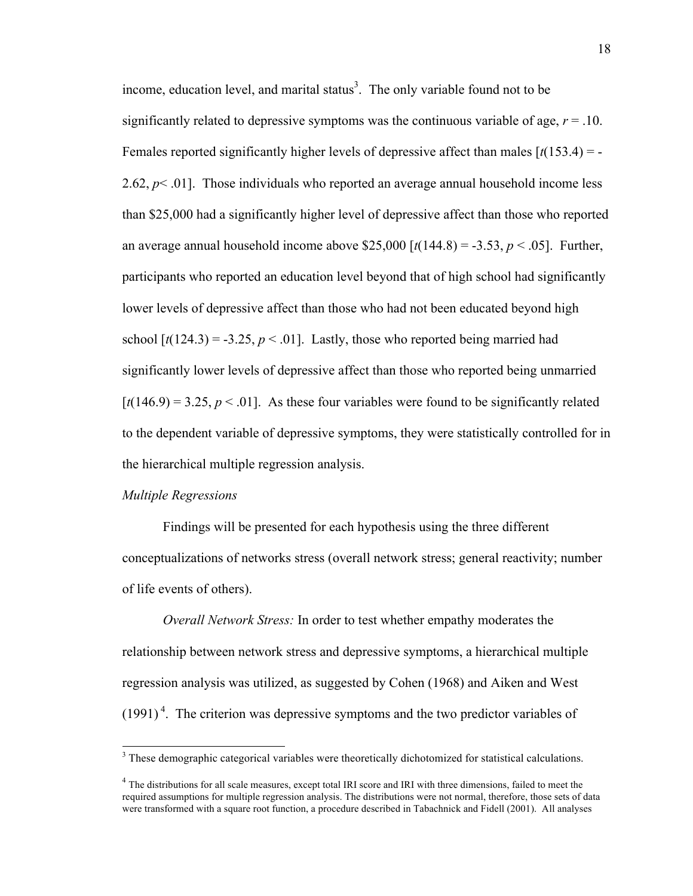income, education level, and marital status[3]. The only variable found not to be significantly related to depressive symptoms was the continuous variable of age, $r = .10$. Females reported significantly higher levels of depressive affect than males [$t(153.4) = -2.62$, $p < .01$]. Those individuals who reported an average annual household income less than $25,000 had a significantly higher level of depressive affect than those who reported an average annual household income above $25,000 [$t(144.8) = -3.53$, $p < .05$]. Further, participants who reported an education level beyond that of high school had significantly lower levels of depressive affect than those who had not been educated beyond high school [$t(124.3) = -3.25$, $p < .01$]. Lastly, those who reported being married had significantly lower levels of depressive affect than those who reported being unmarried [$t(146.9) = 3.25$, $p < .01$]. As these four variables were found to be significantly related to the dependent variable of depressive symptoms, they were statistically controlled for in the hierarchical multiple regression analysis.

*Multiple Regressions*

Findings will be presented for each hypothesis using the three different conceptualizations of networks stress (overall network stress; general reactivity; number of life events of others).

*Overall Network Stress:* In order to test whether empathy moderates the relationship between network stress and depressive symptoms, a hierarchical multiple regression analysis was utilized, as suggested by Cohen (1968) and Aiken and West (1991)[4]. The criterion was depressive symptoms and the two predictor variables of

---

[3] These demographic categorical variables were theoretically dichotomized for statistical calculations.

[4] The distributions for all scale measures, except total IRI score and IRI with three dimensions, failed to meet the required assumptions for multiple regression analysis. The distributions were not normal, therefore, those sets of data were transformed with a square root function, a procedure described in Tabachnick and Fidell (2001). All analyses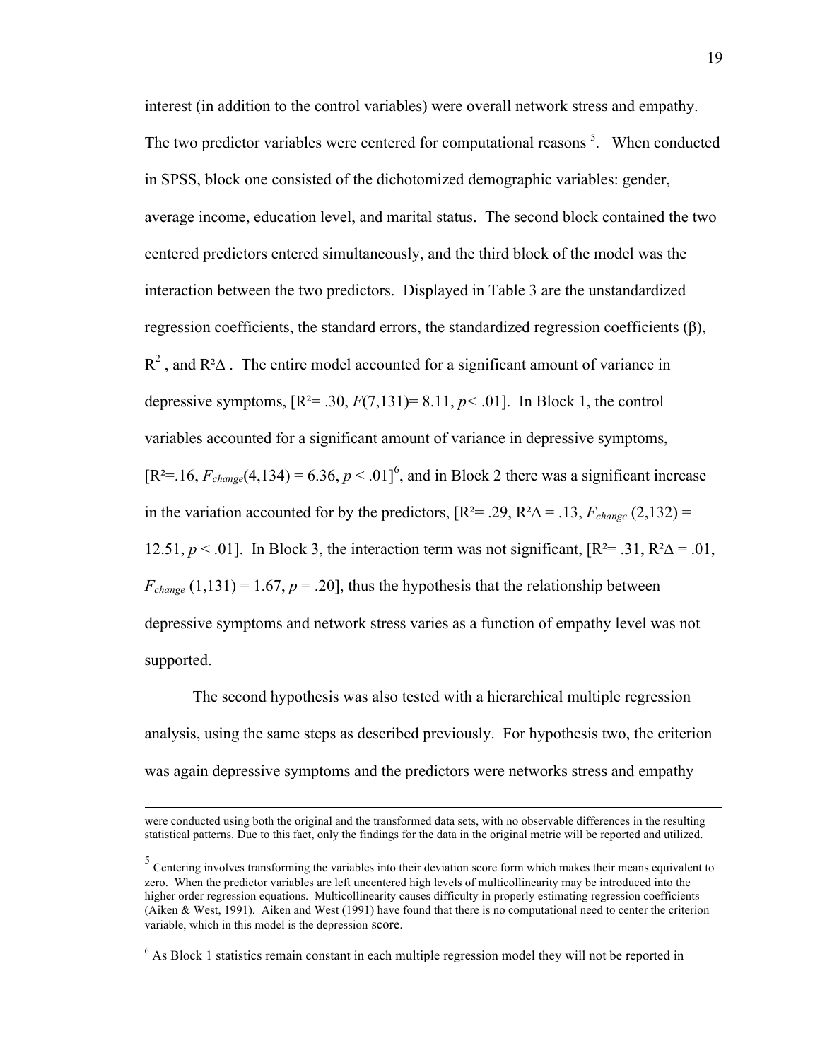interest (in addition to the control variables) were overall network stress and empathy. The two predictor variables were centered for computational reasons [5]. When conducted in SPSS, block one consisted of the dichotomized demographic variables: gender, average income, education level, and marital status. The second block contained the two centered predictors entered simultaneously, and the third block of the model was the interaction between the two predictors. Displayed in Table 3 are the unstandardized regression coefficients, the standard errors, the standardized regression coefficients (β), $R^2$ , and $R^2\Delta$ . The entire model accounted for a significant amount of variance in depressive symptoms, [$R^2= .30$, $F(7,131)= 8.11$, $p< .01$]. In Block 1, the control variables accounted for a significant amount of variance in depressive symptoms, [$R^2=.16$, $F_{change}(4,134) = 6.36$, $p < .01$][6], and in Block 2 there was a significant increase in the variation accounted for by the predictors, [$R^2= .29$, $R^2\Delta = .13$, $F_{change}(2,132) = 12.51$, $p < .01$]. In Block 3, the interaction term was not significant, [$R^2= .31$, $R^2\Delta = .01$, $F_{change}(1,131) = 1.67$, $p = .20$], thus the hypothesis that the relationship between depressive symptoms and network stress varies as a function of empathy level was not supported.

The second hypothesis was also tested with a hierarchical multiple regression analysis, using the same steps as described previously. For hypothesis two, the criterion was again depressive symptoms and the predictors were networks stress and empathy

---

were conducted using both the original and the transformed data sets, with no observable differences in the resulting statistical patterns. Due to this fact, only the findings for the data in the original metric will be reported and utilized.

[5] Centering involves transforming the variables into their deviation score form which makes their means equivalent to zero. When the predictor variables are left uncentered high levels of multicollinearity may be introduced into the higher order regression equations. Multicollinearity causes difficulty in properly estimating regression coefficients (Aiken & West, 1991). Aiken and West (1991) have found that there is no computational need to center the criterion variable, which in this model is the depression score.

[6] As Block 1 statistics remain constant in each multiple regression model they will not be reported in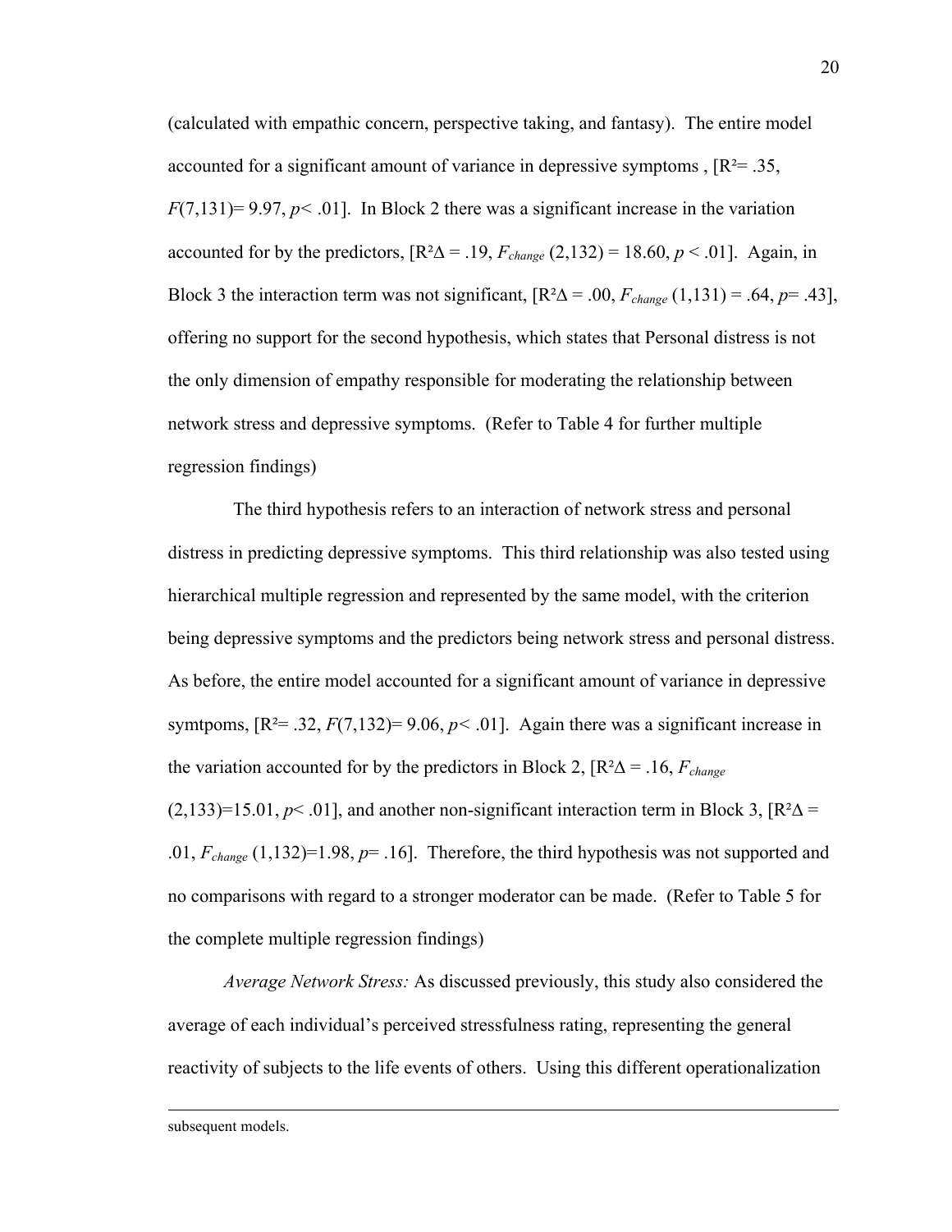(calculated with empathic concern, perspective taking, and fantasy). The entire model accounted for a significant amount of variance in depressive symptoms , [$R^2$= .35, $F(7,131)$= 9.97, $p$< .01]. In Block 2 there was a significant increase in the variation accounted for by the predictors, [$R^2\Delta$ = .19, $F_{change}$ (2,132) = 18.60, $p$ < .01]. Again, in Block 3 the interaction term was not significant, [$R^2\Delta$ = .00, $F_{change}$ (1,131) = .64, $p$= .43], offering no support for the second hypothesis, which states that Personal distress is not the only dimension of empathy responsible for moderating the relationship between network stress and depressive symptoms. (Refer to Table 4 for further multiple regression findings)

The third hypothesis refers to an interaction of network stress and personal distress in predicting depressive symptoms. This third relationship was also tested using hierarchical multiple regression and represented by the same model, with the criterion being depressive symptoms and the predictors being network stress and personal distress. As before, the entire model accounted for a significant amount of variance in depressive symtpoms, [$R^2$= .32, $F(7,132)$= 9.06, $p$< .01]. Again there was a significant increase in the variation accounted for by the predictors in Block 2, [$R^2\Delta$ = .16, $F_{change}$ (2,133)=15.01, $p$< .01], and another non-significant interaction term in Block 3, [$R^2\Delta$ = .01, $F_{change}$ (1,132)=1.98, $p$= .16]. Therefore, the third hypothesis was not supported and no comparisons with regard to a stronger moderator can be made. (Refer to Table 5 for the complete multiple regression findings)

*Average Network Stress:* As discussed previously, this study also considered the average of each individual's perceived stressfulness rating, representing the general reactivity of subjects to the life events of others. Using this different operationalization

---

subsequent models.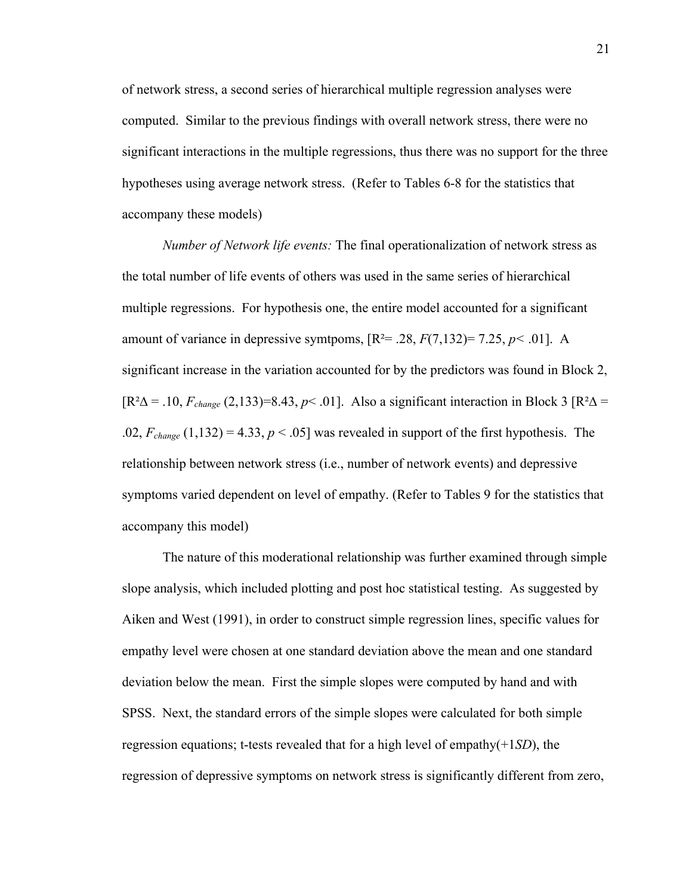of network stress, a second series of hierarchical multiple regression analyses were computed. Similar to the previous findings with overall network stress, there were no significant interactions in the multiple regressions, thus there was no support for the three hypotheses using average network stress. (Refer to Tables 6-8 for the statistics that accompany these models)

*Number of Network life events:* The final operationalization of network stress as the total number of life events of others was used in the same series of hierarchical multiple regressions. For hypothesis one, the entire model accounted for a significant amount of variance in depressive symtpoms, [$R^2 = .28$, $F(7,132) = 7.25$, $p < .01$]. A significant increase in the variation accounted for by the predictors was found in Block 2, [$R^2\Delta = .10$, $F_{change}\,(2,133) = 8.43$, $p < .01$]. Also a significant interaction in Block 3 [$R^2\Delta = .02$, $F_{change}\,(1,132) = 4.33$, $p < .05$] was revealed in support of the first hypothesis. The relationship between network stress (i.e., number of network events) and depressive symptoms varied dependent on level of empathy. (Refer to Tables 9 for the statistics that accompany this model)

The nature of this moderational relationship was further examined through simple slope analysis, which included plotting and post hoc statistical testing. As suggested by Aiken and West (1991), in order to construct simple regression lines, specific values for empathy level were chosen at one standard deviation above the mean and one standard deviation below the mean. First the simple slopes were computed by hand and with SPSS. Next, the standard errors of the simple slopes were calculated for both simple regression equations; t-tests revealed that for a high level of empathy(+1*SD*), the regression of depressive symptoms on network stress is significantly different from zero,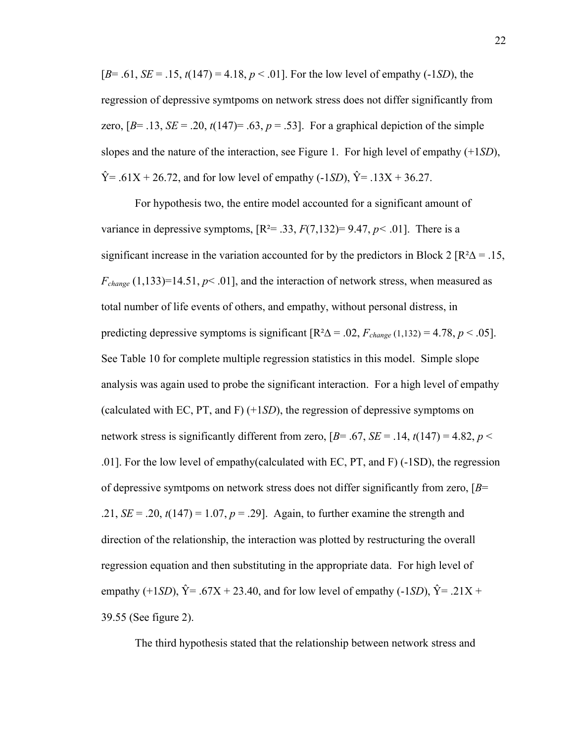[$B$= .61, $SE$ = .15, $t(147)$ = 4.18, $p$ < .01]. For the low level of empathy (-1*SD*), the regression of depressive symtpoms on network stress does not differ significantly from zero, [$B$= .13, $SE$ = .20, $t(147)$= .63, $p$ = .53]. For a graphical depiction of the simple slopes and the nature of the interaction, see Figure 1. For high level of empathy (+1*SD*), $\hat{Y}$= .61X + 26.72, and for low level of empathy (-1*SD*), $\hat{Y}$= .13X + 36.27.

For hypothesis two, the entire model accounted for a significant amount of variance in depressive symptoms, [$R^2$= .33, $F(7,132)$= 9.47, $p$< .01]. There is a significant increase in the variation accounted for by the predictors in Block 2 [$R^2\Delta$ = .15, $F_{change}$ (1,133)=14.51, $p$< .01], and the interaction of network stress, when measured as total number of life events of others, and empathy, without personal distress, in predicting depressive symptoms is significant [$R^2\Delta$ = .02, $F_{change}$ (1,132) = 4.78, $p$ < .05]. See Table 10 for complete multiple regression statistics in this model. Simple slope analysis was again used to probe the significant interaction. For a high level of empathy (calculated with EC, PT, and F) (+1*SD*), the regression of depressive symptoms on network stress is significantly different from zero, [$B$= .67, $SE$ = .14, $t(147)$ = 4.82, $p$ < .01]. For the low level of empathy(calculated with EC, PT, and F) (-1SD), the regression of depressive symtpoms on network stress does not differ significantly from zero, [$B$= .21, $SE$ = .20, $t(147)$ = 1.07, $p$ = .29]. Again, to further examine the strength and direction of the relationship, the interaction was plotted by restructuring the overall regression equation and then substituting in the appropriate data. For high level of empathy (+1*SD*), $\hat{Y}$= .67X + 23.40, and for low level of empathy (-1*SD*), $\hat{Y}$= .21X + 39.55 (See figure 2).

The third hypothesis stated that the relationship between network stress and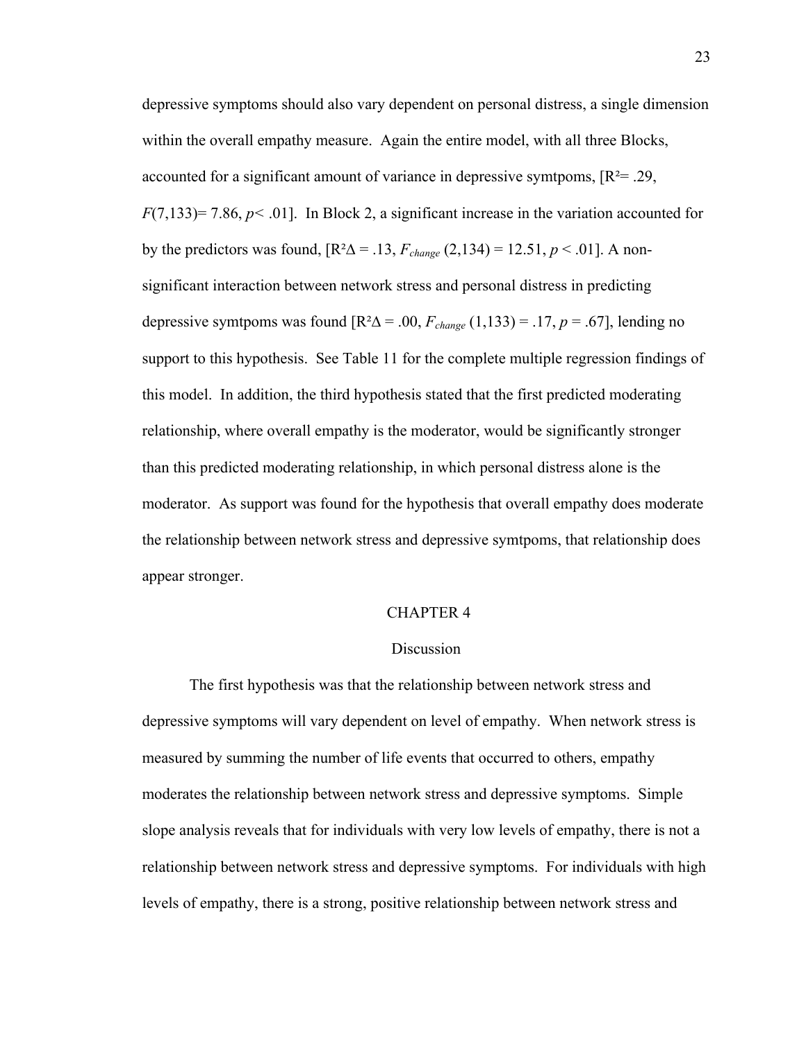depressive symptoms should also vary dependent on personal distress, a single dimension within the overall empathy measure. Again the entire model, with all three Blocks, accounted for a significant amount of variance in depressive symtpoms, [$R^2 = .29$, $F(7,133) = 7.86$, $p < .01$]. In Block 2, a significant increase in the variation accounted for by the predictors was found, [$R^2\Delta = .13$, $F_{change}(2,134) = 12.51$, $p < .01$]. A non-significant interaction between network stress and personal distress in predicting depressive symtpoms was found [$R^2\Delta = .00$, $F_{change}(1,133) = .17$, $p = .67$], lending no support to this hypothesis. See Table 11 for the complete multiple regression findings of this model. In addition, the third hypothesis stated that the first predicted moderating relationship, where overall empathy is the moderator, would be significantly stronger than this predicted moderating relationship, in which personal distress alone is the moderator. As support was found for the hypothesis that overall empathy does moderate the relationship between network stress and depressive symtpoms, that relationship does appear stronger.

# CHAPTER 4

## Discussion

The first hypothesis was that the relationship between network stress and depressive symptoms will vary dependent on level of empathy. When network stress is measured by summing the number of life events that occurred to others, empathy moderates the relationship between network stress and depressive symptoms. Simple slope analysis reveals that for individuals with very low levels of empathy, there is not a relationship between network stress and depressive symptoms. For individuals with high levels of empathy, there is a strong, positive relationship between network stress and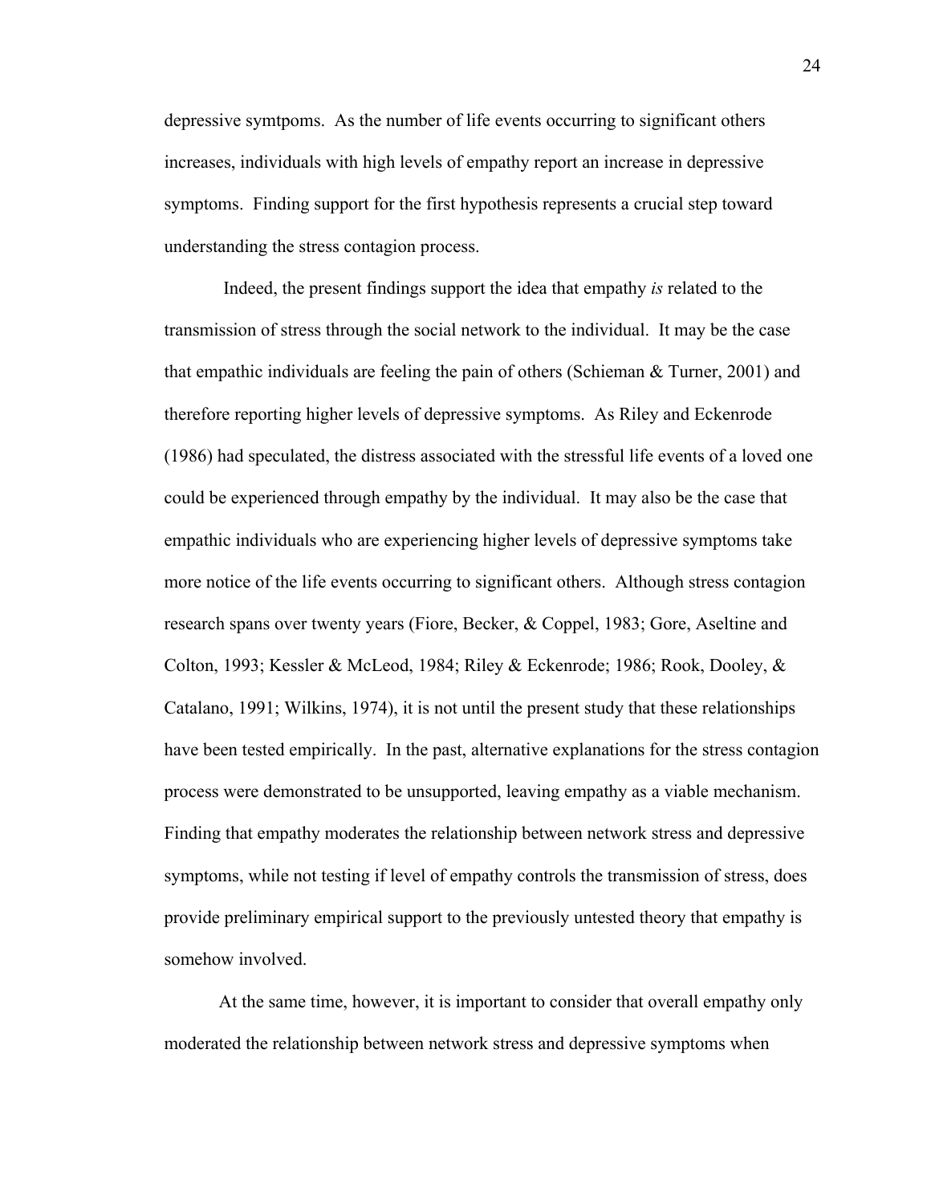depressive symtpoms. As the number of life events occurring to significant others increases, individuals with high levels of empathy report an increase in depressive symptoms. Finding support for the first hypothesis represents a crucial step toward understanding the stress contagion process.

Indeed, the present findings support the idea that empathy *is* related to the transmission of stress through the social network to the individual. It may be the case that empathic individuals are feeling the pain of others (Schieman & Turner, 2001) and therefore reporting higher levels of depressive symptoms. As Riley and Eckenrode (1986) had speculated, the distress associated with the stressful life events of a loved one could be experienced through empathy by the individual. It may also be the case that empathic individuals who are experiencing higher levels of depressive symptoms take more notice of the life events occurring to significant others. Although stress contagion research spans over twenty years (Fiore, Becker, & Coppel, 1983; Gore, Aseltine and Colton, 1993; Kessler & McLeod, 1984; Riley & Eckenrode; 1986; Rook, Dooley, & Catalano, 1991; Wilkins, 1974), it is not until the present study that these relationships have been tested empirically. In the past, alternative explanations for the stress contagion process were demonstrated to be unsupported, leaving empathy as a viable mechanism. Finding that empathy moderates the relationship between network stress and depressive symptoms, while not testing if level of empathy controls the transmission of stress, does provide preliminary empirical support to the previously untested theory that empathy is somehow involved.

At the same time, however, it is important to consider that overall empathy only moderated the relationship between network stress and depressive symptoms when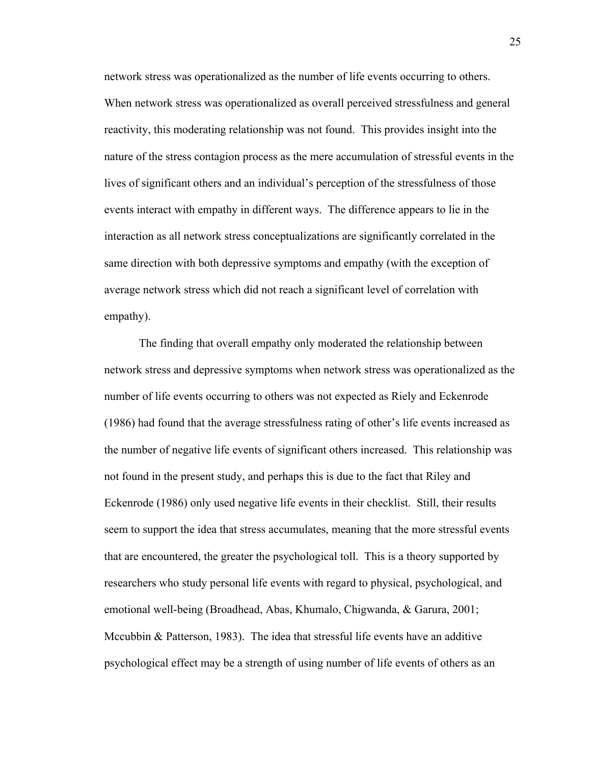network stress was operationalized as the number of life events occurring to others. When network stress was operationalized as overall perceived stressfulness and general reactivity, this moderating relationship was not found. This provides insight into the nature of the stress contagion process as the mere accumulation of stressful events in the lives of significant others and an individual's perception of the stressfulness of those events interact with empathy in different ways. The difference appears to lie in the interaction as all network stress conceptualizations are significantly correlated in the same direction with both depressive symptoms and empathy (with the exception of average network stress which did not reach a significant level of correlation with empathy).

The finding that overall empathy only moderated the relationship between network stress and depressive symptoms when network stress was operationalized as the number of life events occurring to others was not expected as Riely and Eckenrode (1986) had found that the average stressfulness rating of other's life events increased as the number of negative life events of significant others increased. This relationship was not found in the present study, and perhaps this is due to the fact that Riley and Eckenrode (1986) only used negative life events in their checklist. Still, their results seem to support the idea that stress accumulates, meaning that the more stressful events that are encountered, the greater the psychological toll. This is a theory supported by researchers who study personal life events with regard to physical, psychological, and emotional well-being (Broadhead, Abas, Khumalo, Chigwanda, & Garura, 2001; Mccubbin & Patterson, 1983). The idea that stressful life events have an additive psychological effect may be a strength of using number of life events of others as an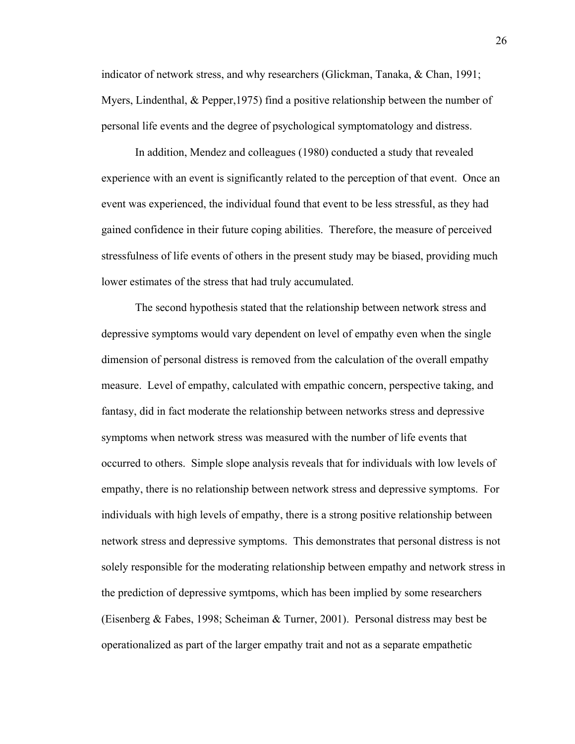indicator of network stress, and why researchers (Glickman, Tanaka, & Chan, 1991; Myers, Lindenthal, & Pepper,1975) find a positive relationship between the number of personal life events and the degree of psychological symptomatology and distress.

In addition, Mendez and colleagues (1980) conducted a study that revealed experience with an event is significantly related to the perception of that event. Once an event was experienced, the individual found that event to be less stressful, as they had gained confidence in their future coping abilities. Therefore, the measure of perceived stressfulness of life events of others in the present study may be biased, providing much lower estimates of the stress that had truly accumulated.

The second hypothesis stated that the relationship between network stress and depressive symptoms would vary dependent on level of empathy even when the single dimension of personal distress is removed from the calculation of the overall empathy measure. Level of empathy, calculated with empathic concern, perspective taking, and fantasy, did in fact moderate the relationship between networks stress and depressive symptoms when network stress was measured with the number of life events that occurred to others. Simple slope analysis reveals that for individuals with low levels of empathy, there is no relationship between network stress and depressive symptoms. For individuals with high levels of empathy, there is a strong positive relationship between network stress and depressive symptoms. This demonstrates that personal distress is not solely responsible for the moderating relationship between empathy and network stress in the prediction of depressive symtpoms, which has been implied by some researchers (Eisenberg & Fabes, 1998; Scheiman & Turner, 2001). Personal distress may best be operationalized as part of the larger empathy trait and not as a separate empathetic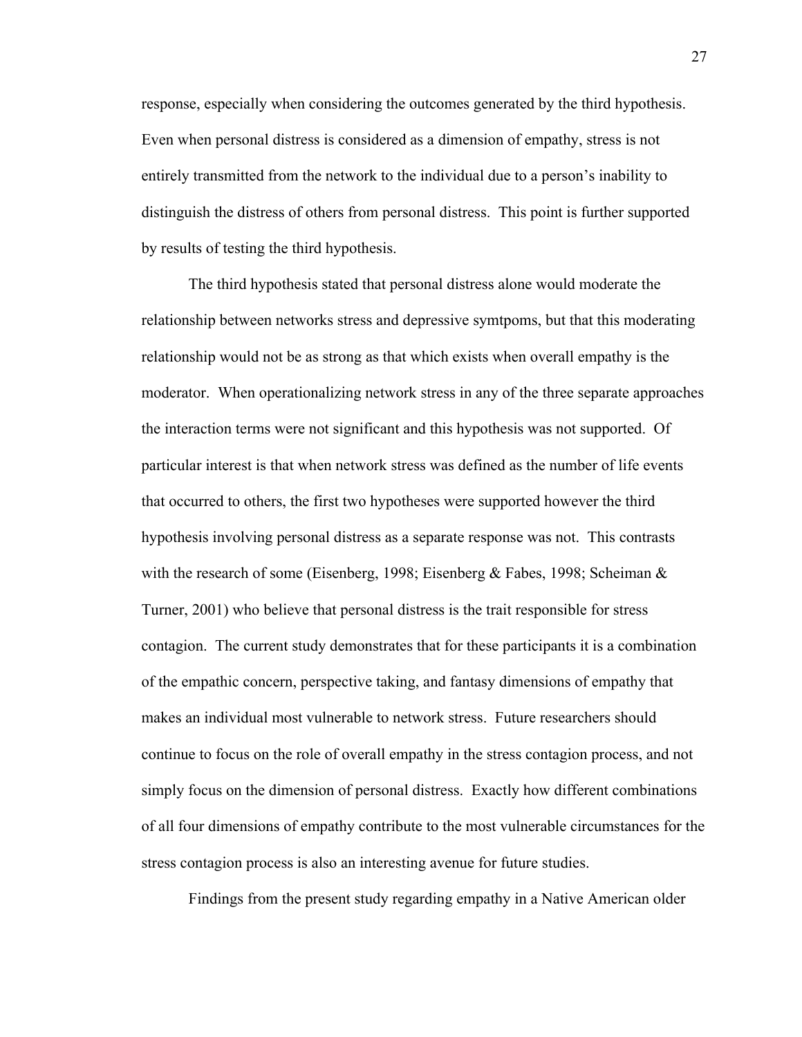response, especially when considering the outcomes generated by the third hypothesis. Even when personal distress is considered as a dimension of empathy, stress is not entirely transmitted from the network to the individual due to a person's inability to distinguish the distress of others from personal distress. This point is further supported by results of testing the third hypothesis.

The third hypothesis stated that personal distress alone would moderate the relationship between networks stress and depressive symtpoms, but that this moderating relationship would not be as strong as that which exists when overall empathy is the moderator. When operationalizing network stress in any of the three separate approaches the interaction terms were not significant and this hypothesis was not supported. Of particular interest is that when network stress was defined as the number of life events that occurred to others, the first two hypotheses were supported however the third hypothesis involving personal distress as a separate response was not. This contrasts with the research of some (Eisenberg, 1998; Eisenberg & Fabes, 1998; Scheiman & Turner, 2001) who believe that personal distress is the trait responsible for stress contagion. The current study demonstrates that for these participants it is a combination of the empathic concern, perspective taking, and fantasy dimensions of empathy that makes an individual most vulnerable to network stress. Future researchers should continue to focus on the role of overall empathy in the stress contagion process, and not simply focus on the dimension of personal distress. Exactly how different combinations of all four dimensions of empathy contribute to the most vulnerable circumstances for the stress contagion process is also an interesting avenue for future studies.

Findings from the present study regarding empathy in a Native American older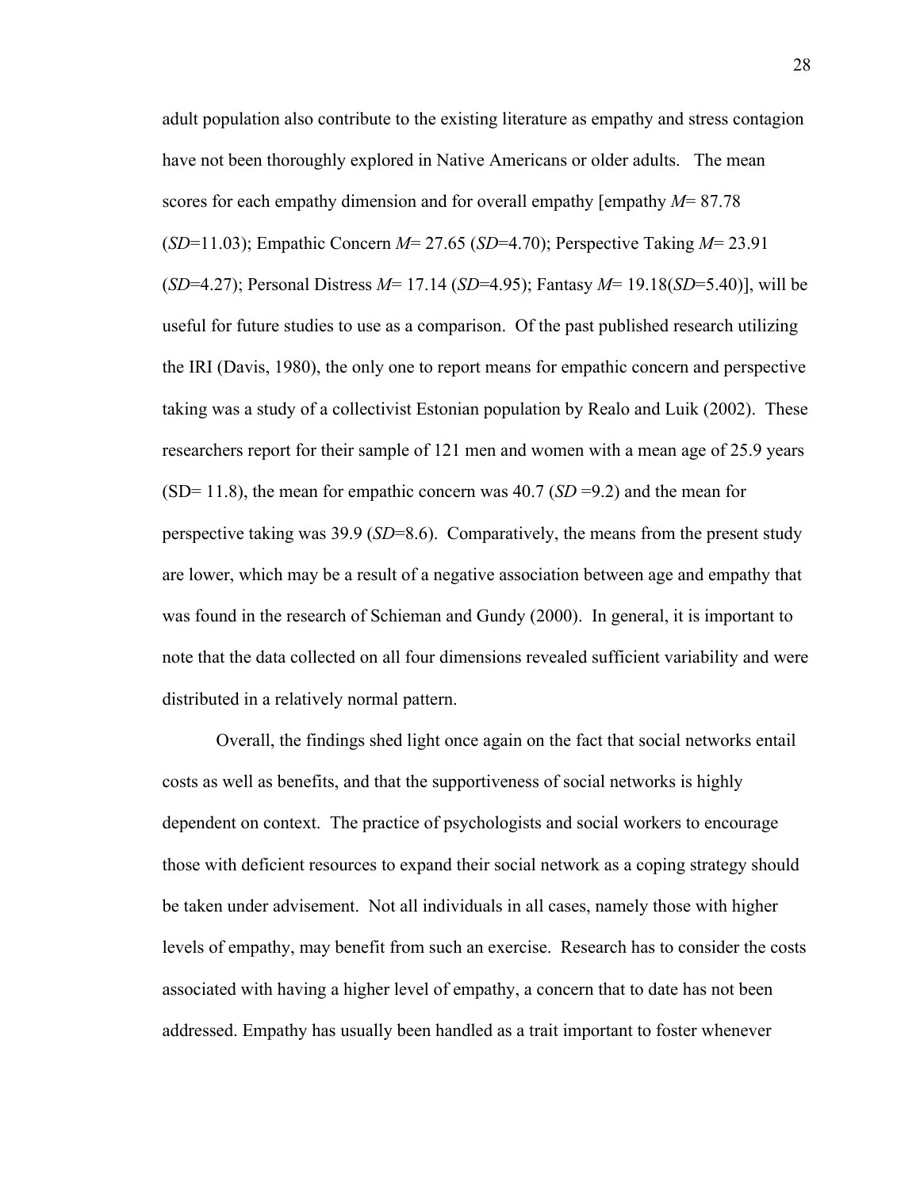adult population also contribute to the existing literature as empathy and stress contagion have not been thoroughly explored in Native Americans or older adults. The mean scores for each empathy dimension and for overall empathy [empathy *M*= 87.78 (*SD*=11.03); Empathic Concern *M*= 27.65 (*SD*=4.70); Perspective Taking *M*= 23.91 (*SD*=4.27); Personal Distress *M*= 17.14 (*SD*=4.95); Fantasy *M*= 19.18(*SD*=5.40)], will be useful for future studies to use as a comparison. Of the past published research utilizing the IRI (Davis, 1980), the only one to report means for empathic concern and perspective taking was a study of a collectivist Estonian population by Realo and Luik (2002). These researchers report for their sample of 121 men and women with a mean age of 25.9 years (SD= 11.8), the mean for empathic concern was 40.7 (*SD* =9.2) and the mean for perspective taking was 39.9 (*SD*=8.6). Comparatively, the means from the present study are lower, which may be a result of a negative association between age and empathy that was found in the research of Schieman and Gundy (2000). In general, it is important to note that the data collected on all four dimensions revealed sufficient variability and were distributed in a relatively normal pattern.

Overall, the findings shed light once again on the fact that social networks entail costs as well as benefits, and that the supportiveness of social networks is highly dependent on context. The practice of psychologists and social workers to encourage those with deficient resources to expand their social network as a coping strategy should be taken under advisement. Not all individuals in all cases, namely those with higher levels of empathy, may benefit from such an exercise. Research has to consider the costs associated with having a higher level of empathy, a concern that to date has not been addressed. Empathy has usually been handled as a trait important to foster whenever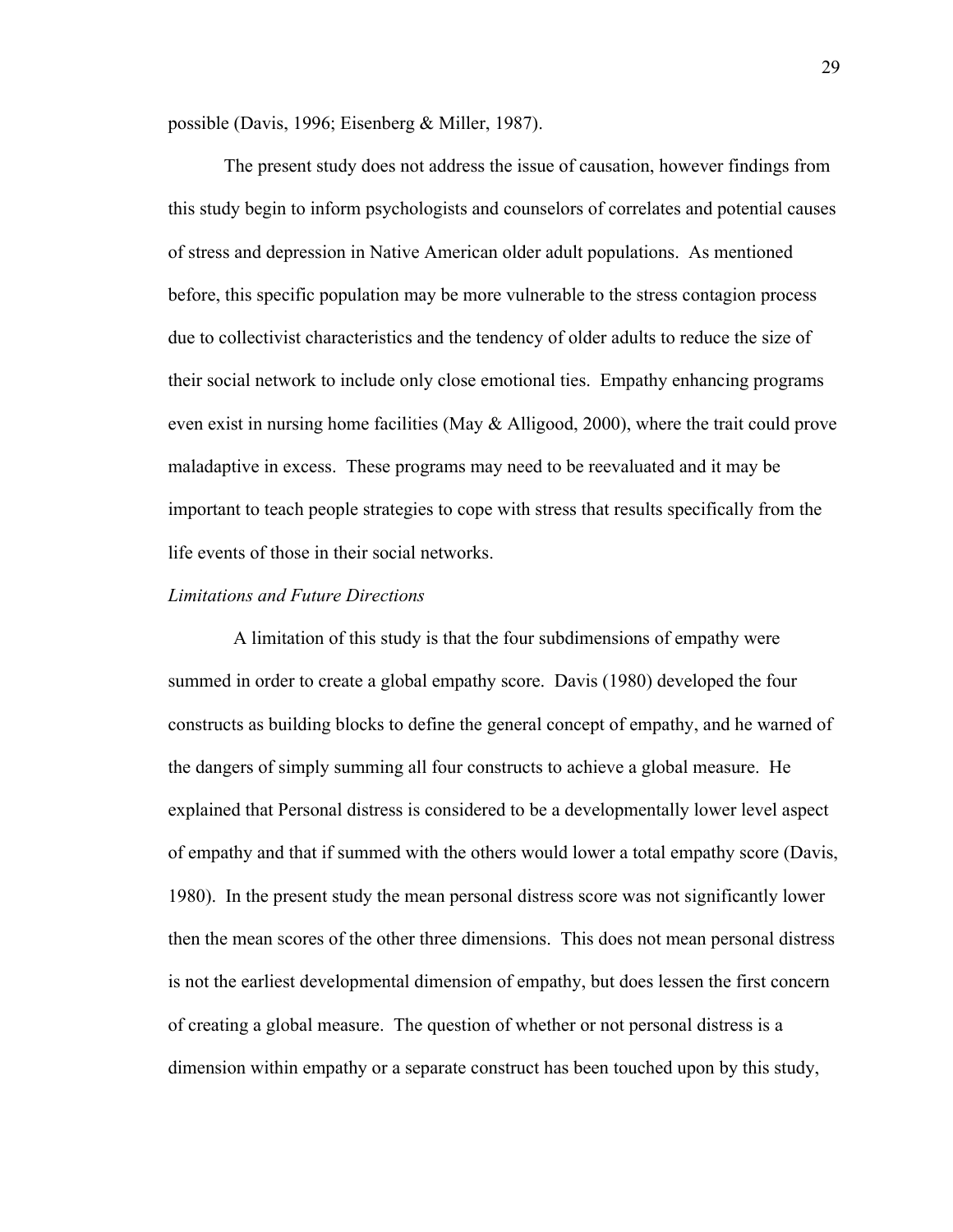possible (Davis, 1996; Eisenberg & Miller, 1987).

The present study does not address the issue of causation, however findings from this study begin to inform psychologists and counselors of correlates and potential causes of stress and depression in Native American older adult populations. As mentioned before, this specific population may be more vulnerable to the stress contagion process due to collectivist characteristics and the tendency of older adults to reduce the size of their social network to include only close emotional ties. Empathy enhancing programs even exist in nursing home facilities (May & Alligood, 2000), where the trait could prove maladaptive in excess. These programs may need to be reevaluated and it may be important to teach people strategies to cope with stress that results specifically from the life events of those in their social networks.

*Limitations and Future Directions*

A limitation of this study is that the four subdimensions of empathy were summed in order to create a global empathy score. Davis (1980) developed the four constructs as building blocks to define the general concept of empathy, and he warned of the dangers of simply summing all four constructs to achieve a global measure. He explained that Personal distress is considered to be a developmentally lower level aspect of empathy and that if summed with the others would lower a total empathy score (Davis, 1980). In the present study the mean personal distress score was not significantly lower then the mean scores of the other three dimensions. This does not mean personal distress is not the earliest developmental dimension of empathy, but does lessen the first concern of creating a global measure. The question of whether or not personal distress is a dimension within empathy or a separate construct has been touched upon by this study,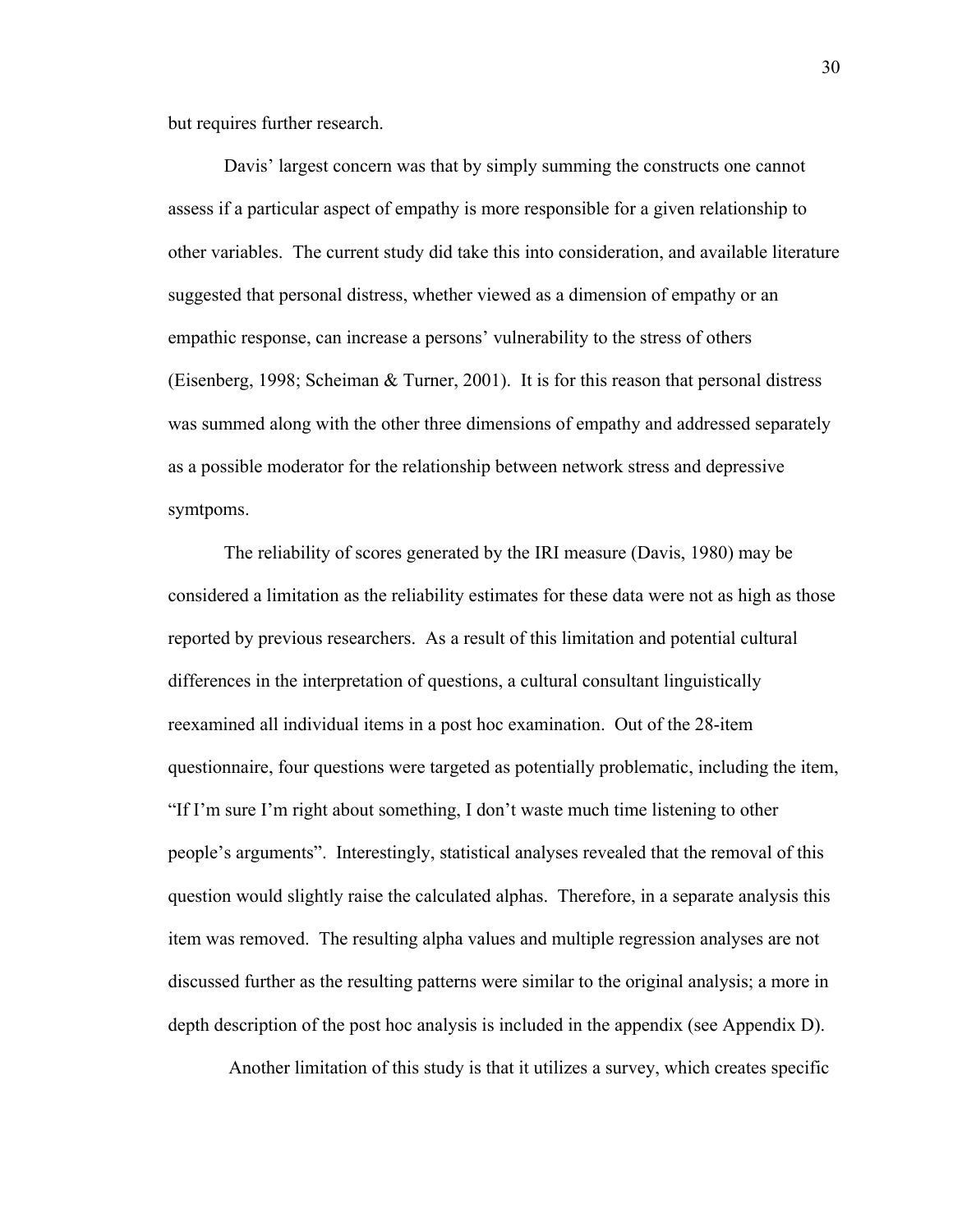but requires further research.

Davis' largest concern was that by simply summing the constructs one cannot assess if a particular aspect of empathy is more responsible for a given relationship to other variables. The current study did take this into consideration, and available literature suggested that personal distress, whether viewed as a dimension of empathy or an empathic response, can increase a persons' vulnerability to the stress of others (Eisenberg, 1998; Scheiman & Turner, 2001). It is for this reason that personal distress was summed along with the other three dimensions of empathy and addressed separately as a possible moderator for the relationship between network stress and depressive symtpoms.

The reliability of scores generated by the IRI measure (Davis, 1980) may be considered a limitation as the reliability estimates for these data were not as high as those reported by previous researchers. As a result of this limitation and potential cultural differences in the interpretation of questions, a cultural consultant linguistically reexamined all individual items in a post hoc examination. Out of the 28-item questionnaire, four questions were targeted as potentially problematic, including the item, "If I'm sure I'm right about something, I don't waste much time listening to other people's arguments". Interestingly, statistical analyses revealed that the removal of this question would slightly raise the calculated alphas. Therefore, in a separate analysis this item was removed. The resulting alpha values and multiple regression analyses are not discussed further as the resulting patterns were similar to the original analysis; a more in depth description of the post hoc analysis is included in the appendix (see Appendix D).

Another limitation of this study is that it utilizes a survey, which creates specific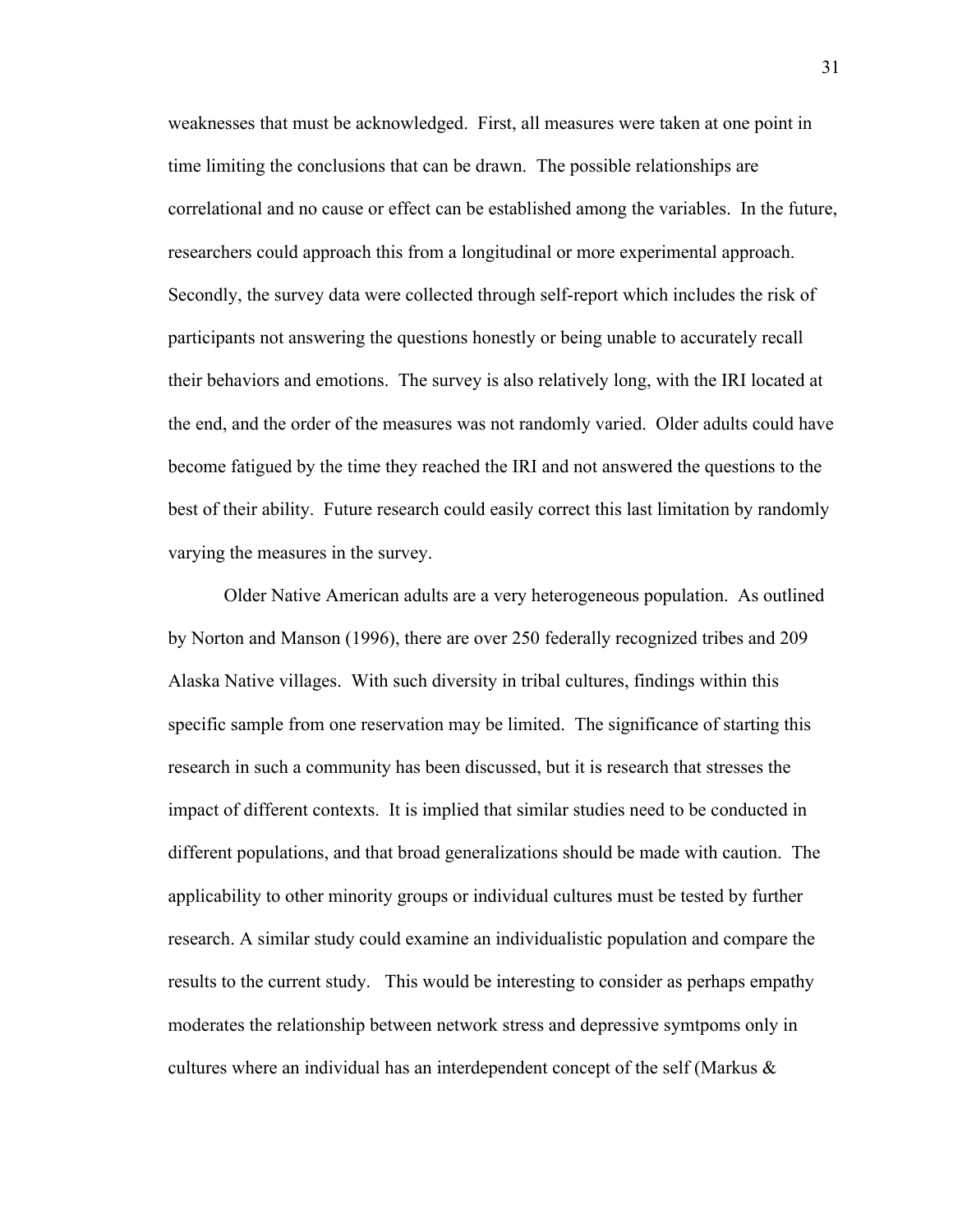weaknesses that must be acknowledged. First, all measures were taken at one point in time limiting the conclusions that can be drawn. The possible relationships are correlational and no cause or effect can be established among the variables. In the future, researchers could approach this from a longitudinal or more experimental approach. Secondly, the survey data were collected through self-report which includes the risk of participants not answering the questions honestly or being unable to accurately recall their behaviors and emotions. The survey is also relatively long, with the IRI located at the end, and the order of the measures was not randomly varied. Older adults could have become fatigued by the time they reached the IRI and not answered the questions to the best of their ability. Future research could easily correct this last limitation by randomly varying the measures in the survey.

Older Native American adults are a very heterogeneous population. As outlined by Norton and Manson (1996), there are over 250 federally recognized tribes and 209 Alaska Native villages. With such diversity in tribal cultures, findings within this specific sample from one reservation may be limited. The significance of starting this research in such a community has been discussed, but it is research that stresses the impact of different contexts. It is implied that similar studies need to be conducted in different populations, and that broad generalizations should be made with caution. The applicability to other minority groups or individual cultures must be tested by further research. A similar study could examine an individualistic population and compare the results to the current study. This would be interesting to consider as perhaps empathy moderates the relationship between network stress and depressive symtpoms only in cultures where an individual has an interdependent concept of the self (Markus &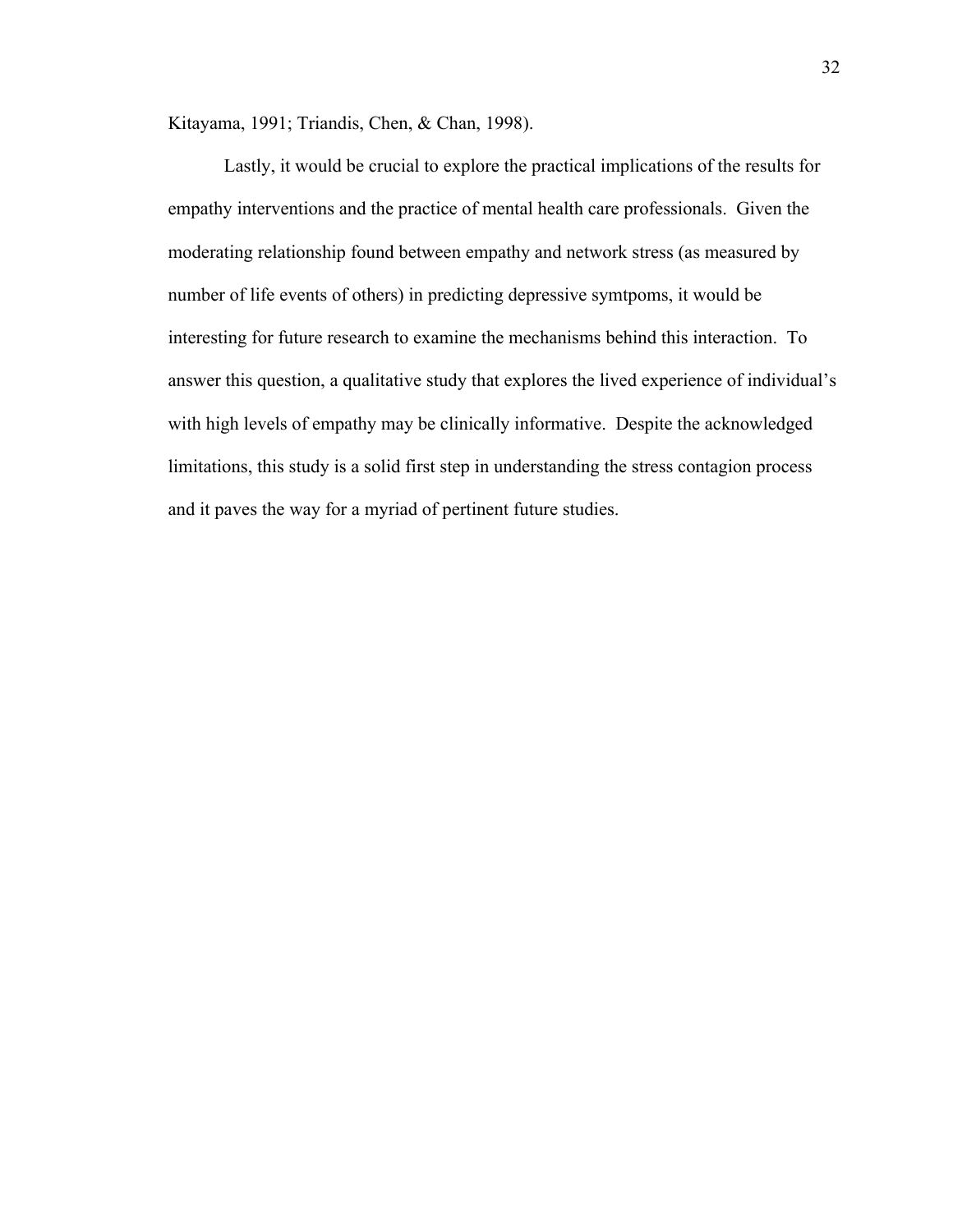Kitayama, 1991; Triandis, Chen, & Chan, 1998).

Lastly, it would be crucial to explore the practical implications of the results for empathy interventions and the practice of mental health care professionals. Given the moderating relationship found between empathy and network stress (as measured by number of life events of others) in predicting depressive symtpoms, it would be interesting for future research to examine the mechanisms behind this interaction. To answer this question, a qualitative study that explores the lived experience of individual's with high levels of empathy may be clinically informative. Despite the acknowledged limitations, this study is a solid first step in understanding the stress contagion process and it paves the way for a myriad of pertinent future studies.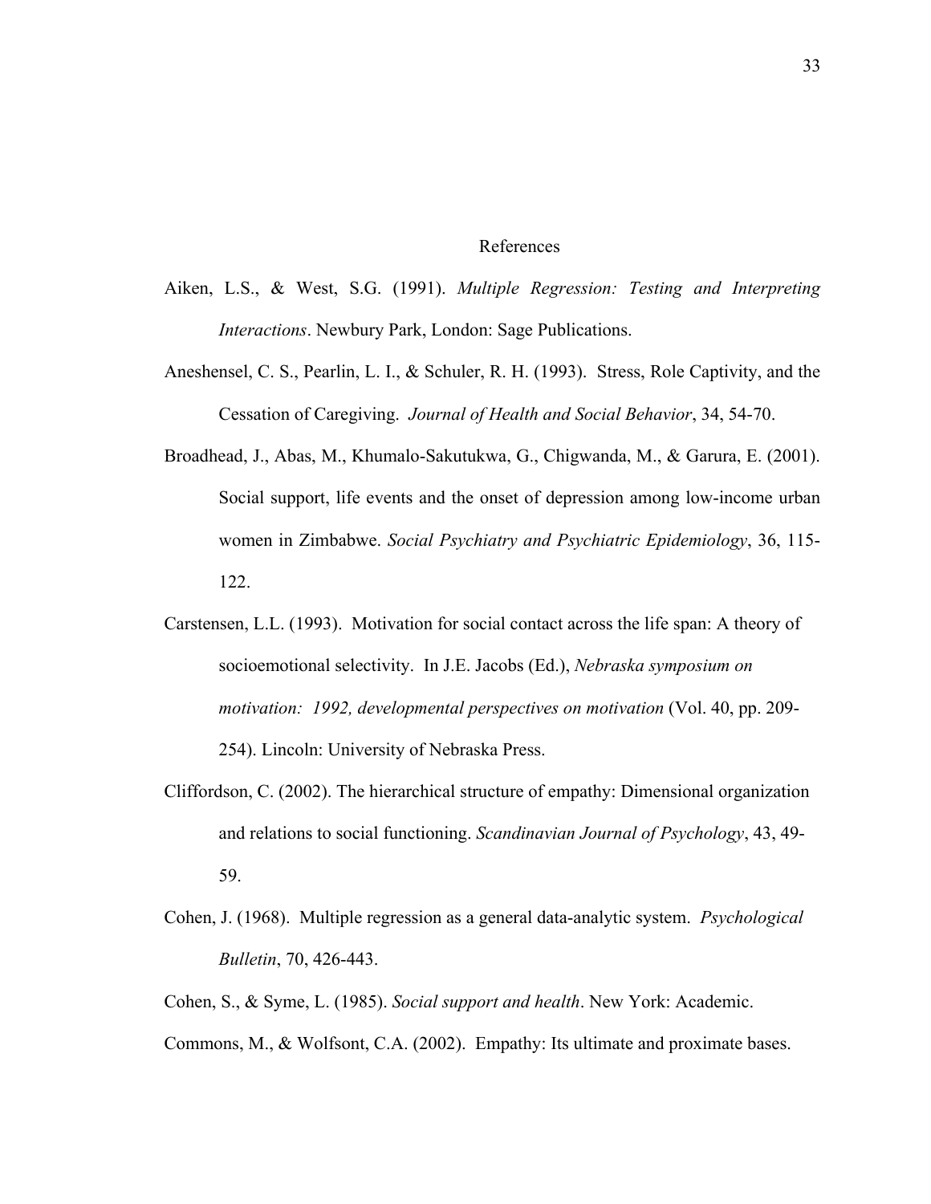# References

Aiken, L.S., & West, S.G. (1991). *Multiple Regression: Testing and Interpreting Interactions*. Newbury Park, London: Sage Publications.

Aneshensel, C. S., Pearlin, L. I., & Schuler, R. H. (1993). Stress, Role Captivity, and the Cessation of Caregiving. *Journal of Health and Social Behavior*, 34, 54-70.

Broadhead, J., Abas, M., Khumalo-Sakutukwa, G., Chigwanda, M., & Garura, E. (2001). Social support, life events and the onset of depression among low-income urban women in Zimbabwe. *Social Psychiatry and Psychiatric Epidemiology*, 36, 115-122.

Carstensen, L.L. (1993). Motivation for social contact across the life span: A theory of socioemotional selectivity. In J.E. Jacobs (Ed.), *Nebraska symposium on motivation: 1992, developmental perspectives on motivation* (Vol. 40, pp. 209-254). Lincoln: University of Nebraska Press.

Cliffordson, C. (2002). The hierarchical structure of empathy: Dimensional organization and relations to social functioning. *Scandinavian Journal of Psychology*, 43, 49-59.

Cohen, J. (1968). Multiple regression as a general data-analytic system. *Psychological Bulletin*, 70, 426-443.

Cohen, S., & Syme, L. (1985). *Social support and health*. New York: Academic.

Commons, M., & Wolfsont, C.A. (2002). Empathy: Its ultimate and proximate bases.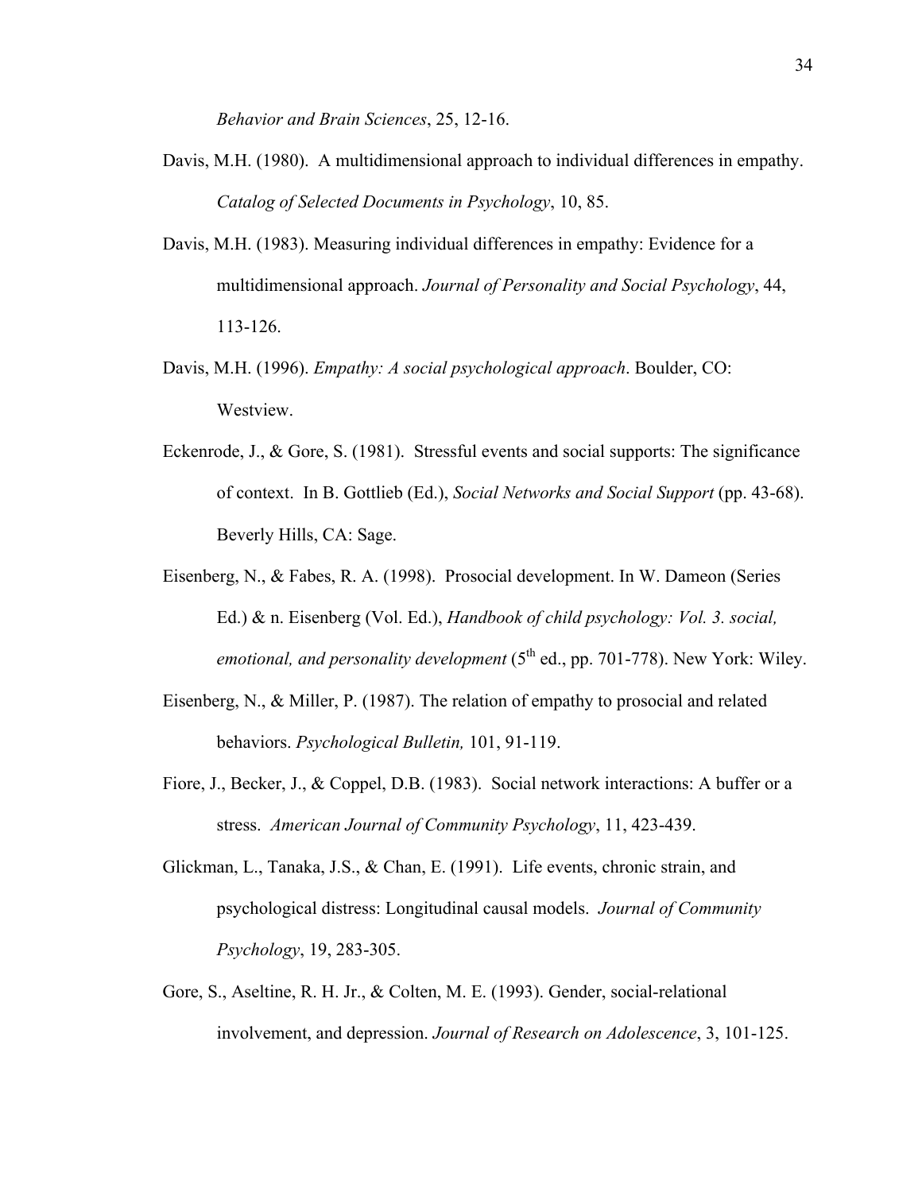*Behavior and Brain Sciences*, 25, 12-16.

Davis, M.H. (1980). A multidimensional approach to individual differences in empathy. *Catalog of Selected Documents in Psychology*, 10, 85.

Davis, M.H. (1983). Measuring individual differences in empathy: Evidence for a multidimensional approach. *Journal of Personality and Social Psychology*, 44, 113-126.

Davis, M.H. (1996). *Empathy: A social psychological approach*. Boulder, CO: Westview.

Eckenrode, J., & Gore, S. (1981). Stressful events and social supports: The significance of context. In B. Gottlieb (Ed.), *Social Networks and Social Support* (pp. 43-68). Beverly Hills, CA: Sage.

Eisenberg, N., & Fabes, R. A. (1998). Prosocial development. In W. Dameon (Series Ed.) & n. Eisenberg (Vol. Ed.), *Handbook of child psychology: Vol. 3. social, emotional, and personality development* (5th ed., pp. 701-778). New York: Wiley.

Eisenberg, N., & Miller, P. (1987). The relation of empathy to prosocial and related behaviors. *Psychological Bulletin,* 101, 91-119.

Fiore, J., Becker, J., & Coppel, D.B. (1983). Social network interactions: A buffer or a stress. *American Journal of Community Psychology*, 11, 423-439.

Glickman, L., Tanaka, J.S., & Chan, E. (1991). Life events, chronic strain, and psychological distress: Longitudinal causal models. *Journal of Community Psychology*, 19, 283-305.

Gore, S., Aseltine, R. H. Jr., & Colten, M. E. (1993). Gender, social-relational involvement, and depression. *Journal of Research on Adolescence*, 3, 101-125.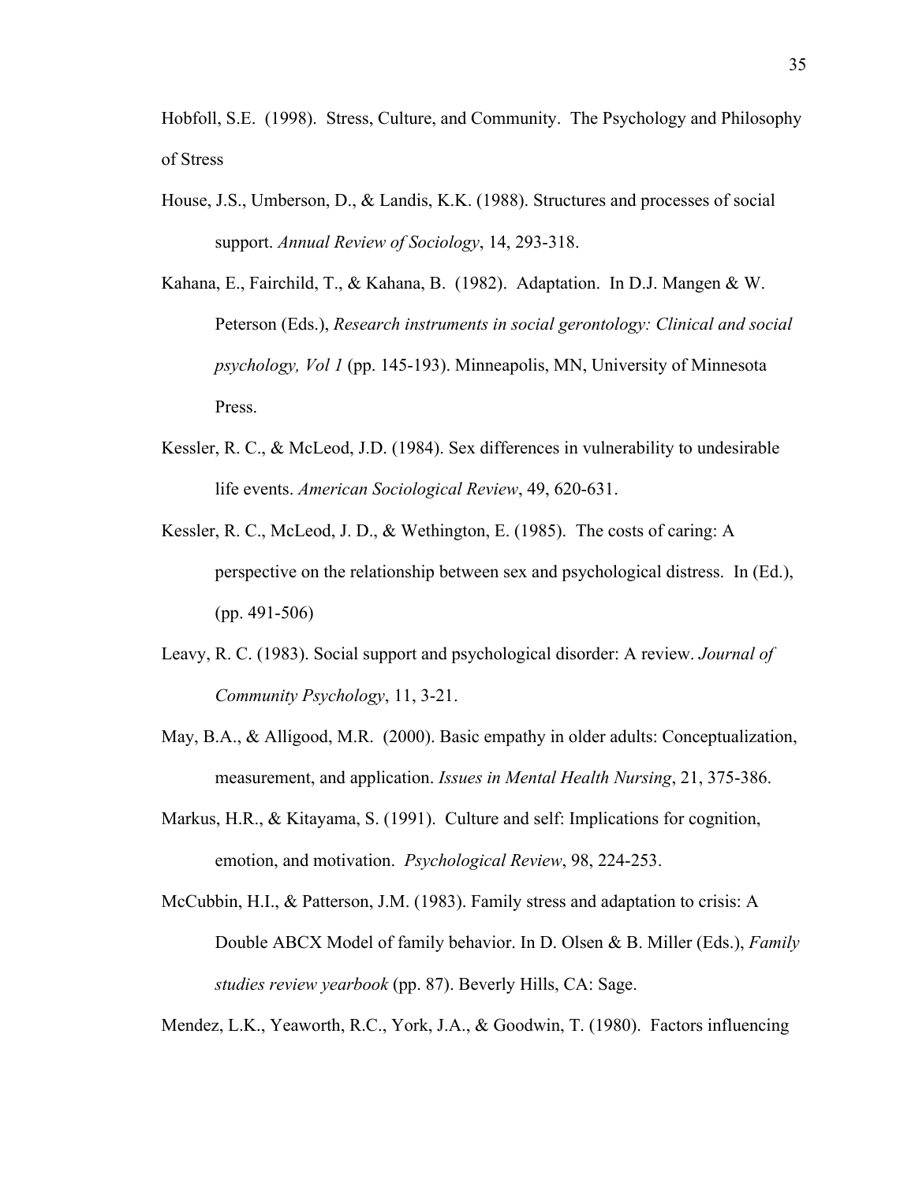Hobfoll, S.E. (1998). Stress, Culture, and Community. The Psychology and Philosophy of Stress

House, J.S., Umberson, D., & Landis, K.K. (1988). Structures and processes of social support. *Annual Review of Sociology*, 14, 293-318.

Kahana, E., Fairchild, T., & Kahana, B. (1982). Adaptation. In D.J. Mangen & W. Peterson (Eds.), *Research instruments in social gerontology: Clinical and social psychology, Vol 1* (pp. 145-193). Minneapolis, MN, University of Minnesota Press.

Kessler, R. C., & McLeod, J.D. (1984). Sex differences in vulnerability to undesirable life events. *American Sociological Review*, 49, 620-631.

Kessler, R. C., McLeod, J. D., & Wethington, E. (1985). The costs of caring: A perspective on the relationship between sex and psychological distress. In (Ed.), (pp. 491-506)

Leavy, R. C. (1983). Social support and psychological disorder: A review. *Journal of Community Psychology*, 11, 3-21.

May, B.A., & Alligood, M.R. (2000). Basic empathy in older adults: Conceptualization, measurement, and application. *Issues in Mental Health Nursing*, 21, 375-386.

Markus, H.R., & Kitayama, S. (1991). Culture and self: Implications for cognition, emotion, and motivation. *Psychological Review*, 98, 224-253.

McCubbin, H.I., & Patterson, J.M. (1983). Family stress and adaptation to crisis: A Double ABCX Model of family behavior. In D. Olsen & B. Miller (Eds.), *Family studies review yearbook* (pp. 87). Beverly Hills, CA: Sage.

Mendez, L.K., Yeaworth, R.C., York, J.A., & Goodwin, T. (1980). Factors influencing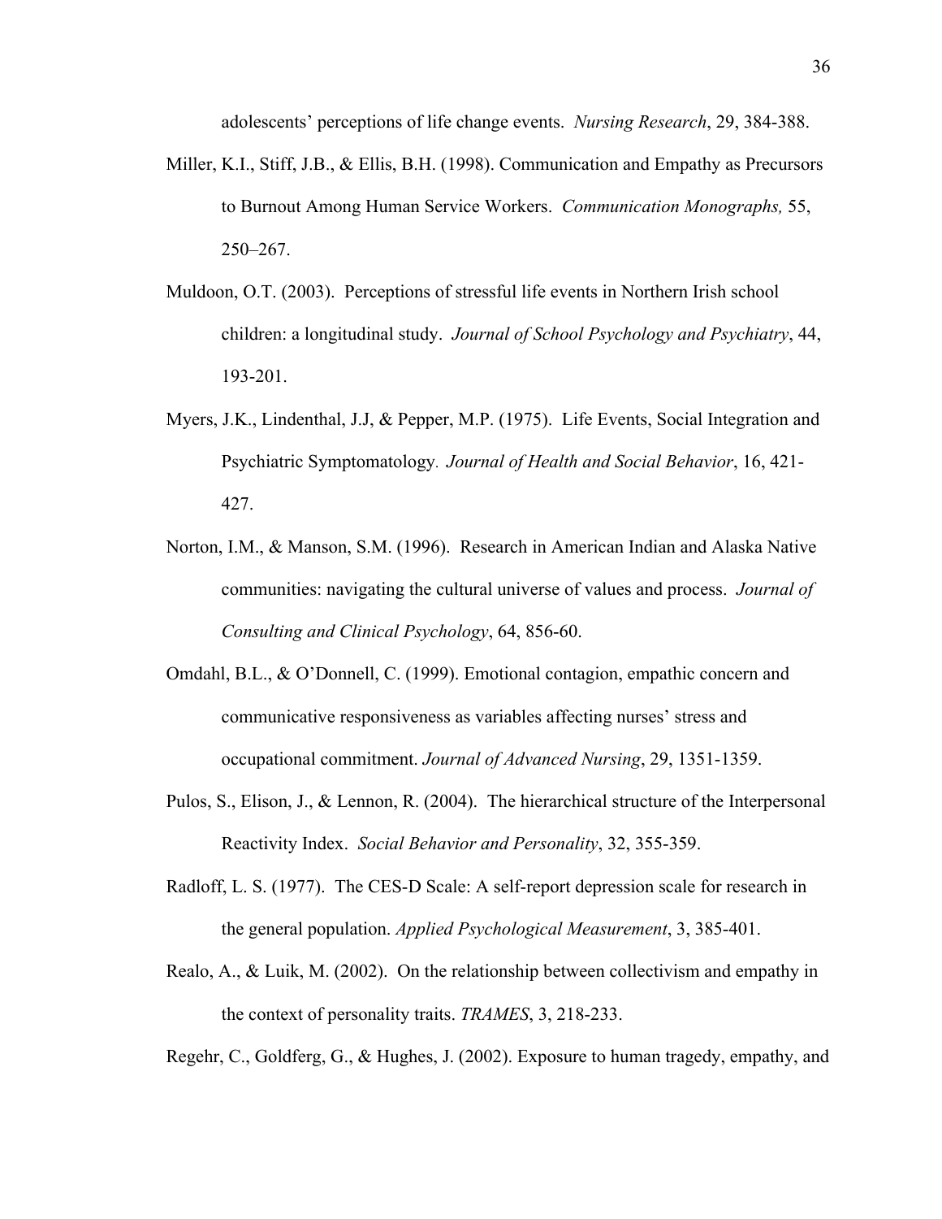adolescents' perceptions of life change events. *Nursing Research*, 29, 384-388.

Miller, K.I., Stiff, J.B., & Ellis, B.H. (1998). Communication and Empathy as Precursors to Burnout Among Human Service Workers. *Communication Monographs,* 55, 250–267.

Muldoon, O.T. (2003). Perceptions of stressful life events in Northern Irish school children: a longitudinal study. *Journal of School Psychology and Psychiatry*, 44, 193-201.

Myers, J.K., Lindenthal, J.J, & Pepper, M.P. (1975). Life Events, Social Integration and Psychiatric Symptomatology. *Journal of Health and Social Behavior*, 16, 421-427.

Norton, I.M., & Manson, S.M. (1996). Research in American Indian and Alaska Native communities: navigating the cultural universe of values and process. *Journal of Consulting and Clinical Psychology*, 64, 856-60.

Omdahl, B.L., & O'Donnell, C. (1999). Emotional contagion, empathic concern and communicative responsiveness as variables affecting nurses' stress and occupational commitment. *Journal of Advanced Nursing*, 29, 1351-1359.

Pulos, S., Elison, J., & Lennon, R. (2004). The hierarchical structure of the Interpersonal Reactivity Index. *Social Behavior and Personality*, 32, 355-359.

Radloff, L. S. (1977). The CES-D Scale: A self-report depression scale for research in the general population. *Applied Psychological Measurement*, 3, 385-401.

Realo, A., & Luik, M. (2002). On the relationship between collectivism and empathy in the context of personality traits. *TRAMES*, 3, 218-233.

Regehr, C., Goldferg, G., & Hughes, J. (2002). Exposure to human tragedy, empathy, and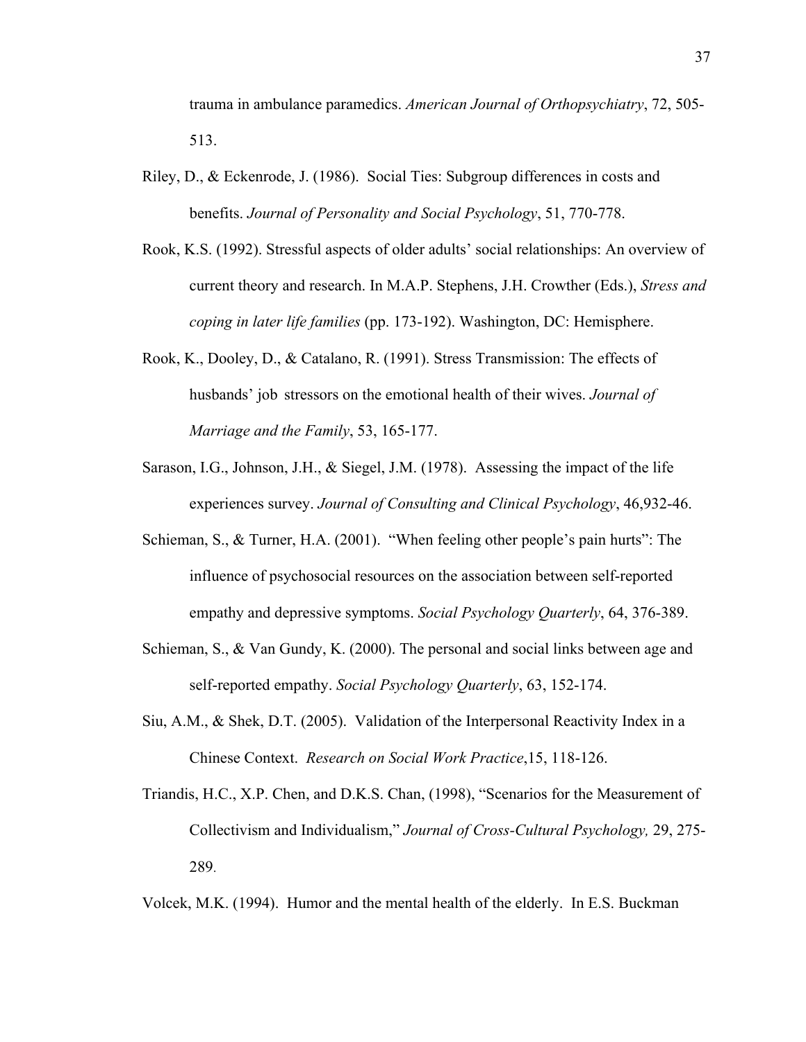trauma in ambulance paramedics. *American Journal of Orthopsychiatry*, 72, 505-513.

Riley, D., & Eckenrode, J. (1986). Social Ties: Subgroup differences in costs and benefits. *Journal of Personality and Social Psychology*, 51, 770-778.

Rook, K.S. (1992). Stressful aspects of older adults' social relationships: An overview of current theory and research. In M.A.P. Stephens, J.H. Crowther (Eds.), *Stress and coping in later life families* (pp. 173-192). Washington, DC: Hemisphere.

Rook, K., Dooley, D., & Catalano, R. (1991). Stress Transmission: The effects of husbands' job stressors on the emotional health of their wives. *Journal of Marriage and the Family*, 53, 165-177.

Sarason, I.G., Johnson, J.H., & Siegel, J.M. (1978). Assessing the impact of the life experiences survey. *Journal of Consulting and Clinical Psychology*, 46,932-46.

Schieman, S., & Turner, H.A. (2001). "When feeling other people's pain hurts": The influence of psychosocial resources on the association between self-reported empathy and depressive symptoms. *Social Psychology Quarterly*, 64, 376-389.

Schieman, S., & Van Gundy, K. (2000). The personal and social links between age and self-reported empathy. *Social Psychology Quarterly*, 63, 152-174.

Siu, A.M., & Shek, D.T. (2005). Validation of the Interpersonal Reactivity Index in a Chinese Context. *Research on Social Work Practice*,15, 118-126.

Triandis, H.C., X.P. Chen, and D.K.S. Chan, (1998), "Scenarios for the Measurement of Collectivism and Individualism," *Journal of Cross-Cultural Psychology,* 29, 275-289.

Volcek, M.K. (1994). Humor and the mental health of the elderly. In E.S. Buckman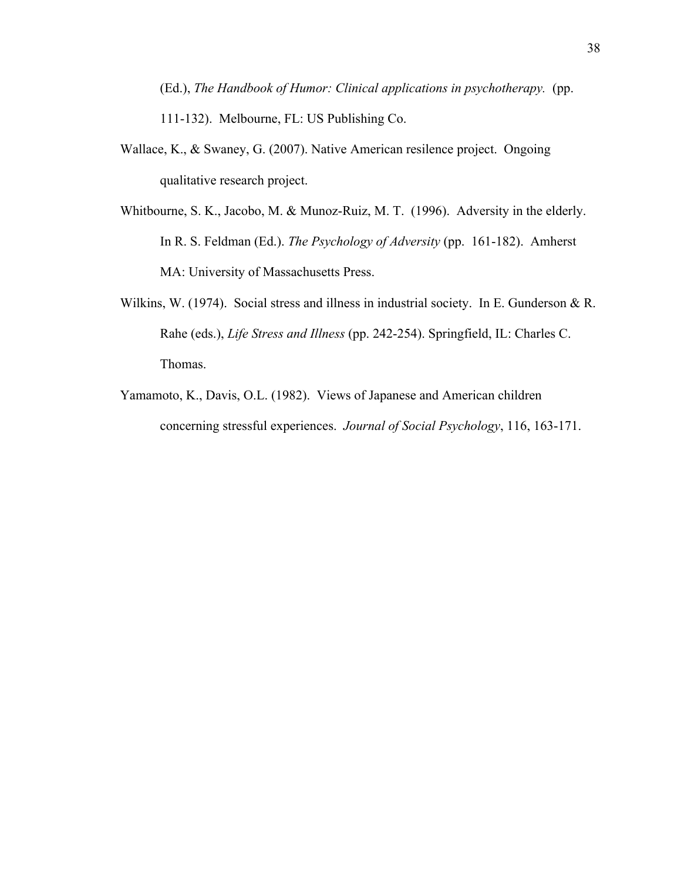(Ed.), *The Handbook of Humor: Clinical applications in psychotherapy.* (pp. 111-132). Melbourne, FL: US Publishing Co.

Wallace, K., & Swaney, G. (2007). Native American resilence project. Ongoing qualitative research project.

Whitbourne, S. K., Jacobo, M. & Munoz-Ruiz, M. T. (1996). Adversity in the elderly. In R. S. Feldman (Ed.). *The Psychology of Adversity* (pp. 161-182). Amherst MA: University of Massachusetts Press.

Wilkins, W. (1974). Social stress and illness in industrial society. In E. Gunderson & R. Rahe (eds.), *Life Stress and Illness* (pp. 242-254). Springfield, IL: Charles C. Thomas.

Yamamoto, K., Davis, O.L. (1982). Views of Japanese and American children concerning stressful experiences. *Journal of Social Psychology*, 116, 163-171.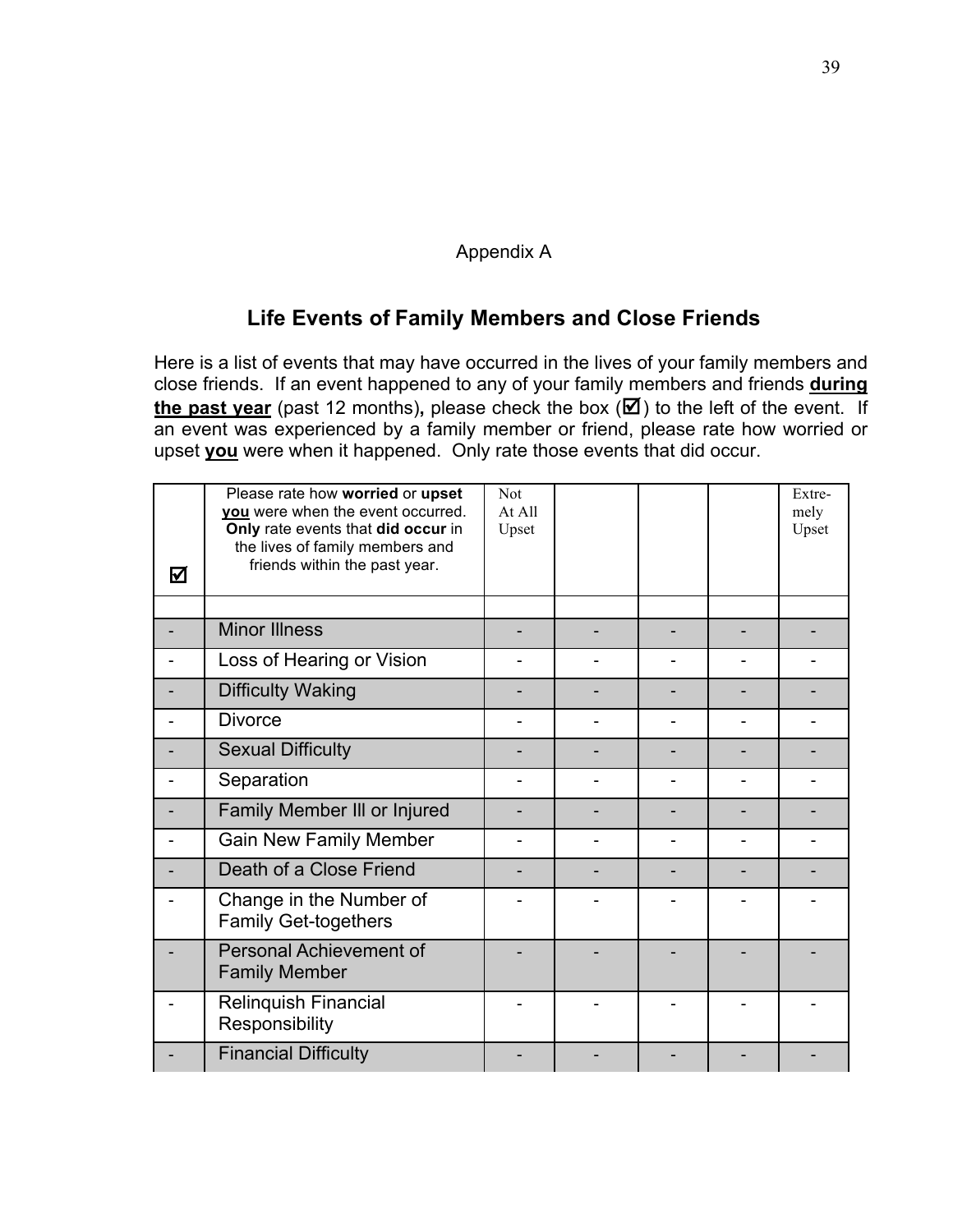Appendix A

## Life Events of Family Members and Close Friends

Here is a list of events that may have occurred in the lives of your family members and close friends. If an event happened to any of your family members and friends **during the past year** (past 12 months)**,** please check the box (☑) to the left of the event. If an event was experienced by a family member or friend, please rate how worried or upset **you** were when it happened. Only rate those events that did occur.

| ☑ | Please rate how **worried** or **upset** **you** were when the event occurred. **Only** rate events that **did occur** in the lives of family members and friends within the past year. | Not At All Upset | | | | Extremely Upset |
|---|---|---|---|---|---|---|
| | | | | | | |
| - | Minor Illness | - | - | - | - | - |
| - | Loss of Hearing or Vision | - | - | - | - | - |
| - | Difficulty Waking | - | - | - | - | - |
| - | Divorce | - | - | - | - | - |
| - | Sexual Difficulty | - | - | - | - | - |
| - | Separation | - | - | - | - | - |
| - | Family Member Ill or Injured | - | - | - | - | - |
| - | Gain New Family Member | - | - | - | - | - |
| - | Death of a Close Friend | - | - | - | - | - |
| - | Change in the Number of Family Get-togethers | - | - | - | - | - |
| - | Personal Achievement of Family Member | - | - | - | - | - |
| - | Relinquish Financial Responsibility | - | - | - | - | - |
| - | Financial Difficulty | - | - | - | - | - |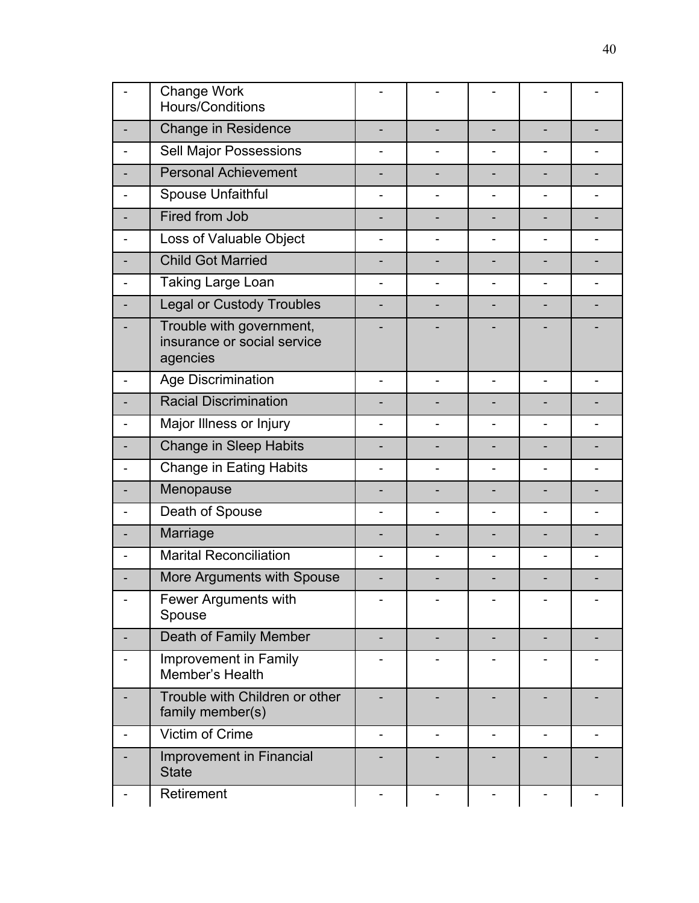| - | Change Work Hours/Conditions | - | - | - | - | - |
|---|---|---|---|---|---|---|
| - | Change in Residence | - | - | - | - | - |
| - | Sell Major Possessions | - | - | - | - | - |
| - | Personal Achievement | - | - | - | - | - |
| - | Spouse Unfaithful | - | - | - | - | - |
| - | Fired from Job | - | - | - | - | - |
| - | Loss of Valuable Object | - | - | - | - | - |
| - | Child Got Married | - | - | - | - | - |
| - | Taking Large Loan | - | - | - | - | - |
| - | Legal or Custody Troubles | - | - | - | - | - |
| - | Trouble with government, insurance or social service agencies | - | - | - | - | - |
| - | Age Discrimination | - | - | - | - | - |
| - | Racial Discrimination | - | - | - | - | - |
| - | Major Illness or Injury | - | - | - | - | - |
| - | Change in Sleep Habits | - | - | - | - | - |
| - | Change in Eating Habits | - | - | - | - | - |
| - | Menopause | - | - | - | - | - |
| - | Death of Spouse | - | - | - | - | - |
| - | Marriage | - | - | - | - | - |
| - | Marital Reconciliation | - | - | - | - | - |
| - | More Arguments with Spouse | - | - | - | - | - |
| - | Fewer Arguments with Spouse | - | - | - | - | - |
| - | Death of Family Member | - | - | - | - | - |
| - | Improvement in Family Member's Health | - | - | - | - | - |
| - | Trouble with Children or other family member(s) | - | - | - | - | - |
| - | Victim of Crime | - | - | - | - | - |
| - | Improvement in Financial State | - | - | - | - | - |
| - | Retirement | - | - | - | - | - |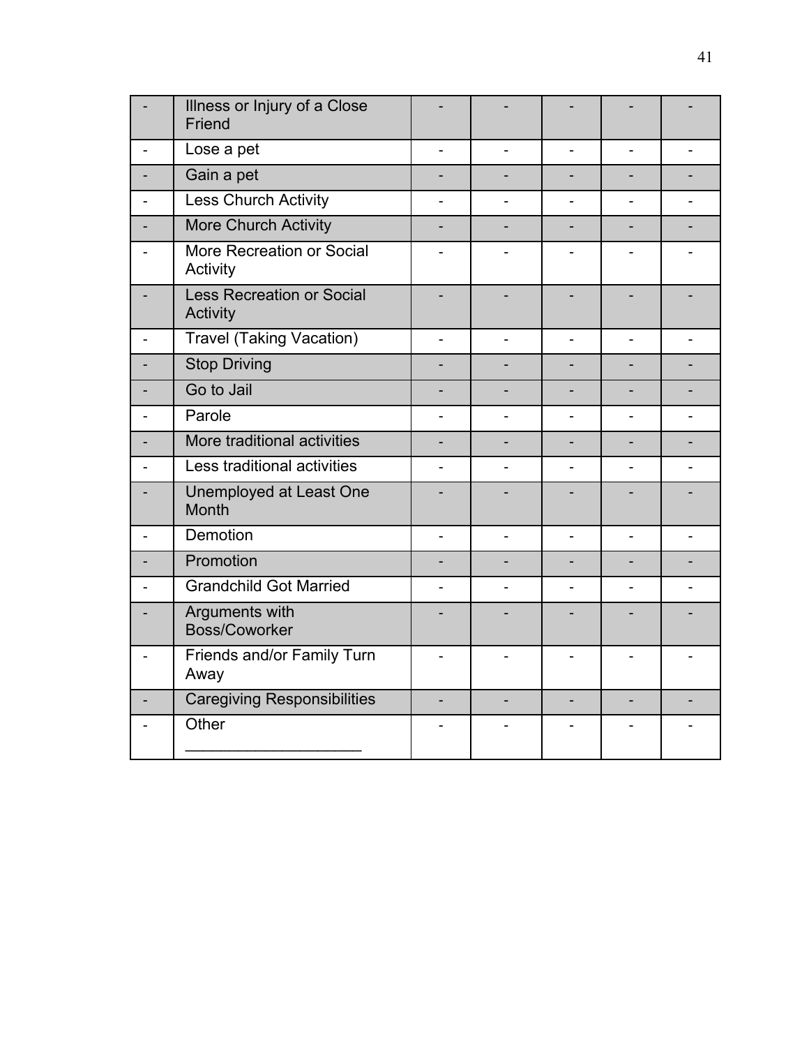| - | Illness or Injury of a Close Friend | - | - | - | - | - |
|---|---|---|---|---|---|---|
| - | Lose a pet | - | - | - | - | - |
| - | Gain a pet | - | - | - | - | - |
| - | Less Church Activity | - | - | - | - | - |
| - | More Church Activity | - | - | - | - | - |
| - | More Recreation or Social Activity | - | - | - | - | - |
| - | Less Recreation or Social Activity | - | - | - | - | - |
| - | Travel (Taking Vacation) | - | - | - | - | - |
| - | Stop Driving | - | - | - | - | - |
| - | Go to Jail | - | - | - | - | - |
| - | Parole | - | - | - | - | - |
| - | More traditional activities | - | - | - | - | - |
| - | Less traditional activities | - | - | - | - | - |
| - | Unemployed at Least One Month | - | - | - | - | - |
| - | Demotion | - | - | - | - | - |
| - | Promotion | - | - | - | - | - |
| - | Grandchild Got Married | - | - | - | - | - |
| - | Arguments with Boss/Coworker | - | - | - | - | - |
| - | Friends and/or Family Turn Away | - | - | - | - | - |
| - | Caregiving Responsibilities | - | - | - | - | - |
| - | Other ____________________ | - | - | - | - | - |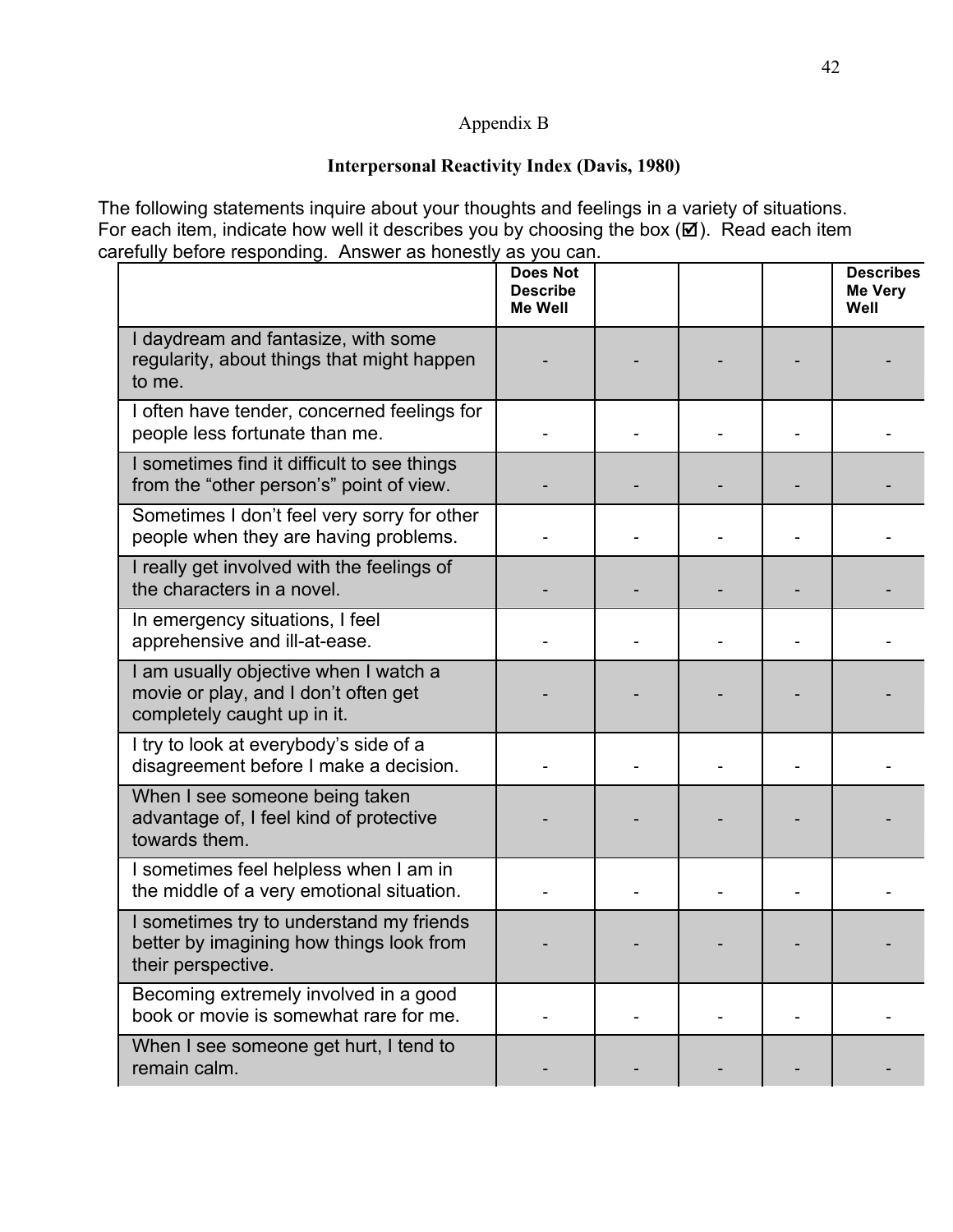Appendix B

**Interpersonal Reactivity Index (Davis, 1980)**

The following statements inquire about your thoughts and feelings in a variety of situations. For each item, indicate how well it describes you by choosing the box (☑). Read each item carefully before responding. Answer as honestly as you can.

| | Does Not Describe Me Well | | | | Describes Me Very Well |
|---|---|---|---|---|---|
| I daydream and fantasize, with some regularity, about things that might happen to me. | - | - | - | - | - |
| I often have tender, concerned feelings for people less fortunate than me. | - | - | - | - | - |
| I sometimes find it difficult to see things from the "other person's" point of view. | - | - | - | - | - |
| Sometimes I don't feel very sorry for other people when they are having problems. | - | - | - | - | - |
| I really get involved with the feelings of the characters in a novel. | - | - | - | - | - |
| In emergency situations, I feel apprehensive and ill-at-ease. | - | - | - | - | - |
| I am usually objective when I watch a movie or play, and I don't often get completely caught up in it. | - | - | - | - | - |
| I try to look at everybody's side of a disagreement before I make a decision. | - | - | - | - | - |
| When I see someone being taken advantage of, I feel kind of protective towards them. | - | - | - | - | - |
| I sometimes feel helpless when I am in the middle of a very emotional situation. | - | - | - | - | - |
| I sometimes try to understand my friends better by imagining how things look from their perspective. | - | - | - | - | - |
| Becoming extremely involved in a good book or movie is somewhat rare for me. | - | - | - | - | - |
| When I see someone get hurt, I tend to remain calm. | - | - | - | - | - |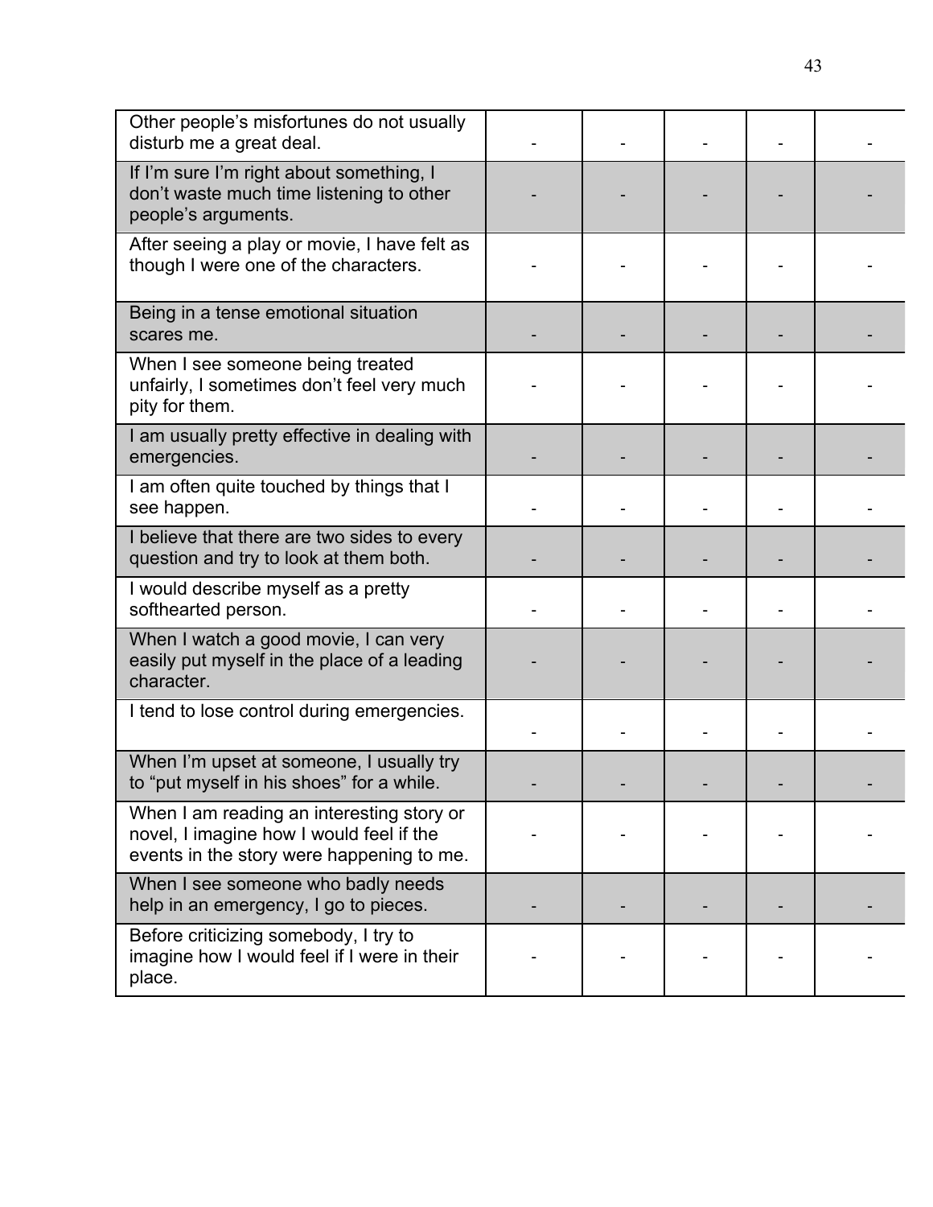| | | | | | |
|---|---|---|---|---|---|
| Other people's misfortunes do not usually disturb me a great deal. | - | - | - | - | - |
| If I'm sure I'm right about something, I don't waste much time listening to other people's arguments. | - | - | - | - | - |
| After seeing a play or movie, I have felt as though I were one of the characters. | - | - | - | - | - |
| Being in a tense emotional situation scares me. | - | - | - | - | - |
| When I see someone being treated unfairly, I sometimes don't feel very much pity for them. | - | - | - | - | - |
| I am usually pretty effective in dealing with emergencies. | - | - | - | - | - |
| I am often quite touched by things that I see happen. | - | - | - | - | - |
| I believe that there are two sides to every question and try to look at them both. | - | - | - | - | - |
| I would describe myself as a pretty softhearted person. | - | - | - | - | - |
| When I watch a good movie, I can very easily put myself in the place of a leading character. | - | - | - | - | - |
| I tend to lose control during emergencies. | - | - | - | - | - |
| When I'm upset at someone, I usually try to "put myself in his shoes" for a while. | - | - | - | - | - |
| When I am reading an interesting story or novel, I imagine how I would feel if the events in the story were happening to me. | - | - | - | - | - |
| When I see someone who badly needs help in an emergency, I go to pieces. | - | - | - | - | - |
| Before criticizing somebody, I try to imagine how I would feel if I were in their place. | - | - | - | - | - |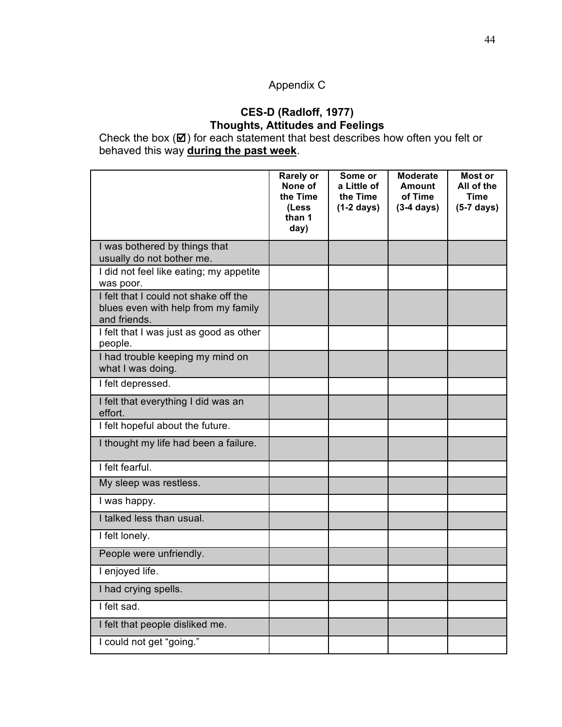# Appendix C

## CES-D (Radloff, 1977)
## Thoughts, Attitudes and Feelings

Check the box (☑) for each statement that best describes how often you felt or behaved this way **during the past week**.

| | **Rarely or None of the Time (Less than 1 day)** | **Some or a Little of the Time (1-2 days)** | **Moderate Amount of Time (3-4 days)** | **Most or All of the Time (5-7 days)** |
|---|---|---|---|---|
| I was bothered by things that usually do not bother me. | | | | |
| I did not feel like eating; my appetite was poor. | | | | |
| I felt that I could not shake off the blues even with help from my family and friends. | | | | |
| I felt that I was just as good as other people. | | | | |
| I had trouble keeping my mind on what I was doing. | | | | |
| I felt depressed. | | | | |
| I felt that everything I did was an effort. | | | | |
| I felt hopeful about the future. | | | | |
| I thought my life had been a failure. | | | | |
| I felt fearful. | | | | |
| My sleep was restless. | | | | |
| I was happy. | | | | |
| I talked less than usual. | | | | |
| I felt lonely. | | | | |
| People were unfriendly. | | | | |
| I enjoyed life. | | | | |
| I had crying spells. | | | | |
| I felt sad. | | | | |
| I felt that people disliked me. | | | | |
| I could not get "going." | | | | |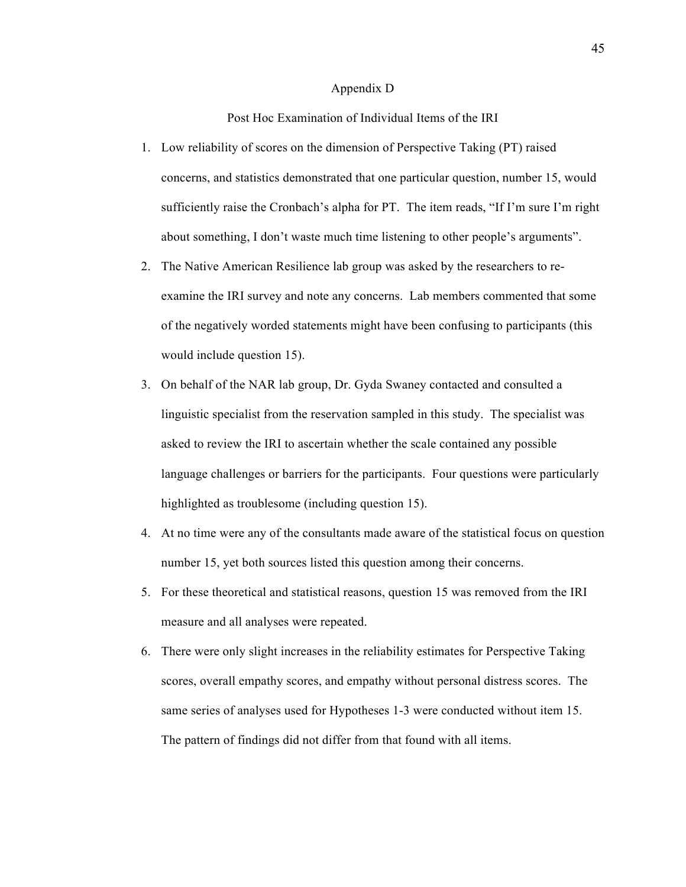# Appendix D

## Post Hoc Examination of Individual Items of the IRI

1. Low reliability of scores on the dimension of Perspective Taking (PT) raised concerns, and statistics demonstrated that one particular question, number 15, would sufficiently raise the Cronbach's alpha for PT. The item reads, "If I'm sure I'm right about something, I don't waste much time listening to other people's arguments".
2. The Native American Resilience lab group was asked by the researchers to re-examine the IRI survey and note any concerns. Lab members commented that some of the negatively worded statements might have been confusing to participants (this would include question 15).
3. On behalf of the NAR lab group, Dr. Gyda Swaney contacted and consulted a linguistic specialist from the reservation sampled in this study. The specialist was asked to review the IRI to ascertain whether the scale contained any possible language challenges or barriers for the participants. Four questions were particularly highlighted as troublesome (including question 15).
4. At no time were any of the consultants made aware of the statistical focus on question number 15, yet both sources listed this question among their concerns.
5. For these theoretical and statistical reasons, question 15 was removed from the IRI measure and all analyses were repeated.
6. There were only slight increases in the reliability estimates for Perspective Taking scores, overall empathy scores, and empathy without personal distress scores. The same series of analyses used for Hypotheses 1-3 were conducted without item 15. The pattern of findings did not differ from that found with all items.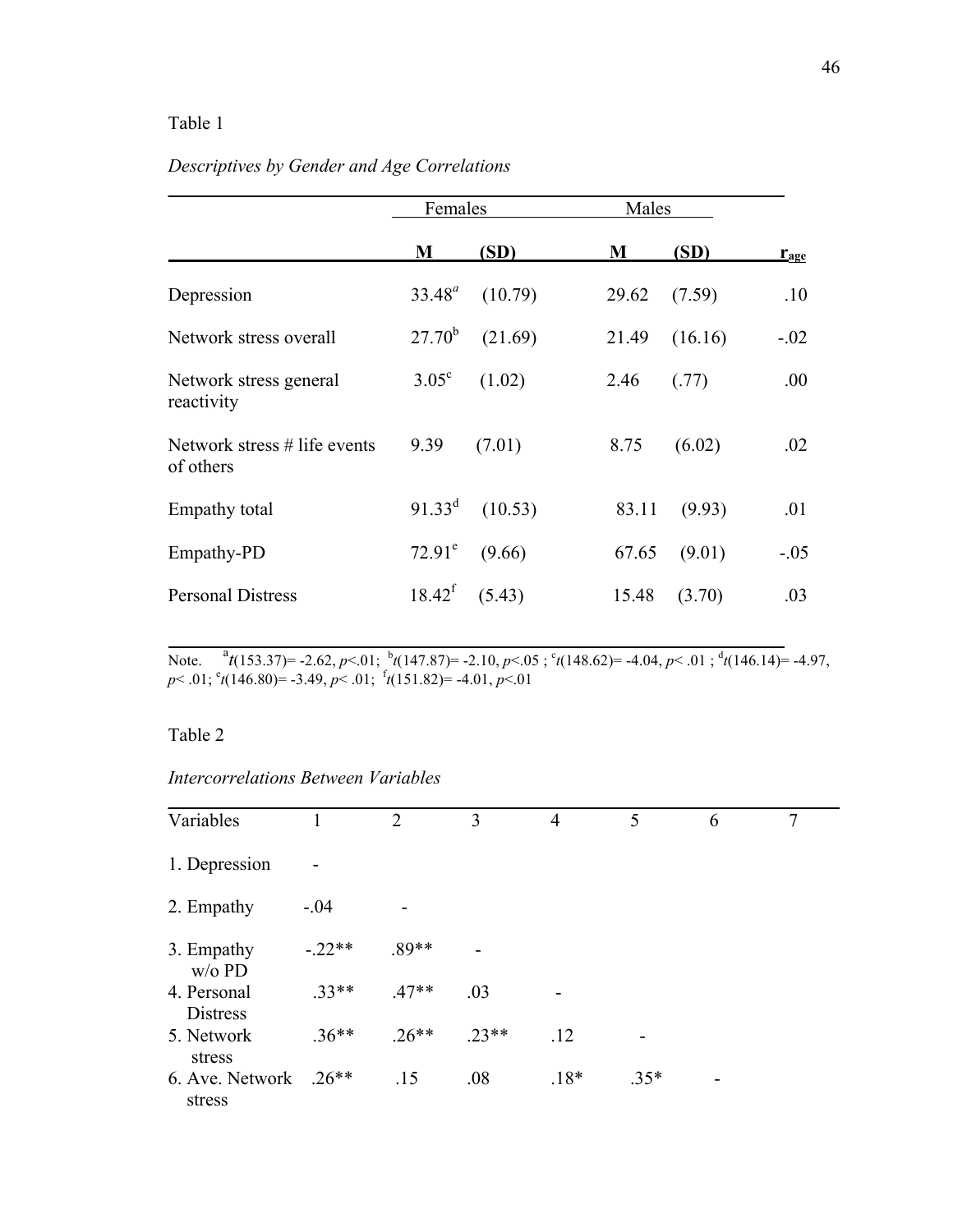Table 1

*Descriptives by Gender and Age Correlations*

| | Females | | Males | | |
|---|---|---|---|---|---|
| | **M** | **(SD)** | **M** | **(SD)** | $r_{age}$ |
| Depression | 33.48[a] | (10.79) | 29.62 | (7.59) | .10 |
| Network stress overall | 27.70[b] | (21.69) | 21.49 | (16.16) | -.02 |
| Network stress general reactivity | 3.05[c] | (1.02) | 2.46 | (.77) | .00 |
| Network stress # life events of others | 9.39 | (7.01) | 8.75 | (6.02) | .02 |
| Empathy total | 91.33[d] | (10.53) | 83.11 | (9.93) | .01 |
| Empathy-PD | 72.91[e] | (9.66) | 67.65 | (9.01) | -.05 |
| Personal Distress | 18.42[f] | (5.43) | 15.48 | (3.70) | .03 |

Note. [a]$t(153.37) = -2.62$, $p < .01$; [b]$t(147.87) = -2.10$, $p < .05$; [c]$t(148.62) = -4.04$, $p < .01$; [d]$t(146.14) = -4.97$, $p < .01$; [e]$t(146.80) = -3.49$, $p < .01$; [f]$t(151.82) = -4.01$, $p < .01$

Table 2

*Intercorrelations Between Variables*

| Variables | 1 | 2 | 3 | 4 | 5 | 6 | 7 |
|---|---|---|---|---|---|---|---|
| 1. Depression | - | | | | | | |
| 2. Empathy | -.04 | - | | | | | |
| 3. Empathy w/o PD | -.22** | .89** | - | | | | |
| 4. Personal Distress | .33** | .47** | .03 | - | | | |
| 5. Network stress | .36** | .26** | .23** | .12 | - | | |
| 6. Ave. Network stress | .26** | .15 | .08 | .18* | .35* | - | |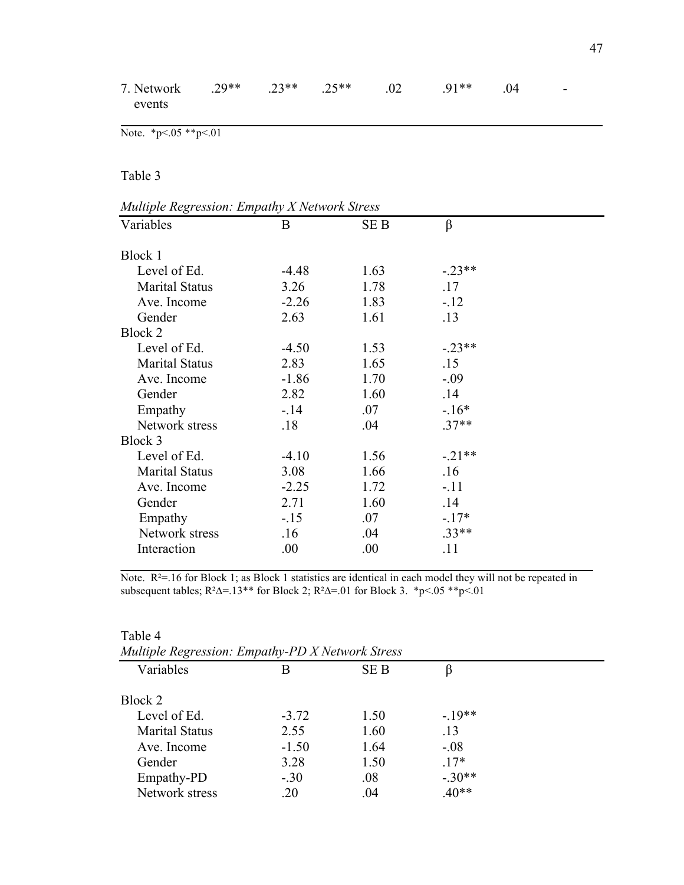| 7. Network events | .29** | .23** | .25** | .02 | .91** | .04 | - |
|---|---|---|---|---|---|---|---|

Note. *p<.05 **p<.01

Table 3

*Multiple Regression: Empathy X Network Stress*

| Variables | B | SE B | β |
|---|---|---|---|
| Block 1 | | | |
| Level of Ed. | -4.48 | 1.63 | -.23** |
| Marital Status | 3.26 | 1.78 | .17 |
| Ave. Income | -2.26 | 1.83 | -.12 |
| Gender | 2.63 | 1.61 | .13 |
| Block 2 | | | |
| Level of Ed. | -4.50 | 1.53 | -.23** |
| Marital Status | 2.83 | 1.65 | .15 |
| Ave. Income | -1.86 | 1.70 | -.09 |
| Gender | 2.82 | 1.60 | .14 |
| Empathy | -.14 | .07 | -.16* |
| Network stress | .18 | .04 | .37** |
| Block 3 | | | |
| Level of Ed. | -4.10 | 1.56 | -.21** |
| Marital Status | 3.08 | 1.66 | .16 |
| Ave. Income | -2.25 | 1.72 | -.11 |
| Gender | 2.71 | 1.60 | .14 |
| Empathy | -.15 | .07 | -.17* |
| Network stress | .16 | .04 | .33** |
| Interaction | .00 | .00 | .11 |

Note. $R^2$=.16 for Block 1; as Block 1 statistics are identical in each model they will not be repeated in subsequent tables; $R^2\Delta$=.13** for Block 2; $R^2\Delta$=.01 for Block 3. *p<.05 **p<.01

Table 4

*Multiple Regression: Empathy-PD X Network Stress*

| Variables | B | SE B | β |
|---|---|---|---|
| Block 2 | | | |
| Level of Ed. | -3.72 | 1.50 | -.19** |
| Marital Status | 2.55 | 1.60 | .13 |
| Ave. Income | -1.50 | 1.64 | -.08 |
| Gender | 3.28 | 1.50 | .17* |
| Empathy-PD | -.30 | .08 | -.30** |
| Network stress | .20 | .04 | .40** |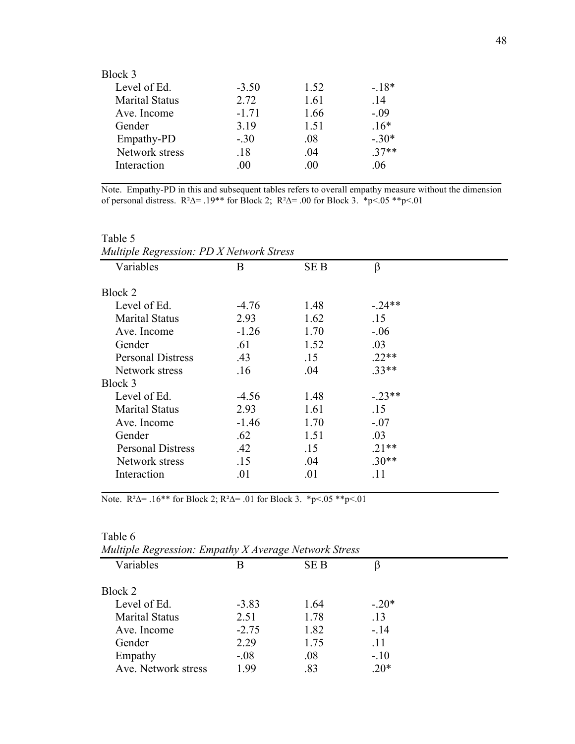| Variables | B | SE B | β |
|---|---|---|---|
| Block 3 | | | |
| Level of Ed. | -3.50 | 1.52 | -.18* |
| Marital Status | 2.72 | 1.61 | .14 |
| Ave. Income | -1.71 | 1.66 | -.09 |
| Gender | 3.19 | 1.51 | .16* |
| Empathy-PD | -.30 | .08 | -.30* |
| Network stress | .18 | .04 | .37** |
| Interaction | .00 | .00 | .06 |

Note. Empathy-PD in this and subsequent tables refers to overall empathy measure without the dimension of personal distress. $R^2\Delta = .19^{**}$ for Block 2; $R^2\Delta = .00$ for Block 3. $^*p<.05$ $^{**}p<.01$

Table 5

*Multiple Regression: PD X Network Stress*

| Variables | B | SE B | β |
|---|---|---|---|
| Block 2 | | | |
| Level of Ed. | -4.76 | 1.48 | -.24** |
| Marital Status | 2.93 | 1.62 | .15 |
| Ave. Income | -1.26 | 1.70 | -.06 |
| Gender | .61 | 1.52 | .03 |
| Personal Distress | .43 | .15 | .22** |
| Network stress | .16 | .04 | .33** |
| Block 3 | | | |
| Level of Ed. | -4.56 | 1.48 | -.23** |
| Marital Status | 2.93 | 1.61 | .15 |
| Ave. Income | -1.46 | 1.70 | -.07 |
| Gender | .62 | 1.51 | .03 |
| Personal Distress | .42 | .15 | .21** |
| Network stress | .15 | .04 | .30** |
| Interaction | .01 | .01 | .11 |

Note. $R^2\Delta = .16^{**}$ for Block 2; $R^2\Delta = .01$ for Block 3. $^*p<.05$ $^{**}p<.01$

Table 6

*Multiple Regression: Empathy X Average Network Stress*

| Variables | B | SE B | β |
|---|---|---|---|
| Block 2 | | | |
| Level of Ed. | -3.83 | 1.64 | -.20* |
| Marital Status | 2.51 | 1.78 | .13 |
| Ave. Income | -2.75 | 1.82 | -.14 |
| Gender | 2.29 | 1.75 | .11 |
| Empathy | -.08 | .08 | -.10 |
| Ave. Network stress | 1.99 | .83 | .20* |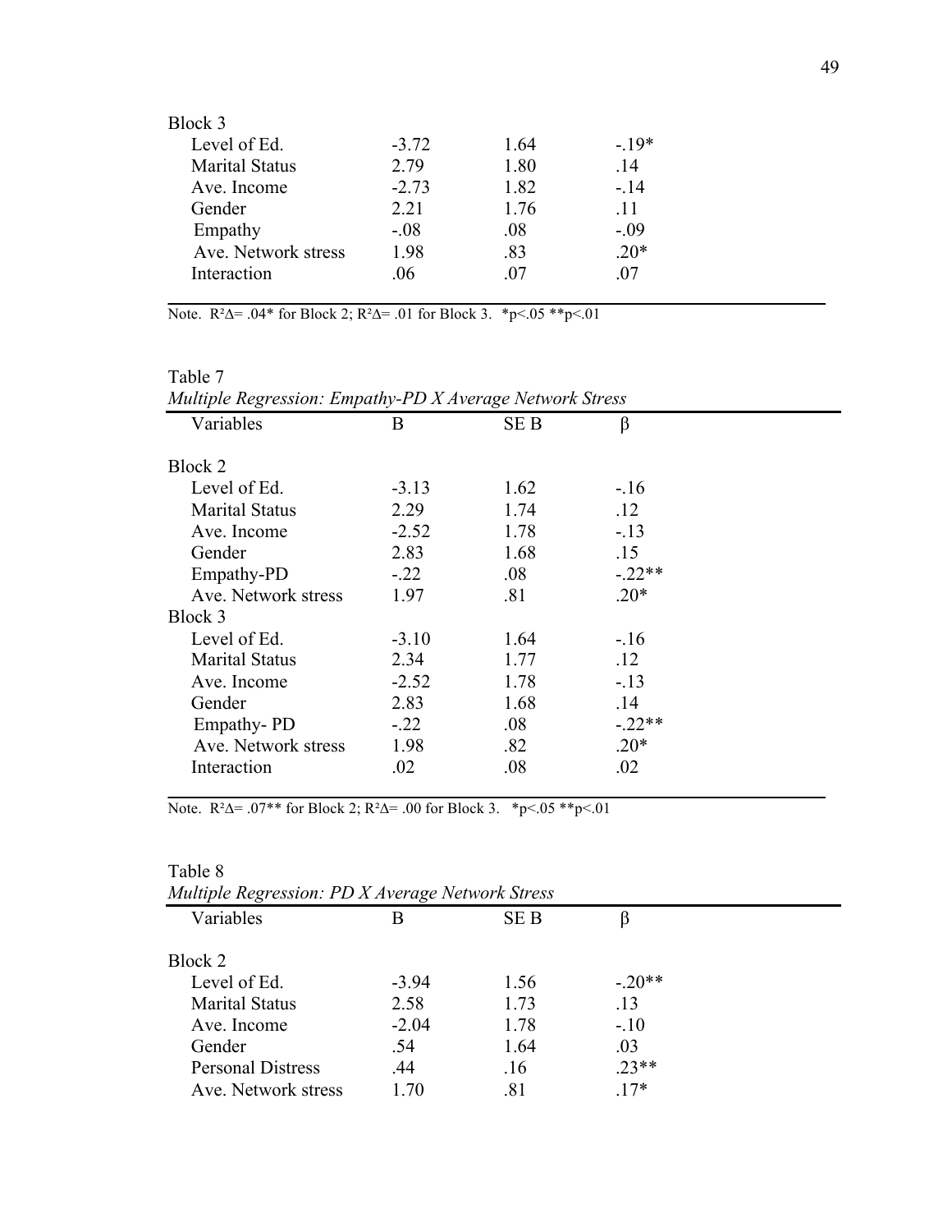| | | | |
|---|---|---|---|
| Block 3 | | | |
| Level of Ed. | -3.72 | 1.64 | -.19* |
| Marital Status | 2.79 | 1.80 | .14 |
| Ave. Income | -2.73 | 1.82 | -.14 |
| Gender | 2.21 | 1.76 | .11 |
| Empathy | -.08 | .08 | -.09 |
| Ave. Network stress | 1.98 | .83 | .20* |
| Interaction | .06 | .07 | .07 |

Note. $R^2\Delta = .04$* for Block 2; $R^2\Delta = .01$ for Block 3. *p<.05 **p<.01

Table 7

*Multiple Regression: Empathy-PD X Average Network Stress*

| Variables | B | SE B | β |
|---|---|---|---|
| Block 2 | | | |
| Level of Ed. | -3.13 | 1.62 | -.16 |
| Marital Status | 2.29 | 1.74 | .12 |
| Ave. Income | -2.52 | 1.78 | -.13 |
| Gender | 2.83 | 1.68 | .15 |
| Empathy-PD | -.22 | .08 | -.22** |
| Ave. Network stress | 1.97 | .81 | .20* |
| Block 3 | | | |
| Level of Ed. | -3.10 | 1.64 | -.16 |
| Marital Status | 2.34 | 1.77 | .12 |
| Ave. Income | -2.52 | 1.78 | -.13 |
| Gender | 2.83 | 1.68 | .14 |
| Empathy- PD | -.22 | .08 | -.22** |
| Ave. Network stress | 1.98 | .82 | .20* |
| Interaction | .02 | .08 | .02 |

Note. $R^2\Delta = .07$** for Block 2; $R^2\Delta = .00$ for Block 3. *p<.05 **p<.01

Table 8

*Multiple Regression: PD X Average Network Stress*

| Variables | B | SE B | β |
|---|---|---|---|
| Block 2 | | | |
| Level of Ed. | -3.94 | 1.56 | -.20** |
| Marital Status | 2.58 | 1.73 | .13 |
| Ave. Income | -2.04 | 1.78 | -.10 |
| Gender | .54 | 1.64 | .03 |
| Personal Distress | .44 | .16 | .23** |
| Ave. Network stress | 1.70 | .81 | .17* |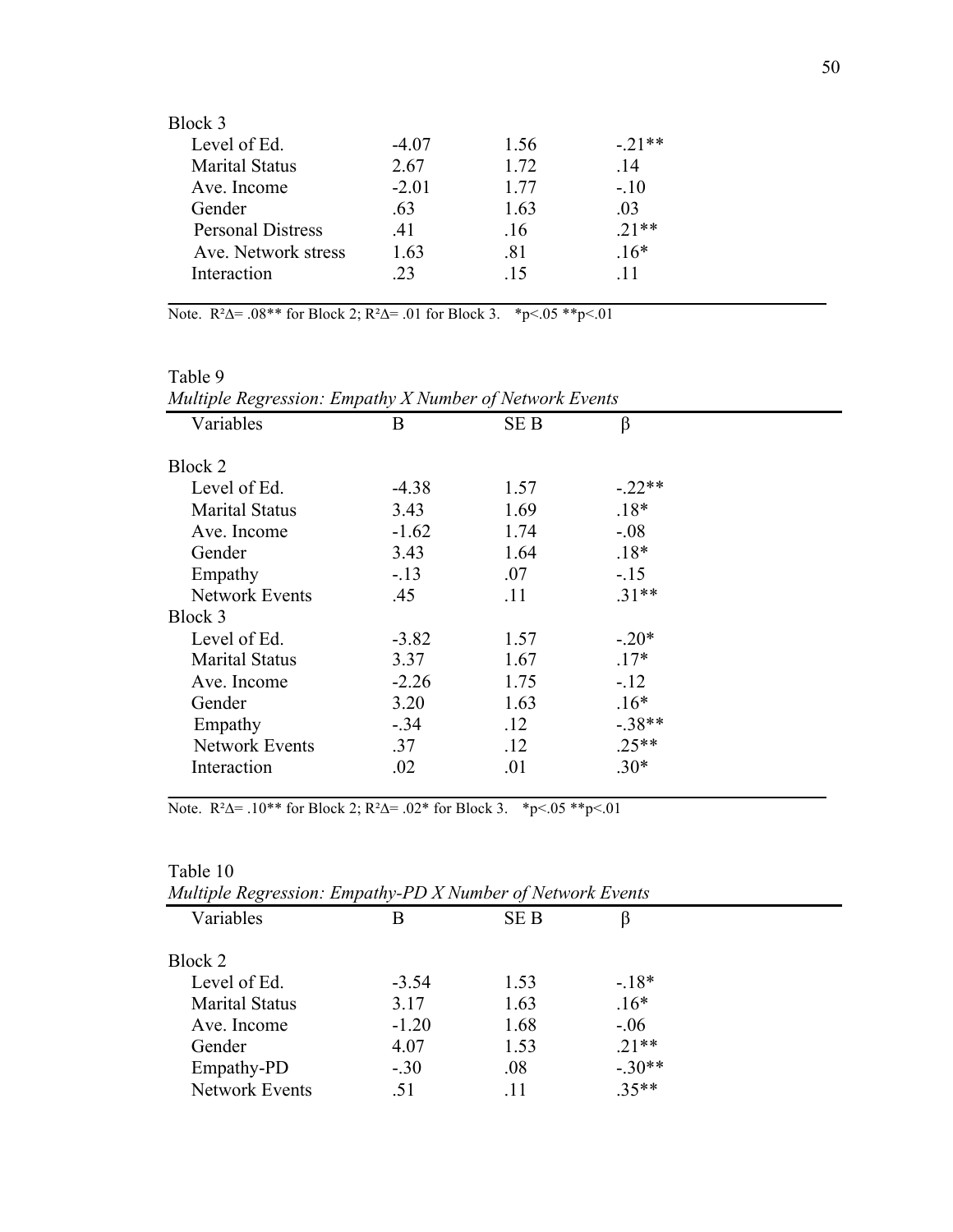| | | | |
|---|---|---|---|
| Block 3 | | | |
| Level of Ed. | -4.07 | 1.56 | -.21** |
| Marital Status | 2.67 | 1.72 | .14 |
| Ave. Income | -2.01 | 1.77 | -.10 |
| Gender | .63 | 1.63 | .03 |
| Personal Distress | .41 | .16 | .21** |
| Ave. Network stress | 1.63 | .81 | .16* |
| Interaction | .23 | .15 | .11 |

Note. $R^2\Delta = .08^{**}$ for Block 2; $R^2\Delta = .01$ for Block 3. $^{*}p<.05$ $^{**}p<.01$

Table 9

*Multiple Regression: Empathy X Number of Network Events*

| Variables | B | SE B | β |
|---|---|---|---|
| Block 2 | | | |
| Level of Ed. | -4.38 | 1.57 | -.22** |
| Marital Status | 3.43 | 1.69 | .18* |
| Ave. Income | -1.62 | 1.74 | -.08 |
| Gender | 3.43 | 1.64 | .18* |
| Empathy | -.13 | .07 | -.15 |
| Network Events | .45 | .11 | .31** |
| Block 3 | | | |
| Level of Ed. | -3.82 | 1.57 | -.20* |
| Marital Status | 3.37 | 1.67 | .17* |
| Ave. Income | -2.26 | 1.75 | -.12 |
| Gender | 3.20 | 1.63 | .16* |
| Empathy | -.34 | .12 | -.38** |
| Network Events | .37 | .12 | .25** |
| Interaction | .02 | .01 | .30* |

Note. $R^2\Delta = .10^{**}$ for Block 2; $R^2\Delta = .02^{*}$ for Block 3. $^{*}p<.05$ $^{**}p<.01$

Table 10

*Multiple Regression: Empathy-PD X Number of Network Events*

| Variables | B | SE B | β |
|---|---|---|---|
| Block 2 | | | |
| Level of Ed. | -3.54 | 1.53 | -.18* |
| Marital Status | 3.17 | 1.63 | .16* |
| Ave. Income | -1.20 | 1.68 | -.06 |
| Gender | 4.07 | 1.53 | .21** |
| Empathy-PD | -.30 | .08 | -.30** |
| Network Events | .51 | .11 | .35** |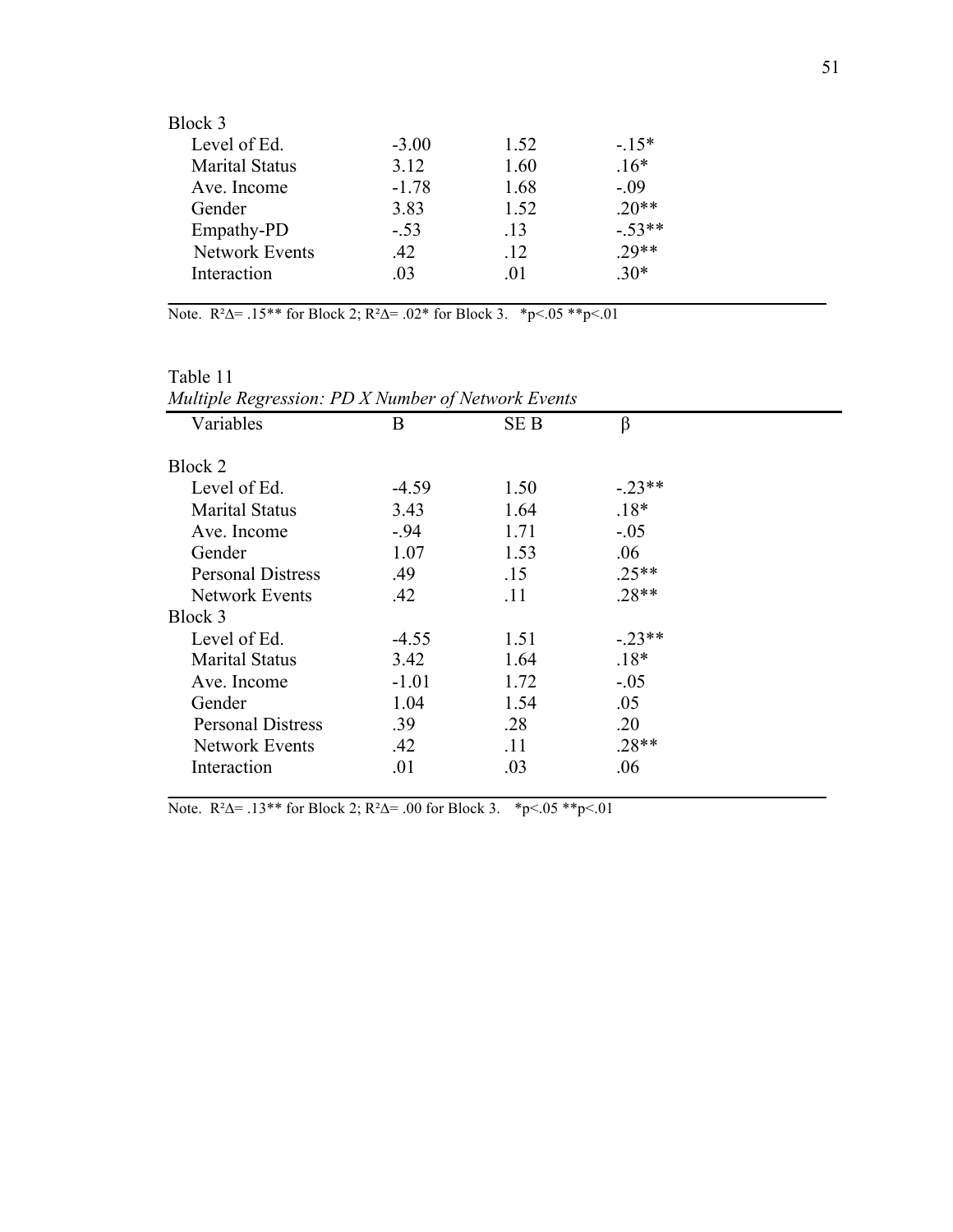| Block 3 | | | |
|---|---|---|---|
| Level of Ed. | -3.00 | 1.52 | -.15* |
| Marital Status | 3.12 | 1.60 | .16* |
| Ave. Income | -1.78 | 1.68 | -.09 |
| Gender | 3.83 | 1.52 | .20** |
| Empathy-PD | -.53 | .13 | -.53** |
| Network Events | .42 | .12 | .29** |
| Interaction | .03 | .01 | .30* |

Note. $R^2\Delta$= .15** for Block 2; $R^2\Delta$= .02* for Block 3. *p<.05 **p<.01

Table 11

*Multiple Regression: PD X Number of Network Events*

| Variables | B | SE B | β |
|---|---|---|---|
| Block 2 | | | |
| Level of Ed. | -4.59 | 1.50 | -.23** |
| Marital Status | 3.43 | 1.64 | .18* |
| Ave. Income | -.94 | 1.71 | -.05 |
| Gender | 1.07 | 1.53 | .06 |
| Personal Distress | .49 | .15 | .25** |
| Network Events | .42 | .11 | .28** |
| Block 3 | | | |
| Level of Ed. | -4.55 | 1.51 | -.23** |
| Marital Status | 3.42 | 1.64 | .18* |
| Ave. Income | -1.01 | 1.72 | -.05 |
| Gender | 1.04 | 1.54 | .05 |
| Personal Distress | .39 | .28 | .20 |
| Network Events | .42 | .11 | .28** |
| Interaction | .01 | .03 | .06 |

Note. $R^2\Delta$= .13** for Block 2; $R^2\Delta$= .00 for Block 3. *p<.05 **p<.01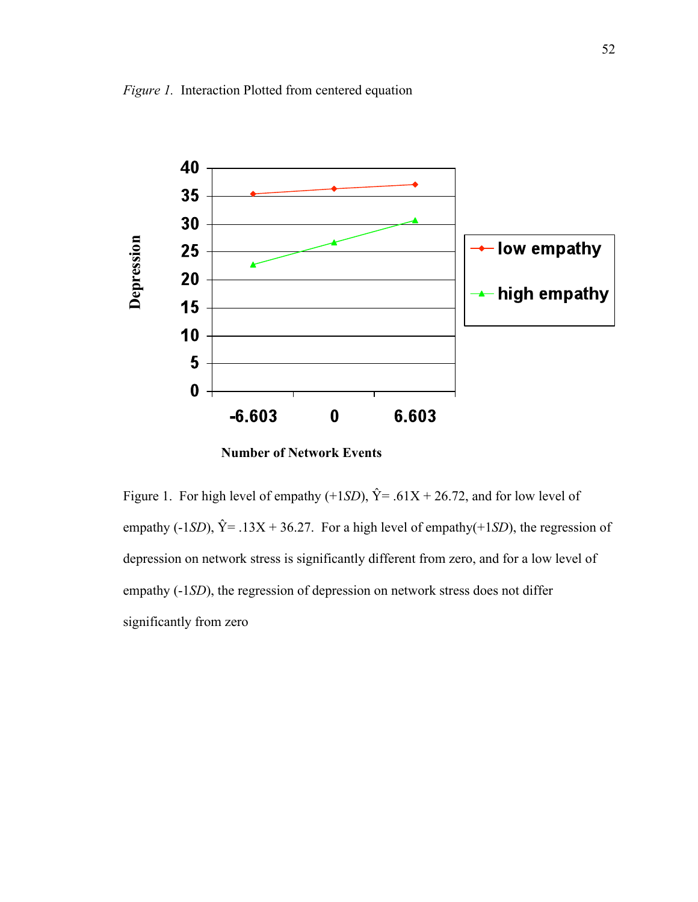*Figure 1.* Interaction Plotted from centered equation

Figure 1. For high level of empathy (+1*SD*), $\hat{Y} = .61X + 26.72$, and for low level of empathy (-1*SD*), $\hat{Y} = .13X + 36.27$. For a high level of empathy(+1*SD*), the regression of depression on network stress is significantly different from zero, and for a low level of empathy (-1*SD*), the regression of depression on network stress does not differ significantly from zero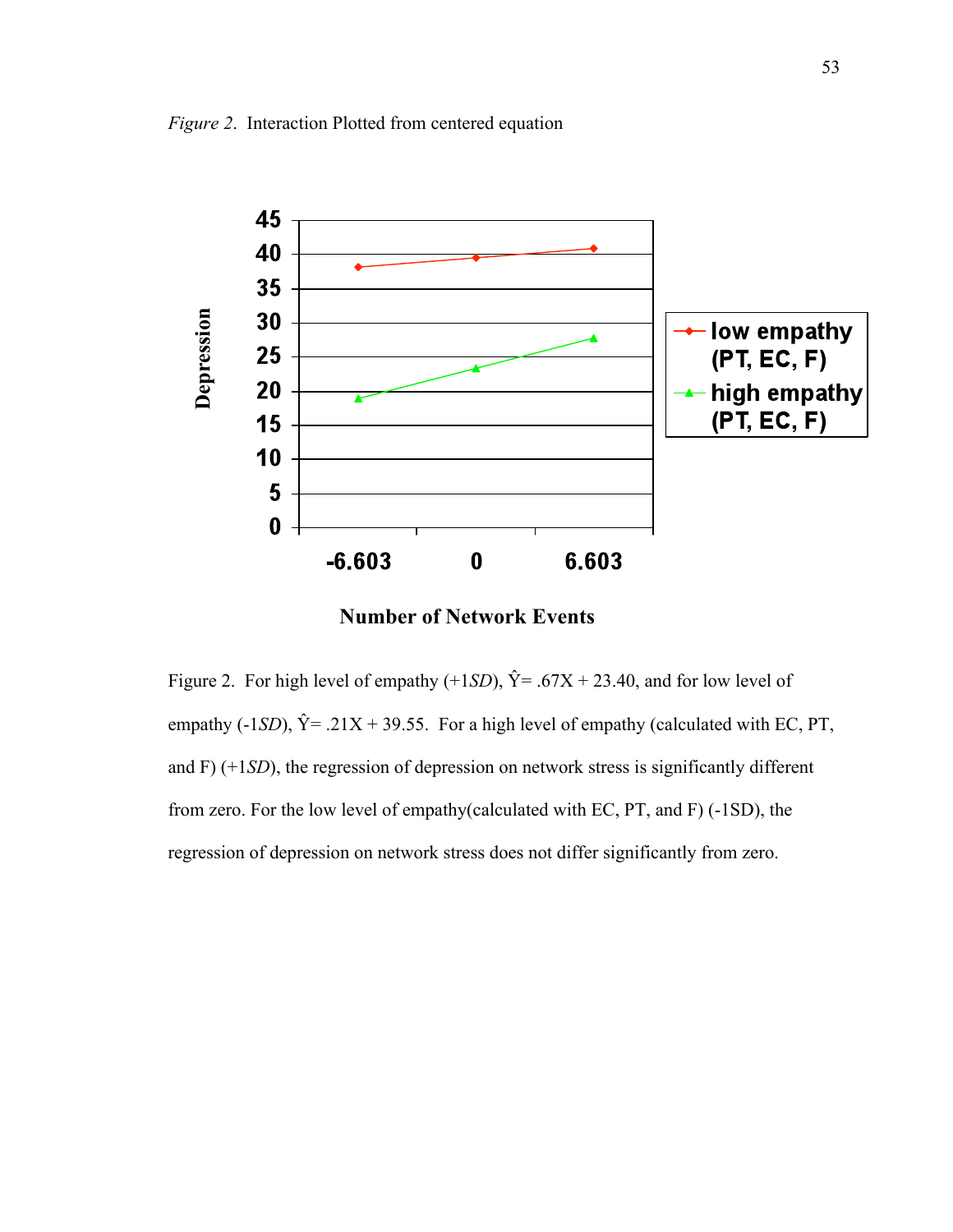*Figure 2*. Interaction Plotted from centered equation

45
40
35
30
25
20
15
10
5
0

Depression

-6.603
0
6.603

Number of Network Events

low empathy (PT, EC, F)
high empathy (PT, EC, F)

Figure 2. For high level of empathy (+1*SD*), $\hat{Y} = .67X + 23.40$, and for low level of empathy (-1*SD*), $\hat{Y} = .21X + 39.55$. For a high level of empathy (calculated with EC, PT, and F) (+1*SD*), the regression of depression on network stress is significantly different from zero. For the low level of empathy(calculated with EC, PT, and F) (-1SD), the regression of depression on network stress does not differ significantly from zero.